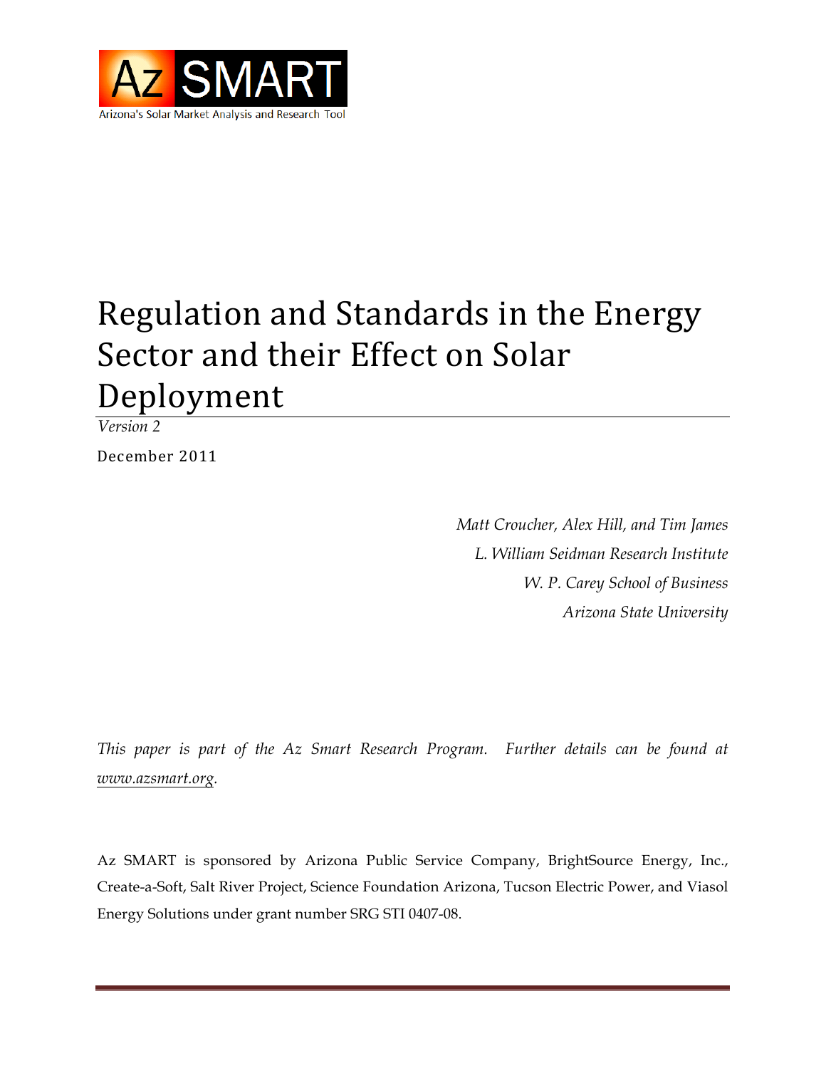Az SMART

Arizona's Solar Market Analysis and Research Tool

# Regulation and Standards in the Energy Sector and their Effect on Solar Deployment

*Version 2*

December 2011

*Matt Croucher, Alex Hill, and Tim James*

*L. William Seidman Research Institute*

*W. P. Carey School of Business*

*Arizona State University*

*This paper is part of the Az Smart Research Program. Further details can be found at www.azsmart.org.*

Az SMART is sponsored by Arizona Public Service Company, BrightSource Energy, Inc., Create-a-Soft, Salt River Project, Science Foundation Arizona, Tucson Electric Power, and Viasol Energy Solutions under grant number SRG STI 0407-08.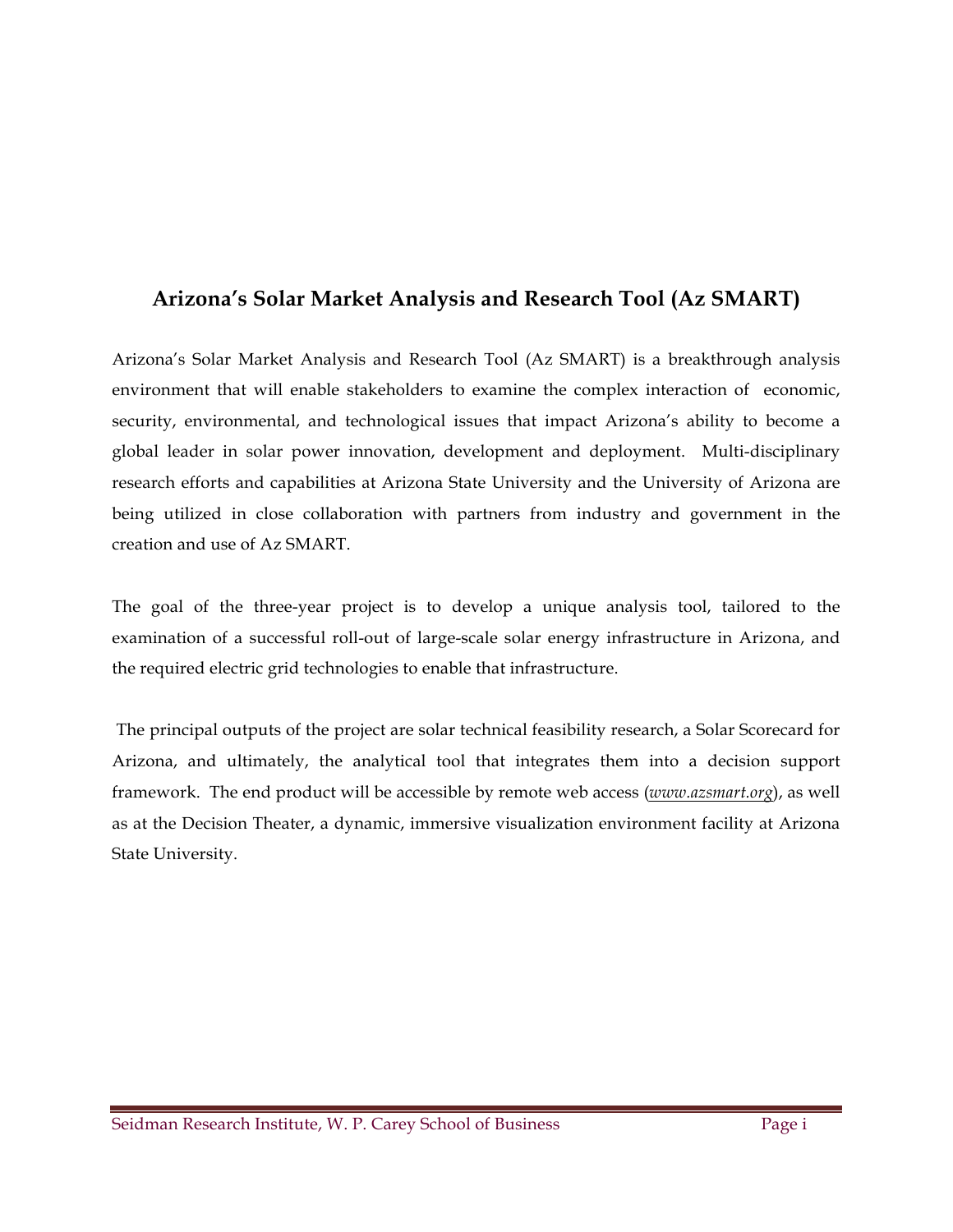# Arizona's Solar Market Analysis and Research Tool (Az SMART)

Arizona's Solar Market Analysis and Research Tool (Az SMART) is a breakthrough analysis environment that will enable stakeholders to examine the complex interaction of economic, security, environmental, and technological issues that impact Arizona's ability to become a global leader in solar power innovation, development and deployment. Multi-disciplinary research efforts and capabilities at Arizona State University and the University of Arizona are being utilized in close collaboration with partners from industry and government in the creation and use of Az SMART.

The goal of the three-year project is to develop a unique analysis tool, tailored to the examination of a successful roll-out of large-scale solar energy infrastructure in Arizona, and the required electric grid technologies to enable that infrastructure.

The principal outputs of the project are solar technical feasibility research, a Solar Scorecard for Arizona, and ultimately, the analytical tool that integrates them into a decision support framework. The end product will be accessible by remote web access (*www.azsmart.org*), as well as at the Decision Theater, a dynamic, immersive visualization environment facility at Arizona State University.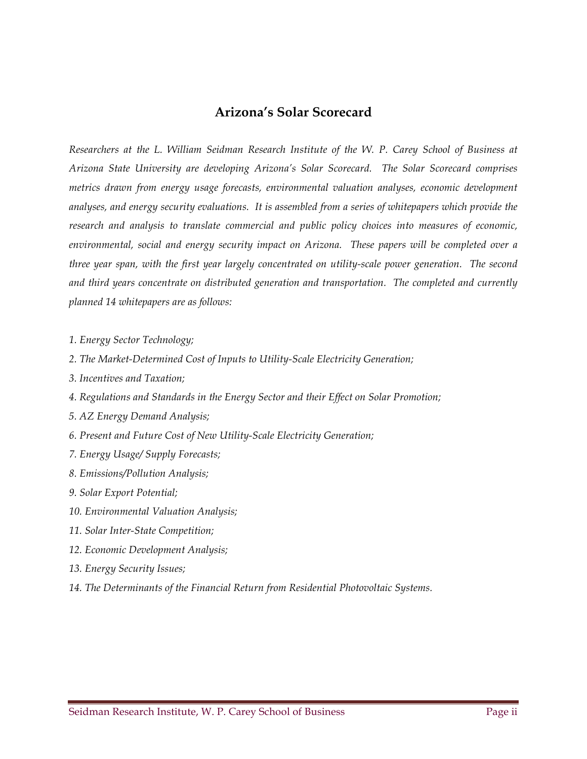## Arizona's Solar Scorecard

*Researchers at the L. William Seidman Research Institute of the W. P. Carey School of Business at Arizona State University are developing Arizona's Solar Scorecard. The Solar Scorecard comprises metrics drawn from energy usage forecasts, environmental valuation analyses, economic development analyses, and energy security evaluations. It is assembled from a series of whitepapers which provide the research and analysis to translate commercial and public policy choices into measures of economic, environmental, social and energy security impact on Arizona. These papers will be completed over a three year span, with the first year largely concentrated on utility-scale power generation. The second and third years concentrate on distributed generation and transportation. The completed and currently planned 14 whitepapers are as follows:*

*1. Energy Sector Technology;*

*2. The Market-Determined Cost of Inputs to Utility-Scale Electricity Generation;*

*3. Incentives and Taxation;*

*4. Regulations and Standards in the Energy Sector and their Effect on Solar Promotion;*

*5. AZ Energy Demand Analysis;*

*6. Present and Future Cost of New Utility-Scale Electricity Generation;*

*7. Energy Usage/ Supply Forecasts;*

*8. Emissions/Pollution Analysis;*

*9. Solar Export Potential;*

*10. Environmental Valuation Analysis;*

*11. Solar Inter-State Competition;*

*12. Economic Development Analysis;*

*13. Energy Security Issues;*

*14. The Determinants of the Financial Return from Residential Photovoltaic Systems.*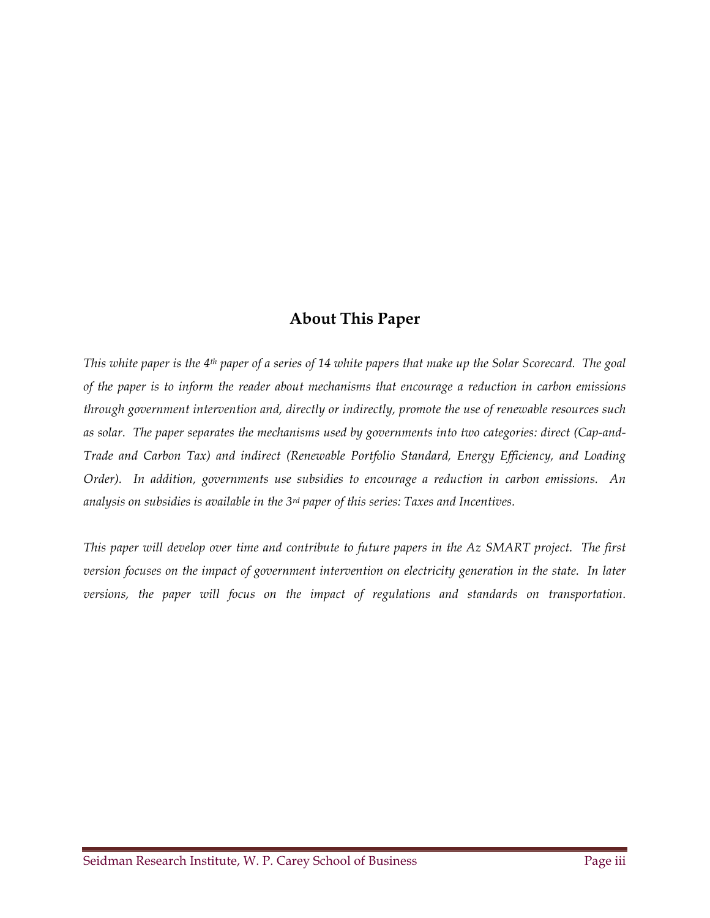## About This Paper

*This white paper is the 4th paper of a series of 14 white papers that make up the Solar Scorecard. The goal of the paper is to inform the reader about mechanisms that encourage a reduction in carbon emissions through government intervention and, directly or indirectly, promote the use of renewable resources such as solar. The paper separates the mechanisms used by governments into two categories: direct (Cap-and-Trade and Carbon Tax) and indirect (Renewable Portfolio Standard, Energy Efficiency, and Loading Order). In addition, governments use subsidies to encourage a reduction in carbon emissions. An analysis on subsidies is available in the 3rd paper of this series: Taxes and Incentives.*

*This paper will develop over time and contribute to future papers in the Az SMART project. The first version focuses on the impact of government intervention on electricity generation in the state. In later versions, the paper will focus on the impact of regulations and standards on transportation.*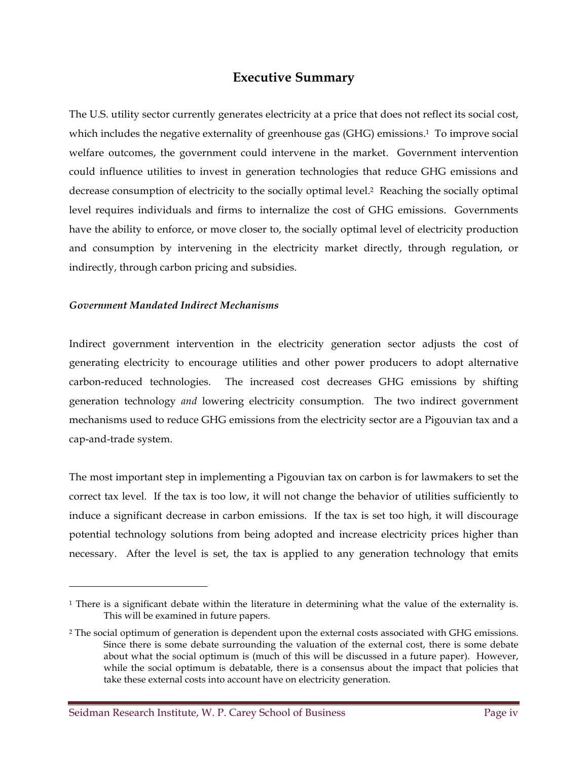## Executive Summary

The U.S. utility sector currently generates electricity at a price that does not reflect its social cost, which includes the negative externality of greenhouse gas (GHG) emissions.[1] To improve social welfare outcomes, the government could intervene in the market. Government intervention could influence utilities to invest in generation technologies that reduce GHG emissions and decrease consumption of electricity to the socially optimal level.[2] Reaching the socially optimal level requires individuals and firms to internalize the cost of GHG emissions. Governments have the ability to enforce, or move closer to, the socially optimal level of electricity production and consumption by intervening in the electricity market directly, through regulation, or indirectly, through carbon pricing and subsidies.

***Government Mandated Indirect Mechanisms***

Indirect government intervention in the electricity generation sector adjusts the cost of generating electricity to encourage utilities and other power producers to adopt alternative carbon-reduced technologies. The increased cost decreases GHG emissions by shifting generation technology *and* lowering electricity consumption. The two indirect government mechanisms used to reduce GHG emissions from the electricity sector are a Pigouvian tax and a cap-and-trade system.

The most important step in implementing a Pigouvian tax on carbon is for lawmakers to set the correct tax level. If the tax is too low, it will not change the behavior of utilities sufficiently to induce a significant decrease in carbon emissions. If the tax is set too high, it will discourage potential technology solutions from being adopted and increase electricity prices higher than necessary. After the level is set, the tax is applied to any generation technology that emits

---

[1] There is a significant debate within the literature in determining what the value of the externality is. This will be examined in future papers.

[2] The social optimum of generation is dependent upon the external costs associated with GHG emissions. Since there is some debate surrounding the valuation of the external cost, there is some debate about what the social optimum is (much of this will be discussed in a future paper). However, while the social optimum is debatable, there is a consensus about the impact that policies that take these external costs into account have on electricity generation.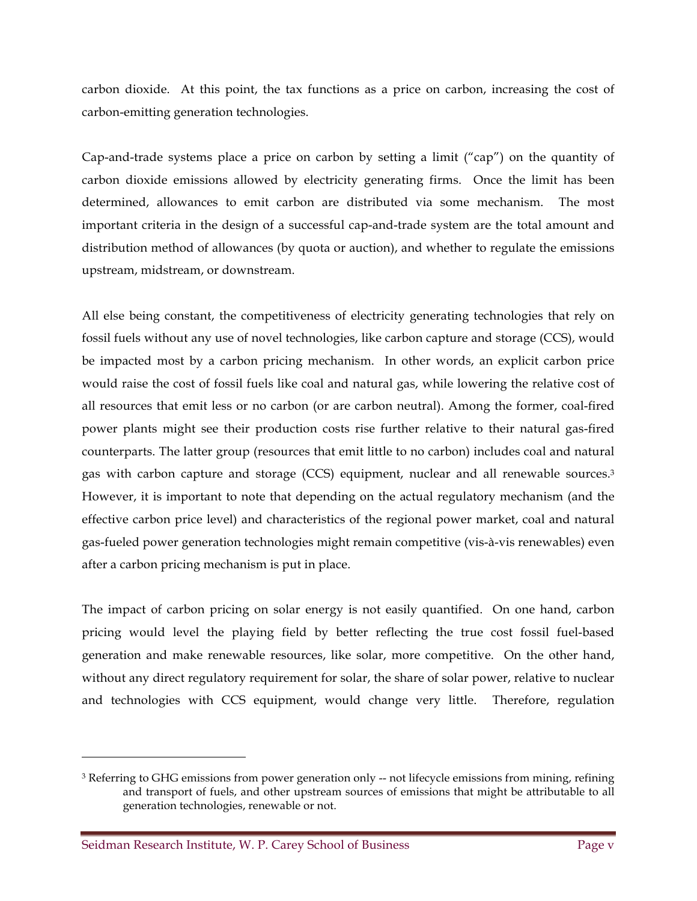carbon dioxide. At this point, the tax functions as a price on carbon, increasing the cost of carbon-emitting generation technologies.

Cap-and-trade systems place a price on carbon by setting a limit ("cap") on the quantity of carbon dioxide emissions allowed by electricity generating firms. Once the limit has been determined, allowances to emit carbon are distributed via some mechanism. The most important criteria in the design of a successful cap-and-trade system are the total amount and distribution method of allowances (by quota or auction), and whether to regulate the emissions upstream, midstream, or downstream.

All else being constant, the competitiveness of electricity generating technologies that rely on fossil fuels without any use of novel technologies, like carbon capture and storage (CCS), would be impacted most by a carbon pricing mechanism. In other words, an explicit carbon price would raise the cost of fossil fuels like coal and natural gas, while lowering the relative cost of all resources that emit less or no carbon (or are carbon neutral). Among the former, coal-fired power plants might see their production costs rise further relative to their natural gas-fired counterparts. The latter group (resources that emit little to no carbon) includes coal and natural gas with carbon capture and storage (CCS) equipment, nuclear and all renewable sources.[3] However, it is important to note that depending on the actual regulatory mechanism (and the effective carbon price level) and characteristics of the regional power market, coal and natural gas-fueled power generation technologies might remain competitive (vis-à-vis renewables) even after a carbon pricing mechanism is put in place.

The impact of carbon pricing on solar energy is not easily quantified. On one hand, carbon pricing would level the playing field by better reflecting the true cost fossil fuel-based generation and make renewable resources, like solar, more competitive. On the other hand, without any direct regulatory requirement for solar, the share of solar power, relative to nuclear and technologies with CCS equipment, would change very little. Therefore, regulation

[3] Referring to GHG emissions from power generation only -- not lifecycle emissions from mining, refining and transport of fuels, and other upstream sources of emissions that might be attributable to all generation technologies, renewable or not.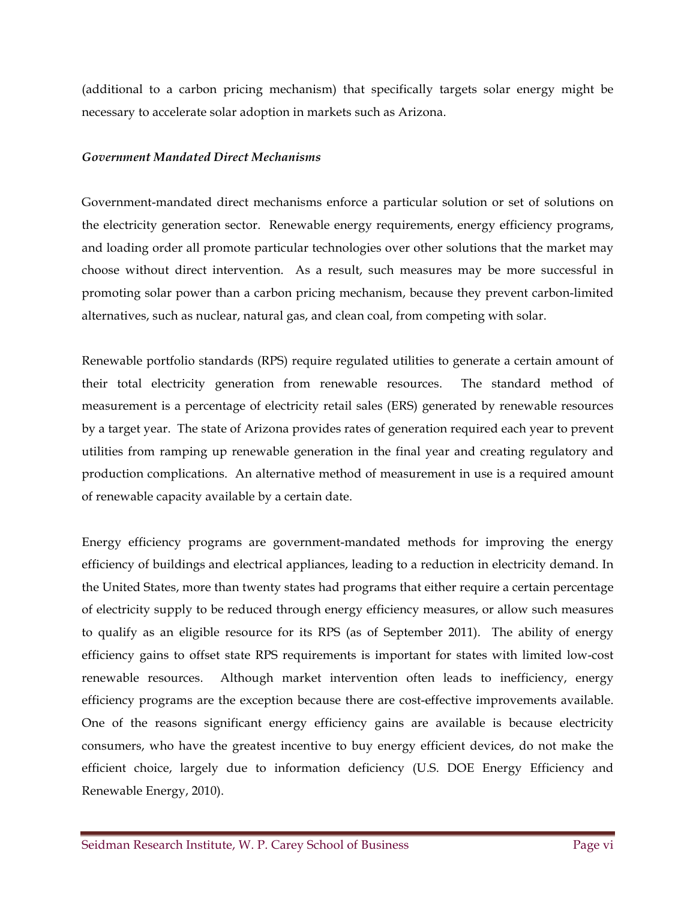(additional to a carbon pricing mechanism) that specifically targets solar energy might be necessary to accelerate solar adoption in markets such as Arizona.

***Government Mandated Direct Mechanisms***

Government-mandated direct mechanisms enforce a particular solution or set of solutions on the electricity generation sector. Renewable energy requirements, energy efficiency programs, and loading order all promote particular technologies over other solutions that the market may choose without direct intervention. As a result, such measures may be more successful in promoting solar power than a carbon pricing mechanism, because they prevent carbon-limited alternatives, such as nuclear, natural gas, and clean coal, from competing with solar.

Renewable portfolio standards (RPS) require regulated utilities to generate a certain amount of their total electricity generation from renewable resources. The standard method of measurement is a percentage of electricity retail sales (ERS) generated by renewable resources by a target year. The state of Arizona provides rates of generation required each year to prevent utilities from ramping up renewable generation in the final year and creating regulatory and production complications. An alternative method of measurement in use is a required amount of renewable capacity available by a certain date.

Energy efficiency programs are government-mandated methods for improving the energy efficiency of buildings and electrical appliances, leading to a reduction in electricity demand. In the United States, more than twenty states had programs that either require a certain percentage of electricity supply to be reduced through energy efficiency measures, or allow such measures to qualify as an eligible resource for its RPS (as of September 2011). The ability of energy efficiency gains to offset state RPS requirements is important for states with limited low-cost renewable resources. Although market intervention often leads to inefficiency, energy efficiency programs are the exception because there are cost-effective improvements available. One of the reasons significant energy efficiency gains are available is because electricity consumers, who have the greatest incentive to buy energy efficient devices, do not make the efficient choice, largely due to information deficiency (U.S. DOE Energy Efficiency and Renewable Energy, 2010).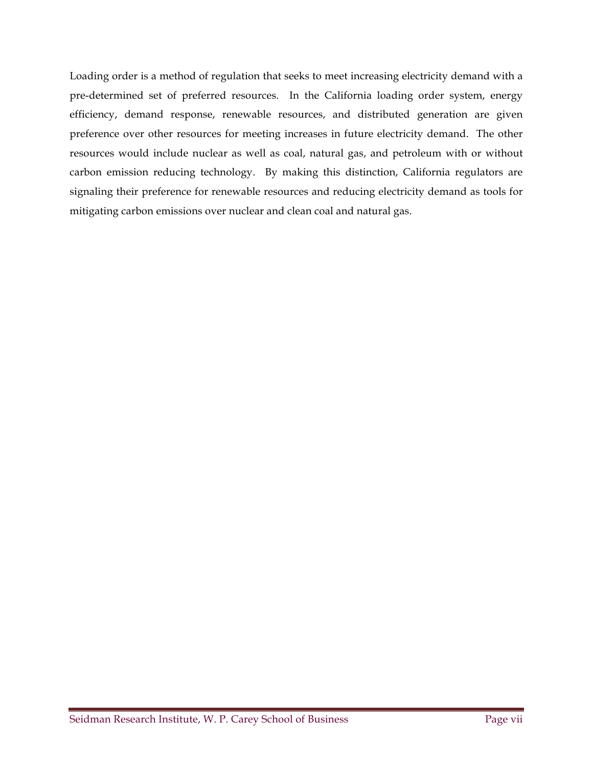Loading order is a method of regulation that seeks to meet increasing electricity demand with a pre-determined set of preferred resources. In the California loading order system, energy efficiency, demand response, renewable resources, and distributed generation are given preference over other resources for meeting increases in future electricity demand. The other resources would include nuclear as well as coal, natural gas, and petroleum with or without carbon emission reducing technology. By making this distinction, California regulators are signaling their preference for renewable resources and reducing electricity demand as tools for mitigating carbon emissions over nuclear and clean coal and natural gas.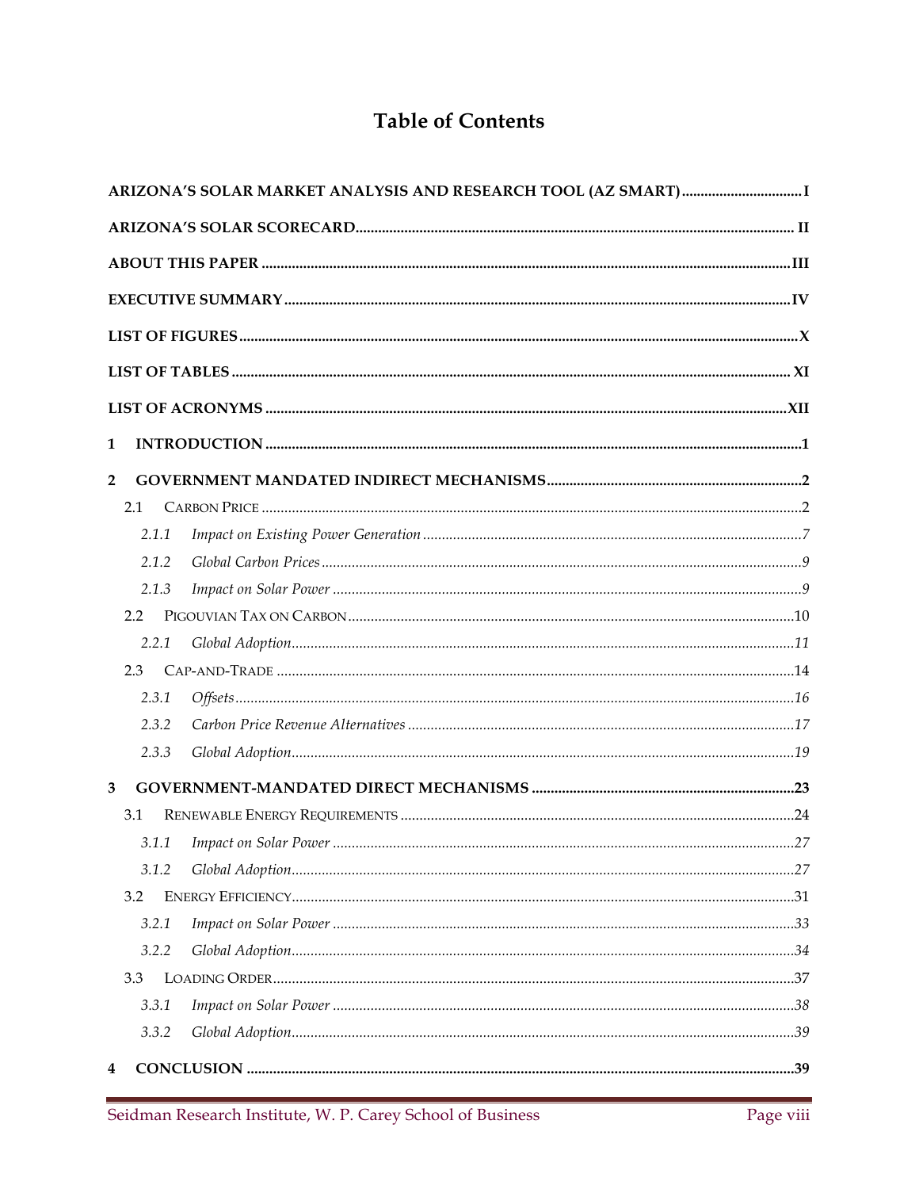# Table of Contents

**ARIZONA'S SOLAR MARKET ANALYSIS AND RESEARCH TOOL (AZ SMART)** ................................ I

**ARIZONA'S SOLAR SCORECARD** ................................ II

**ABOUT THIS PAPER** ................................ III

**EXECUTIVE SUMMARY** ................................ IV

**LIST OF FIGURES** ................................ X

**LIST OF TABLES** ................................ XI

**LIST OF ACRONYMS** ................................ XII

**1 INTRODUCTION** ................................ 1

**2 GOVERNMENT MANDATED INDIRECT MECHANISMS** ................................ 2

- 2.1 CARBON PRICE ................................ 2
  - 2.1.1 *Impact on Existing Power Generation* ................................ 7
  - 2.1.2 *Global Carbon Prices* ................................ 9
  - 2.1.3 *Impact on Solar Power* ................................ 9
- 2.2 PIGOUVIAN TAX ON CARBON ................................ 10
  - 2.2.1 *Global Adoption* ................................ 11
- 2.3 CAP-AND-TRADE ................................ 14
  - 2.3.1 *Offsets* ................................ 16
  - 2.3.2 *Carbon Price Revenue Alternatives* ................................ 17
  - 2.3.3 *Global Adoption* ................................ 19

**3 GOVERNMENT-MANDATED DIRECT MECHANISMS** ................................ 23

- 3.1 RENEWABLE ENERGY REQUIREMENTS ................................ 24
  - 3.1.1 *Impact on Solar Power* ................................ 27
  - 3.1.2 *Global Adoption* ................................ 27
- 3.2 ENERGY EFFICIENCY ................................ 31
  - 3.2.1 *Impact on Solar Power* ................................ 33
  - 3.2.2 *Global Adoption* ................................ 34
- 3.3 LOADING ORDER ................................ 37
  - 3.3.1 *Impact on Solar Power* ................................ 38
  - 3.3.2 *Global Adoption* ................................ 39

**4 CONCLUSION** ................................ 39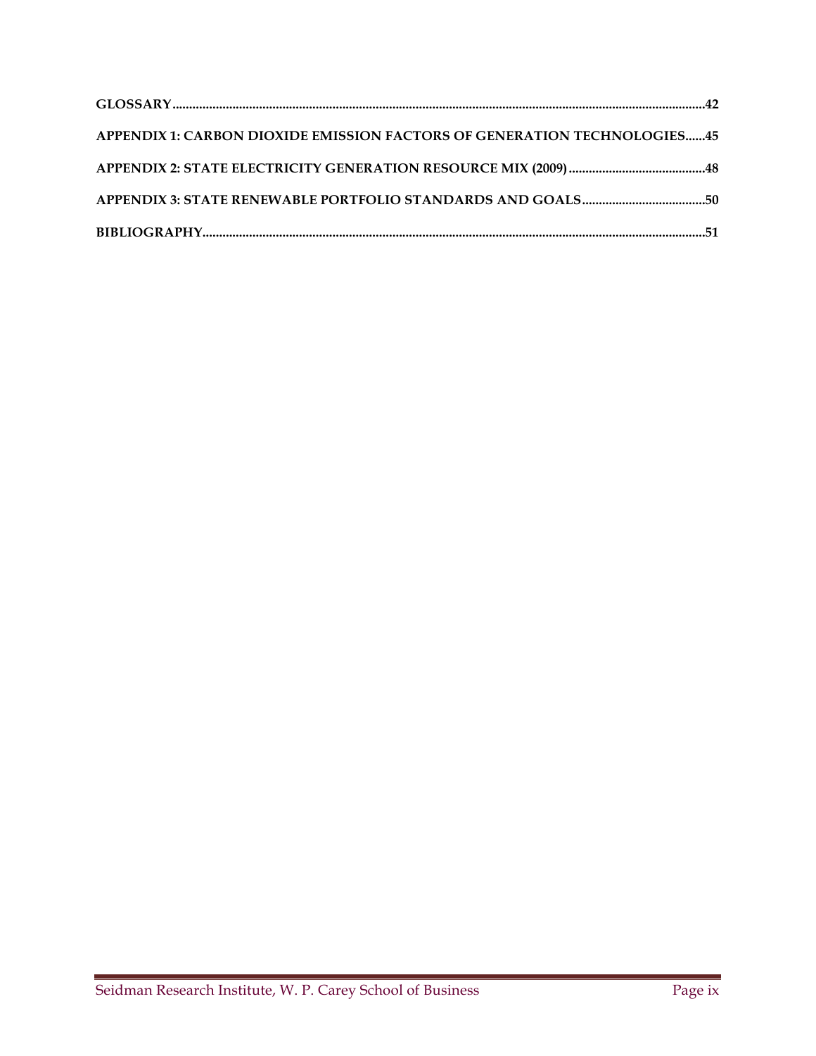**GLOSSARY......................................................................................................................................................42**

**APPENDIX 1: CARBON DIOXIDE EMISSION FACTORS OF GENERATION TECHNOLOGIES......45**

**APPENDIX 2: STATE ELECTRICITY GENERATION RESOURCE MIX (2009)..........................................48**

**APPENDIX 3: STATE RENEWABLE PORTFOLIO STANDARDS AND GOALS.....................................50**

**BIBLIOGRAPHY.............................................................................................................................................51**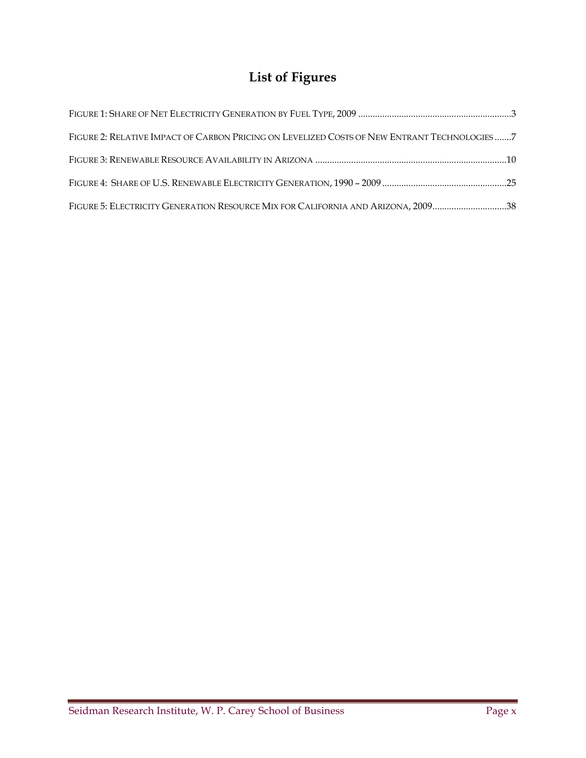# List of Figures

FIGURE 1: SHARE OF NET ELECTRICITY GENERATION BY FUEL TYPE, 2009 ..............................................................3

FIGURE 2: RELATIVE IMPACT OF CARBON PRICING ON LEVELIZED COSTS OF NEW ENTRANT TECHNOLOGIES .......7

FIGURE 3: RENEWABLE RESOURCE AVAILABILITY IN ARIZONA ...............................................................................10

FIGURE 4: SHARE OF U.S. RENEWABLE ELECTRICITY GENERATION, 1990 – 2009 ...................................................25

FIGURE 5: ELECTRICITY GENERATION RESOURCE MIX FOR CALIFORNIA AND ARIZONA, 2009...............................38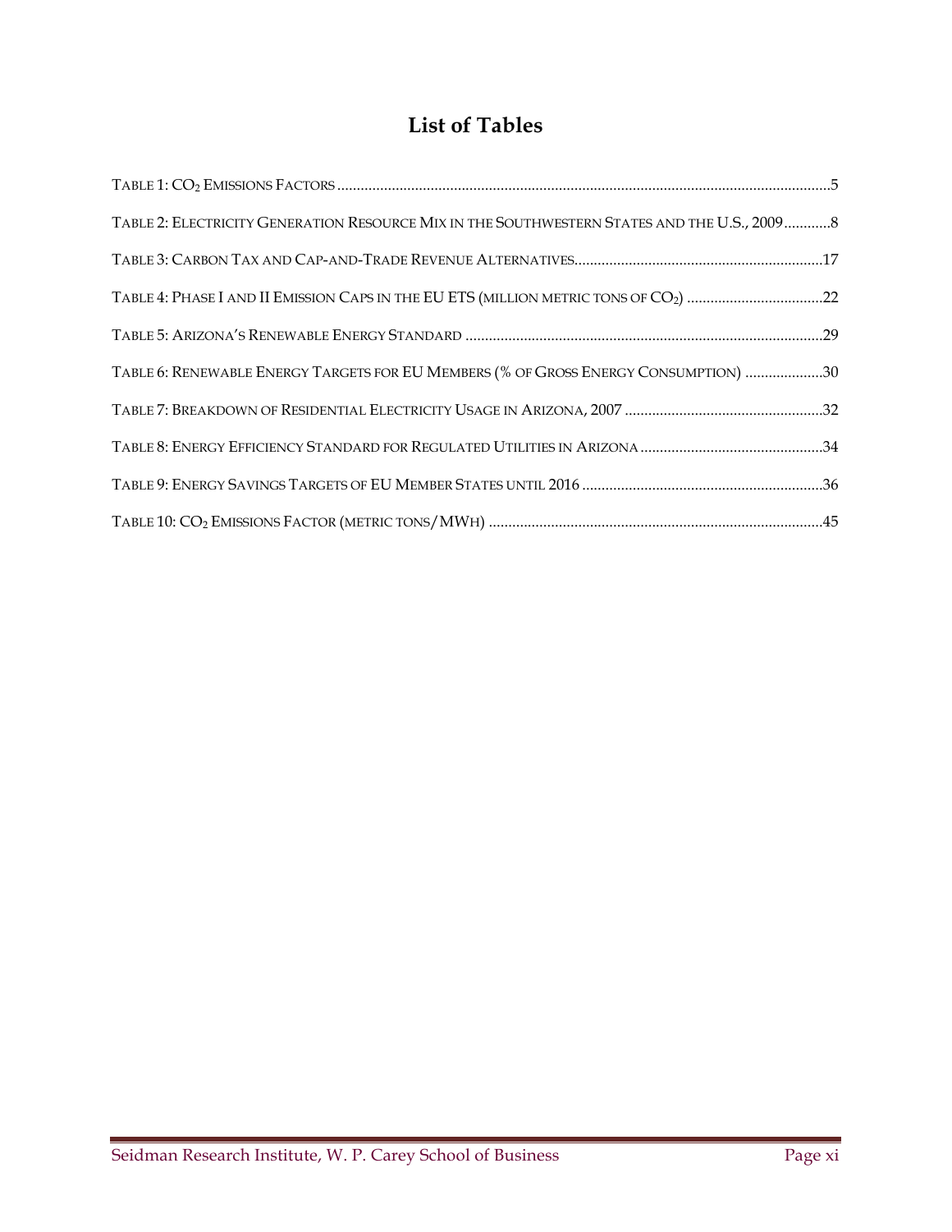# List of Tables

Table 1: $CO_2$ Emissions Factors .......... 5

Table 2: Electricity Generation Resource Mix in the Southwestern States and the U.S., 2009 .......... 8

Table 3: Carbon Tax and Cap-and-Trade Revenue Alternatives .......... 17

Table 4: Phase I and II Emission Caps in the EU ETS (million metric tons of $CO_2$) .......... 22

Table 5: Arizona's Renewable Energy Standard .......... 29

Table 6: Renewable Energy Targets for EU Members (% of Gross Energy Consumption) .......... 30

Table 7: Breakdown of Residential Electricity Usage in Arizona, 2007 .......... 32

Table 8: Energy Efficiency Standard for Regulated Utilities in Arizona .......... 34

Table 9: Energy Savings Targets of EU Member States until 2016 .......... 36

Table 10: $CO_2$ Emissions Factor (metric tons/MWh) .......... 45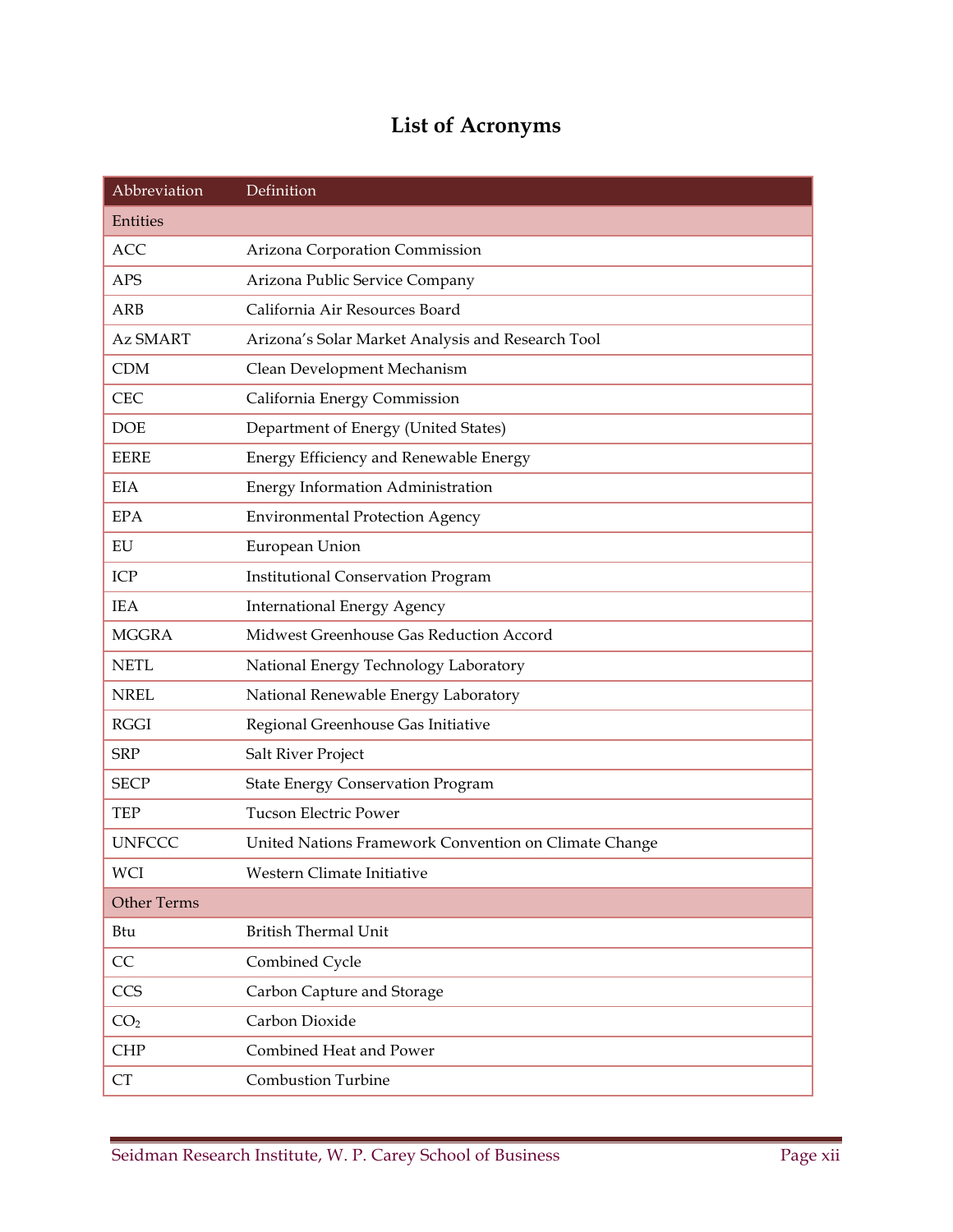# List of Acronyms

| Abbreviation | Definition |
| --- | --- |
| Entities | |
| ACC | Arizona Corporation Commission |
| APS | Arizona Public Service Company |
| ARB | California Air Resources Board |
| Az SMART | Arizona's Solar Market Analysis and Research Tool |
| CDM | Clean Development Mechanism |
| CEC | California Energy Commission |
| DOE | Department of Energy (United States) |
| EERE | Energy Efficiency and Renewable Energy |
| EIA | Energy Information Administration |
| EPA | Environmental Protection Agency |
| EU | European Union |
| ICP | Institutional Conservation Program |
| IEA | International Energy Agency |
| MGGRA | Midwest Greenhouse Gas Reduction Accord |
| NETL | National Energy Technology Laboratory |
| NREL | National Renewable Energy Laboratory |
| RGGI | Regional Greenhouse Gas Initiative |
| SRP | Salt River Project |
| SECP | State Energy Conservation Program |
| TEP | Tucson Electric Power |
| UNFCCC | United Nations Framework Convention on Climate Change |
| WCI | Western Climate Initiative |
| Other Terms | |
| Btu | British Thermal Unit |
| CC | Combined Cycle |
| CCS | Carbon Capture and Storage |
| $CO_2$ | Carbon Dioxide |
| CHP | Combined Heat and Power |
| CT | Combustion Turbine |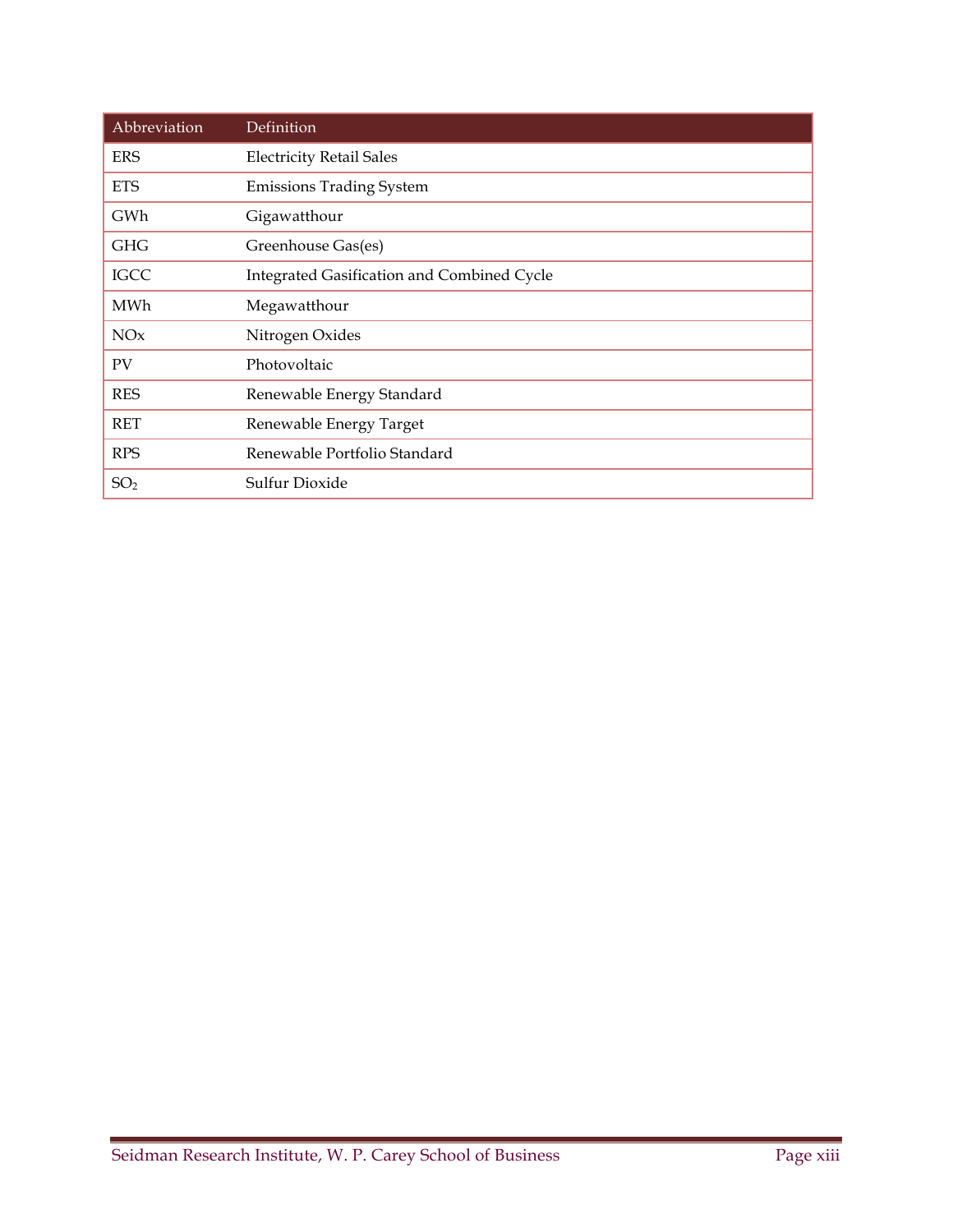| Abbreviation | Definition |
|---|---|
| ERS | Electricity Retail Sales |
| ETS | Emissions Trading System |
| GWh | Gigawatthour |
| GHG | Greenhouse Gas(es) |
| IGCC | Integrated Gasification and Combined Cycle |
| MWh | Megawatthour |
| NOx | Nitrogen Oxides |
| PV | Photovoltaic |
| RES | Renewable Energy Standard |
| RET | Renewable Energy Target |
| RPS | Renewable Portfolio Standard |
| $SO_2$ | Sulfur Dioxide |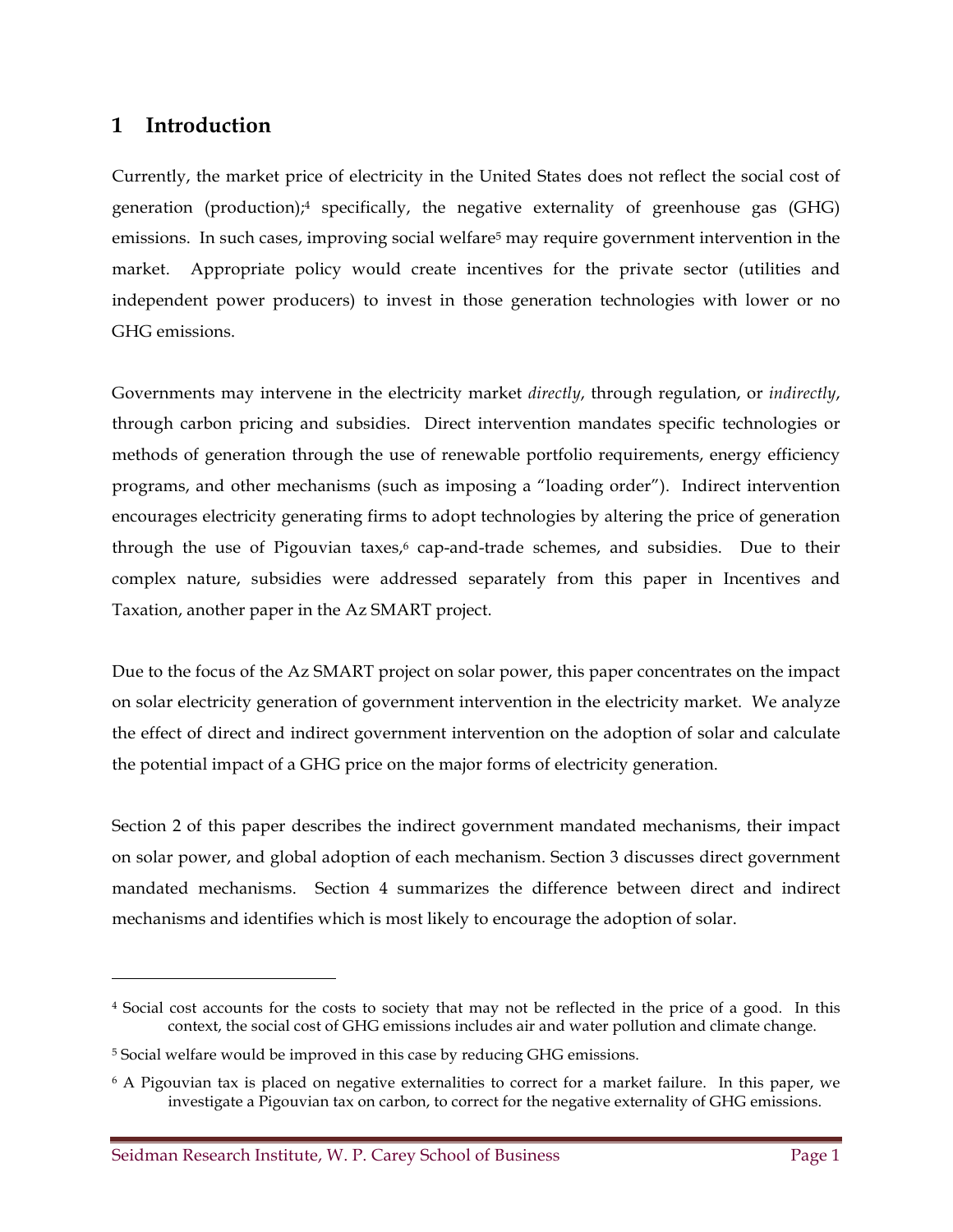# 1 Introduction

Currently, the market price of electricity in the United States does not reflect the social cost of generation (production);[4] specifically, the negative externality of greenhouse gas (GHG) emissions. In such cases, improving social welfare[5] may require government intervention in the market. Appropriate policy would create incentives for the private sector (utilities and independent power producers) to invest in those generation technologies with lower or no GHG emissions.

Governments may intervene in the electricity market *directly*, through regulation, or *indirectly*, through carbon pricing and subsidies. Direct intervention mandates specific technologies or methods of generation through the use of renewable portfolio requirements, energy efficiency programs, and other mechanisms (such as imposing a "loading order"). Indirect intervention encourages electricity generating firms to adopt technologies by altering the price of generation through the use of Pigouvian taxes,[6] cap-and-trade schemes, and subsidies. Due to their complex nature, subsidies were addressed separately from this paper in Incentives and Taxation, another paper in the Az SMART project.

Due to the focus of the Az SMART project on solar power, this paper concentrates on the impact on solar electricity generation of government intervention in the electricity market. We analyze the effect of direct and indirect government intervention on the adoption of solar and calculate the potential impact of a GHG price on the major forms of electricity generation.

Section 2 of this paper describes the indirect government mandated mechanisms, their impact on solar power, and global adoption of each mechanism. Section 3 discusses direct government mandated mechanisms. Section 4 summarizes the difference between direct and indirect mechanisms and identifies which is most likely to encourage the adoption of solar.

---

[4] Social cost accounts for the costs to society that may not be reflected in the price of a good. In this context, the social cost of GHG emissions includes air and water pollution and climate change.

[5] Social welfare would be improved in this case by reducing GHG emissions.

[6] A Pigouvian tax is placed on negative externalities to correct for a market failure. In this paper, we investigate a Pigouvian tax on carbon, to correct for the negative externality of GHG emissions.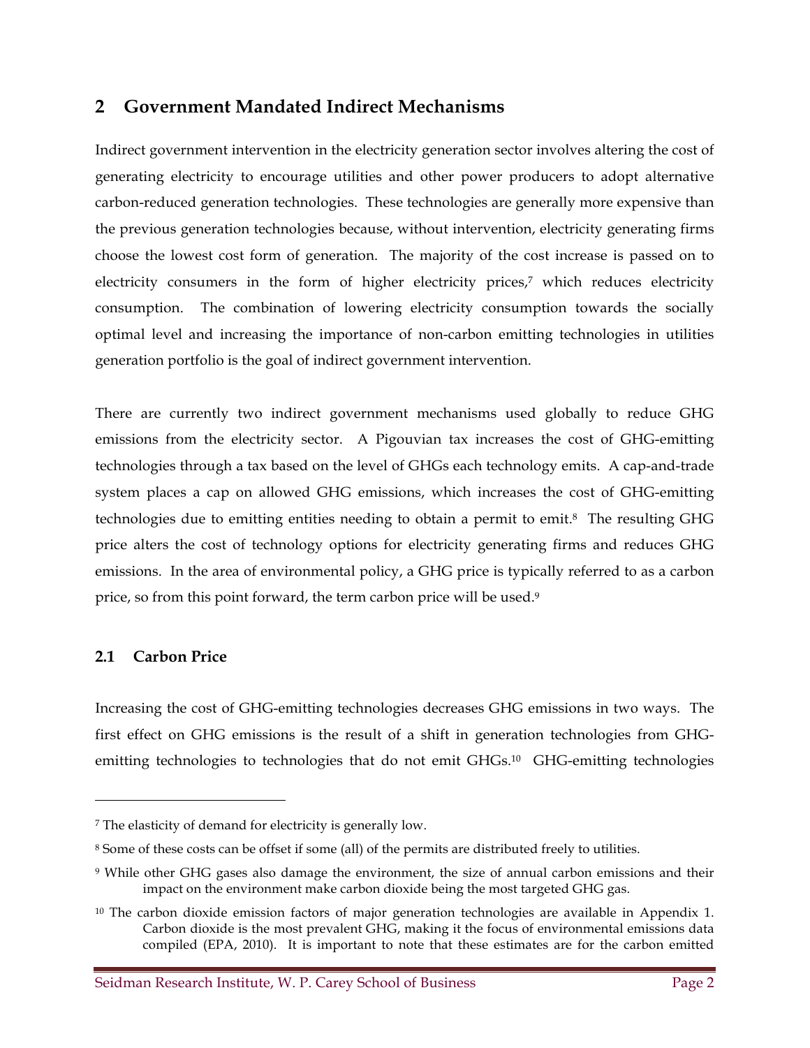## 2 Government Mandated Indirect Mechanisms

Indirect government intervention in the electricity generation sector involves altering the cost of generating electricity to encourage utilities and other power producers to adopt alternative carbon-reduced generation technologies. These technologies are generally more expensive than the previous generation technologies because, without intervention, electricity generating firms choose the lowest cost form of generation. The majority of the cost increase is passed on to electricity consumers in the form of higher electricity prices,[7] which reduces electricity consumption. The combination of lowering electricity consumption towards the socially optimal level and increasing the importance of non-carbon emitting technologies in utilities generation portfolio is the goal of indirect government intervention.

There are currently two indirect government mechanisms used globally to reduce GHG emissions from the electricity sector. A Pigouvian tax increases the cost of GHG-emitting technologies through a tax based on the level of GHGs each technology emits. A cap-and-trade system places a cap on allowed GHG emissions, which increases the cost of GHG-emitting technologies due to emitting entities needing to obtain a permit to emit.[8] The resulting GHG price alters the cost of technology options for electricity generating firms and reduces GHG emissions. In the area of environmental policy, a GHG price is typically referred to as a carbon price, so from this point forward, the term carbon price will be used.[9]

### 2.1 Carbon Price

Increasing the cost of GHG-emitting technologies decreases GHG emissions in two ways. The first effect on GHG emissions is the result of a shift in generation technologies from GHG-emitting technologies to technologies that do not emit GHGs.[10] GHG-emitting technologies

---

[7] The elasticity of demand for electricity is generally low.

[8] Some of these costs can be offset if some (all) of the permits are distributed freely to utilities.

[9] While other GHG gases also damage the environment, the size of annual carbon emissions and their impact on the environment make carbon dioxide being the most targeted GHG gas.

[10] The carbon dioxide emission factors of major generation technologies are available in Appendix 1. Carbon dioxide is the most prevalent GHG, making it the focus of environmental emissions data compiled (EPA, 2010). It is important to note that these estimates are for the carbon emitted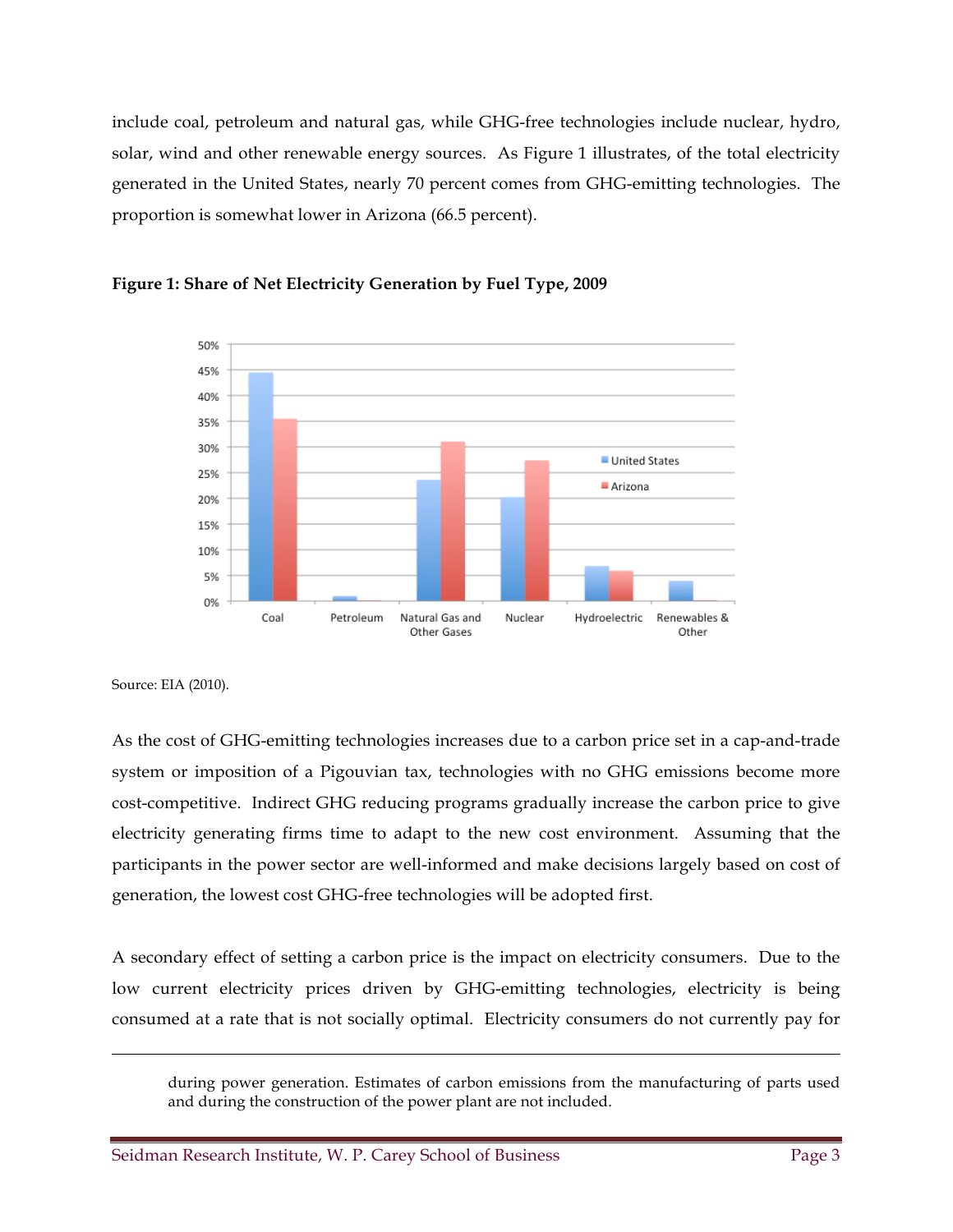include coal, petroleum and natural gas, while GHG-free technologies include nuclear, hydro, solar, wind and other renewable energy sources. As Figure 1 illustrates, of the total electricity generated in the United States, nearly 70 percent comes from GHG-emitting technologies. The proportion is somewhat lower in Arizona (66.5 percent).

**Figure 1: Share of Net Electricity Generation by Fuel Type, 2009**

Source: EIA (2010).

As the cost of GHG-emitting technologies increases due to a carbon price set in a cap-and-trade system or imposition of a Pigouvian tax, technologies with no GHG emissions become more cost-competitive. Indirect GHG reducing programs gradually increase the carbon price to give electricity generating firms time to adapt to the new cost environment. Assuming that the participants in the power sector are well-informed and make decisions largely based on cost of generation, the lowest cost GHG-free technologies will be adopted first.

A secondary effect of setting a carbon price is the impact on electricity consumers. Due to the low current electricity prices driven by GHG-emitting technologies, electricity is being consumed at a rate that is not socially optimal. Electricity consumers do not currently pay for

---

during power generation. Estimates of carbon emissions from the manufacturing of parts used and during the construction of the power plant are not included.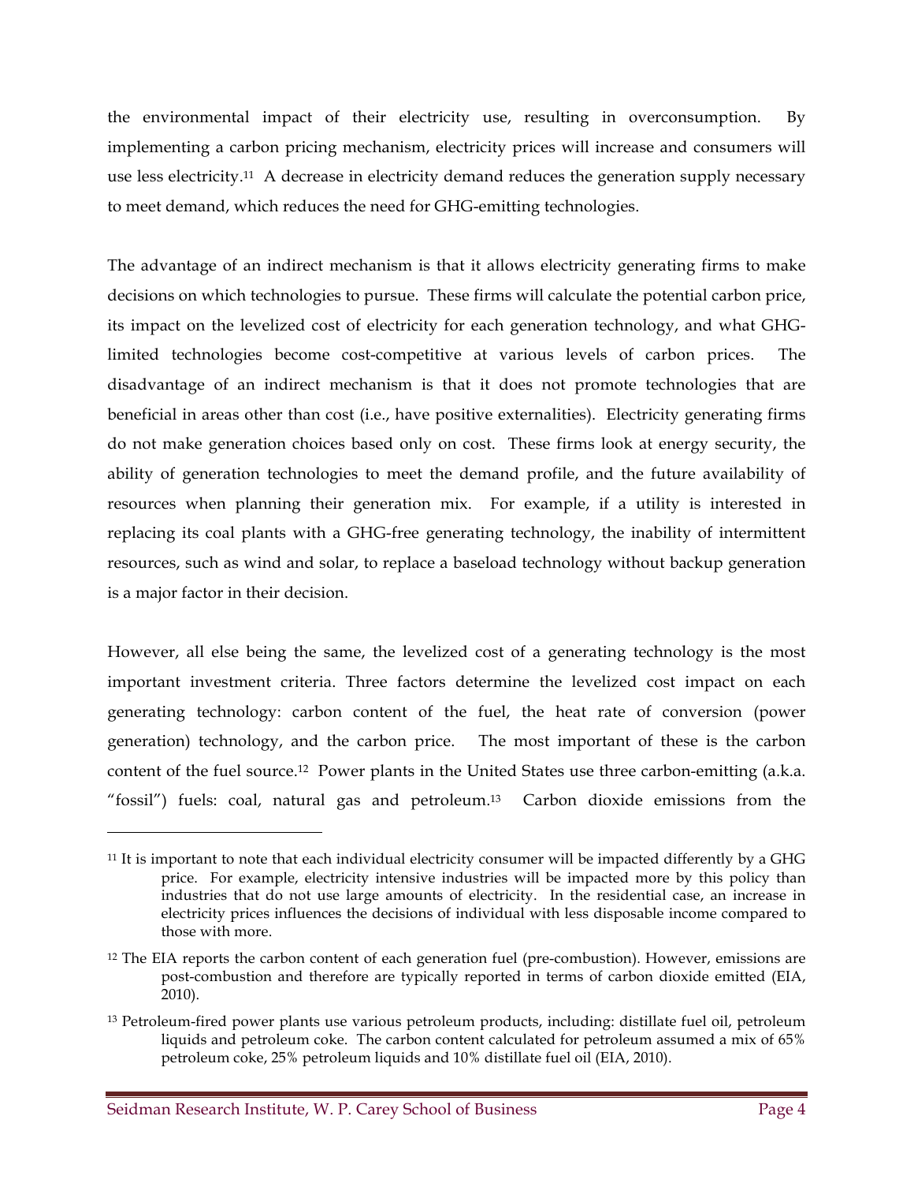the environmental impact of their electricity use, resulting in overconsumption. By implementing a carbon pricing mechanism, electricity prices will increase and consumers will use less electricity.[11] A decrease in electricity demand reduces the generation supply necessary to meet demand, which reduces the need for GHG-emitting technologies.

The advantage of an indirect mechanism is that it allows electricity generating firms to make decisions on which technologies to pursue. These firms will calculate the potential carbon price, its impact on the levelized cost of electricity for each generation technology, and what GHG-limited technologies become cost-competitive at various levels of carbon prices. The disadvantage of an indirect mechanism is that it does not promote technologies that are beneficial in areas other than cost (i.e., have positive externalities). Electricity generating firms do not make generation choices based only on cost. These firms look at energy security, the ability of generation technologies to meet the demand profile, and the future availability of resources when planning their generation mix. For example, if a utility is interested in replacing its coal plants with a GHG-free generating technology, the inability of intermittent resources, such as wind and solar, to replace a baseload technology without backup generation is a major factor in their decision.

However, all else being the same, the levelized cost of a generating technology is the most important investment criteria. Three factors determine the levelized cost impact on each generating technology: carbon content of the fuel, the heat rate of conversion (power generation) technology, and the carbon price. The most important of these is the carbon content of the fuel source.[12] Power plants in the United States use three carbon-emitting (a.k.a. "fossil") fuels: coal, natural gas and petroleum.[13] Carbon dioxide emissions from the

---

[11] It is important to note that each individual electricity consumer will be impacted differently by a GHG price. For example, electricity intensive industries will be impacted more by this policy than industries that do not use large amounts of electricity. In the residential case, an increase in electricity prices influences the decisions of individual with less disposable income compared to those with more.

[12] The EIA reports the carbon content of each generation fuel (pre-combustion). However, emissions are post-combustion and therefore are typically reported in terms of carbon dioxide emitted (EIA, 2010).

[13] Petroleum-fired power plants use various petroleum products, including: distillate fuel oil, petroleum liquids and petroleum coke. The carbon content calculated for petroleum assumed a mix of 65% petroleum coke, 25% petroleum liquids and 10% distillate fuel oil (EIA, 2010).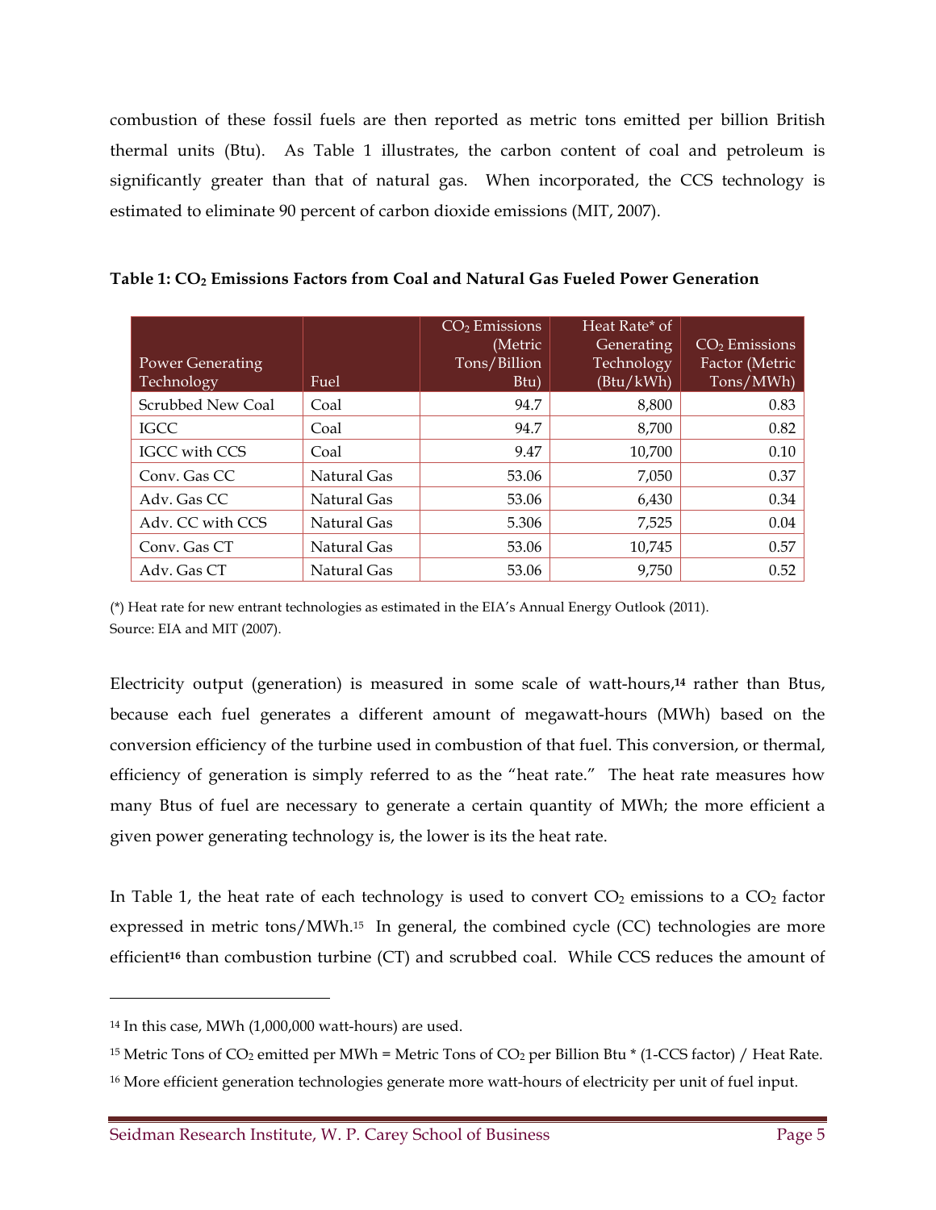combustion of these fossil fuels are then reported as metric tons emitted per billion British thermal units (Btu). As Table 1 illustrates, the carbon content of coal and petroleum is significantly greater than that of natural gas. When incorporated, the CCS technology is estimated to eliminate 90 percent of carbon dioxide emissions (MIT, 2007).

**Table 1: $CO_2$ Emissions Factors from Coal and Natural Gas Fueled Power Generation**

| Power Generating Technology | Fuel | $CO_2$ Emissions (Metric Tons/Billion Btu) | Heat Rate* of Generating Technology (Btu/kWh) | $CO_2$ Emissions Factor (Metric Tons/MWh) |
|---|---|---|---|---|
| Scrubbed New Coal | Coal | 94.7 | 8,800 | 0.83 |
| IGCC | Coal | 94.7 | 8,700 | 0.82 |
| IGCC with CCS | Coal | 9.47 | 10,700 | 0.10 |
| Conv. Gas CC | Natural Gas | 53.06 | 7,050 | 0.37 |
| Adv. Gas CC | Natural Gas | 53.06 | 6,430 | 0.34 |
| Adv. CC with CCS | Natural Gas | 5.306 | 7,525 | 0.04 |
| Conv. Gas CT | Natural Gas | 53.06 | 10,745 | 0.57 |
| Adv. Gas CT | Natural Gas | 53.06 | 9,750 | 0.52 |

(*) Heat rate for new entrant technologies as estimated in the EIA's Annual Energy Outlook (2011).
Source: EIA and MIT (2007).

Electricity output (generation) is measured in some scale of watt-hours,[14] rather than Btus, because each fuel generates a different amount of megawatt-hours (MWh) based on the conversion efficiency of the turbine used in combustion of that fuel. This conversion, or thermal, efficiency of generation is simply referred to as the "heat rate." The heat rate measures how many Btus of fuel are necessary to generate a certain quantity of MWh; the more efficient a given power generating technology is, the lower is its the heat rate.

In Table 1, the heat rate of each technology is used to convert $CO_2$ emissions to a $CO_2$ factor expressed in metric tons/MWh.[15] In general, the combined cycle (CC) technologies are more efficient[16] than combustion turbine (CT) and scrubbed coal. While CCS reduces the amount of

---

[14] In this case, MWh (1,000,000 watt-hours) are used.

[15] Metric Tons of $CO_2$ emitted per MWh = Metric Tons of $CO_2$ per Billion Btu * (1-CCS factor) / Heat Rate.

[16] More efficient generation technologies generate more watt-hours of electricity per unit of fuel input.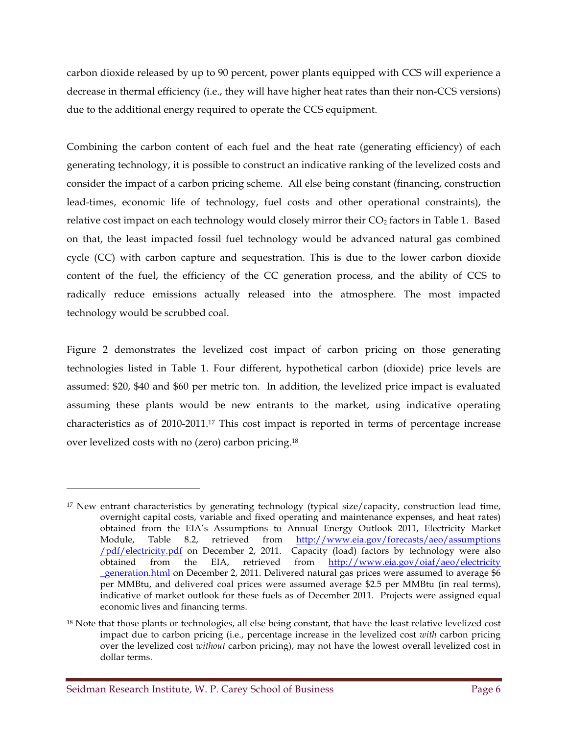carbon dioxide released by up to 90 percent, power plants equipped with CCS will experience a decrease in thermal efficiency (i.e., they will have higher heat rates than their non-CCS versions) due to the additional energy required to operate the CCS equipment.

Combining the carbon content of each fuel and the heat rate (generating efficiency) of each generating technology, it is possible to construct an indicative ranking of the levelized costs and consider the impact of a carbon pricing scheme. All else being constant (financing, construction lead-times, economic life of technology, fuel costs and other operational constraints), the relative cost impact on each technology would closely mirror their $CO_2$ factors in Table 1. Based on that, the least impacted fossil fuel technology would be advanced natural gas combined cycle (CC) with carbon capture and sequestration. This is due to the lower carbon dioxide content of the fuel, the efficiency of the CC generation process, and the ability of CCS to radically reduce emissions actually released into the atmosphere. The most impacted technology would be scrubbed coal.

Figure 2 demonstrates the levelized cost impact of carbon pricing on those generating technologies listed in Table 1. Four different, hypothetical carbon (dioxide) price levels are assumed: $20, $40 and $60 per metric ton. In addition, the levelized price impact is evaluated assuming these plants would be new entrants to the market, using indicative operating characteristics as of 2010-2011.[17] This cost impact is reported in terms of percentage increase over levelized costs with no (zero) carbon pricing.[18]

---

[17] New entrant characteristics by generating technology (typical size/capacity, construction lead time, overnight capital costs, variable and fixed operating and maintenance expenses, and heat rates) obtained from the EIA's Assumptions to Annual Energy Outlook 2011, Electricity Market Module, Table 8.2, retrieved from http://www.eia.gov/forecasts/aeo/assumptions/pdf/electricity.pdf on December 2, 2011. Capacity (load) factors by technology were also obtained from the EIA, retrieved from http://www.eia.gov/oiaf/aeo/electricity_generation.html on December 2, 2011. Delivered natural gas prices were assumed to average $6 per MMBtu, and delivered coal prices were assumed average $2.5 per MMBtu (in real terms), indicative of market outlook for these fuels as of December 2011. Projects were assigned equal economic lives and financing terms.

[18] Note that those plants or technologies, all else being constant, that have the least relative levelized cost impact due to carbon pricing (i.e., percentage increase in the levelized cost *with* carbon pricing over the levelized cost *without* carbon pricing), may not have the lowest overall levelized cost in dollar terms.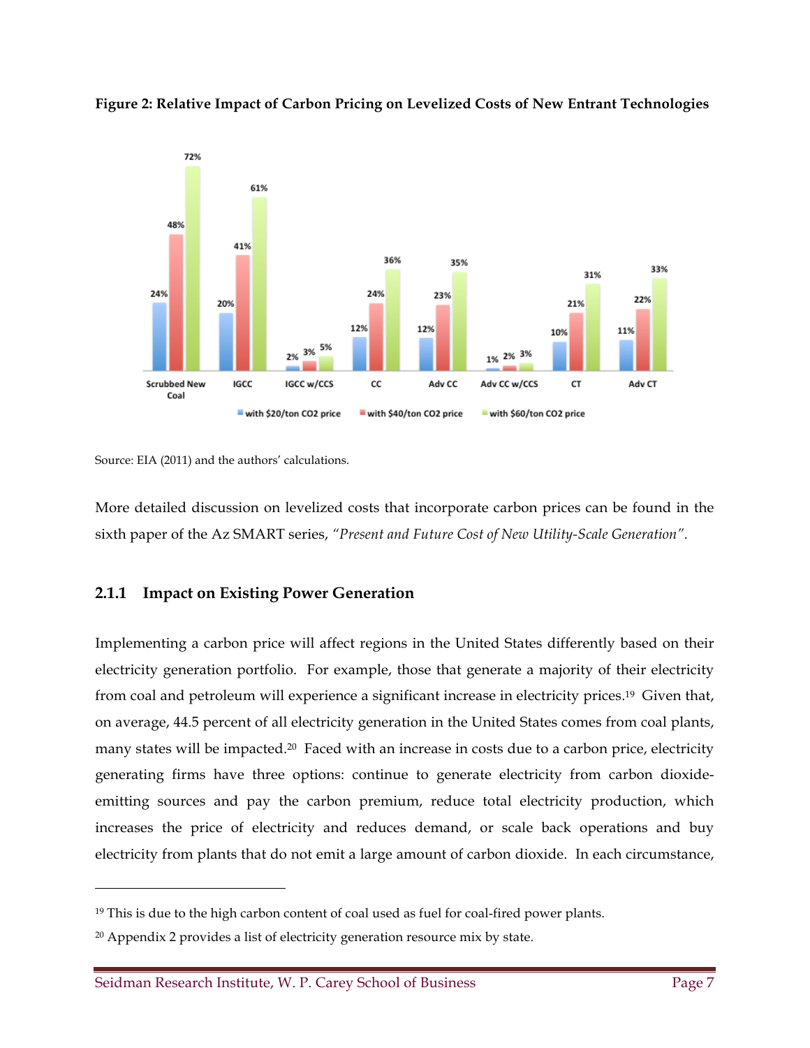**Figure 2: Relative Impact of Carbon Pricing on Levelized Costs of New Entrant Technologies**

| Technology | with \$20/ton CO2 price | with \$40/ton CO2 price | with \$60/ton CO2 price |
|---|---|---|---|
| Scrubbed New Coal | 24% | 48% | 72% |
| IGCC | 20% | 41% | 61% |
| IGCC w/CCS | 2% | 3% | 5% |
| CC | 12% | 24% | 36% |
| Adv CC | 12% | 23% | 35% |
| Adv CC w/CCS | 1% | 2% | 3% |
| CT | 10% | 21% | 31% |
| Adv CT | 11% | 22% | 33% |

Source: EIA (2011) and the authors' calculations.

More detailed discussion on levelized costs that incorporate carbon prices can be found in the sixth paper of the Az SMART series, *"Present and Future Cost of New Utility-Scale Generation"*.

### 2.1.1 Impact on Existing Power Generation

Implementing a carbon price will affect regions in the United States differently based on their electricity generation portfolio. For example, those that generate a majority of their electricity from coal and petroleum will experience a significant increase in electricity prices.[19] Given that, on average, 44.5 percent of all electricity generation in the United States comes from coal plants, many states will be impacted.[20] Faced with an increase in costs due to a carbon price, electricity generating firms have three options: continue to generate electricity from carbon dioxide-emitting sources and pay the carbon premium, reduce total electricity production, which increases the price of electricity and reduces demand, or scale back operations and buy electricity from plants that do not emit a large amount of carbon dioxide. In each circumstance,

---

[19] This is due to the high carbon content of coal used as fuel for coal-fired power plants.

[20] Appendix 2 provides a list of electricity generation resource mix by state.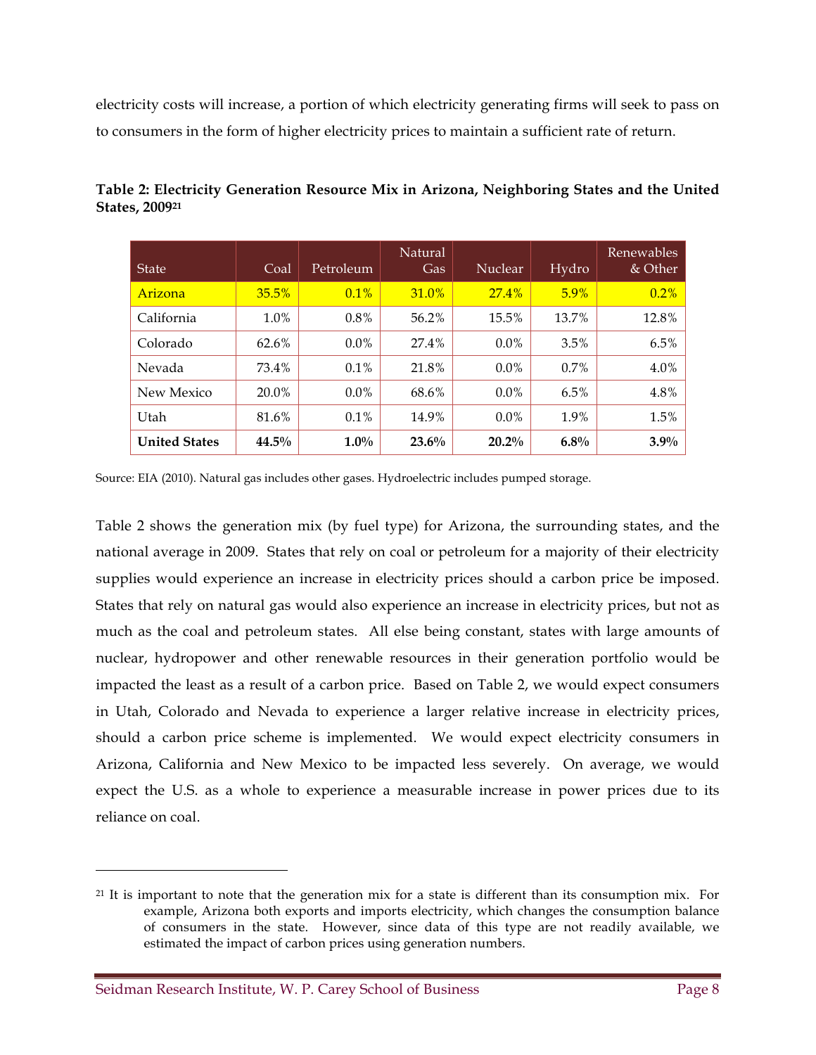electricity costs will increase, a portion of which electricity generating firms will seek to pass on to consumers in the form of higher electricity prices to maintain a sufficient rate of return.

**Table 2: Electricity Generation Resource Mix in Arizona, Neighboring States and the United States, 2009**[21]

| State | Coal | Petroleum | Natural Gas | Nuclear | Hydro | Renewables & Other |
|---|---|---|---|---|---|---|
| Arizona | 35.5% | 0.1% | 31.0% | 27.4% | 5.9% | 0.2% |
| California | 1.0% | 0.8% | 56.2% | 15.5% | 13.7% | 12.8% |
| Colorado | 62.6% | 0.0% | 27.4% | 0.0% | 3.5% | 6.5% |
| Nevada | 73.4% | 0.1% | 21.8% | 0.0% | 0.7% | 4.0% |
| New Mexico | 20.0% | 0.0% | 68.6% | 0.0% | 6.5% | 4.8% |
| Utah | 81.6% | 0.1% | 14.9% | 0.0% | 1.9% | 1.5% |
| **United States** | **44.5%** | **1.0%** | **23.6%** | **20.2%** | **6.8%** | **3.9%** |

Source: EIA (2010). Natural gas includes other gases. Hydroelectric includes pumped storage.

Table 2 shows the generation mix (by fuel type) for Arizona, the surrounding states, and the national average in 2009. States that rely on coal or petroleum for a majority of their electricity supplies would experience an increase in electricity prices should a carbon price be imposed. States that rely on natural gas would also experience an increase in electricity prices, but not as much as the coal and petroleum states. All else being constant, states with large amounts of nuclear, hydropower and other renewable resources in their generation portfolio would be impacted the least as a result of a carbon price. Based on Table 2, we would expect consumers in Utah, Colorado and Nevada to experience a larger relative increase in electricity prices, should a carbon price scheme is implemented. We would expect electricity consumers in Arizona, California and New Mexico to be impacted less severely. On average, we would expect the U.S. as a whole to experience a measurable increase in power prices due to its reliance on coal.

[21] It is important to note that the generation mix for a state is different than its consumption mix. For example, Arizona both exports and imports electricity, which changes the consumption balance of consumers in the state. However, since data of this type are not readily available, we estimated the impact of carbon prices using generation numbers.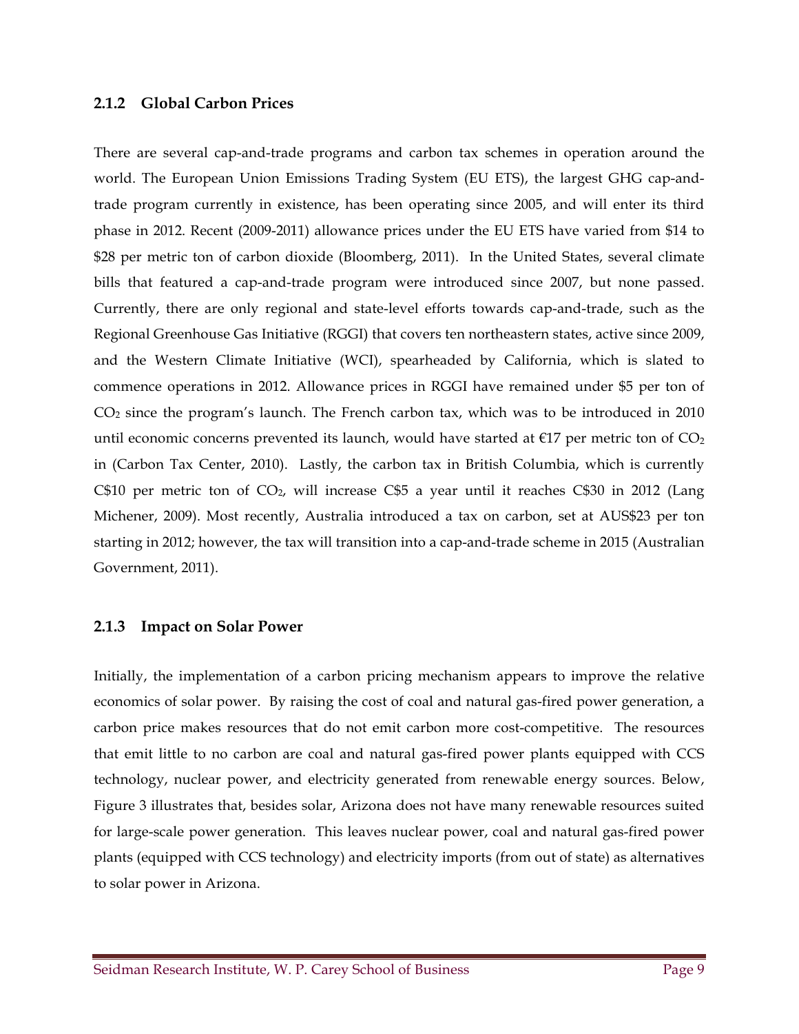### 2.1.2 Global Carbon Prices

There are several cap-and-trade programs and carbon tax schemes in operation around the world. The European Union Emissions Trading System (EU ETS), the largest GHG cap-and-trade program currently in existence, has been operating since 2005, and will enter its third phase in 2012. Recent (2009-2011) allowance prices under the EU ETS have varied from $14 to $28 per metric ton of carbon dioxide (Bloomberg, 2011). In the United States, several climate bills that featured a cap-and-trade program were introduced since 2007, but none passed. Currently, there are only regional and state-level efforts towards cap-and-trade, such as the Regional Greenhouse Gas Initiative (RGGI) that covers ten northeastern states, active since 2009, and the Western Climate Initiative (WCI), spearheaded by California, which is slated to commence operations in 2012. Allowance prices in RGGI have remained under $5 per ton of $CO_2$ since the program's launch. The French carbon tax, which was to be introduced in 2010 until economic concerns prevented its launch, would have started at €17 per metric ton of $CO_2$ in (Carbon Tax Center, 2010). Lastly, the carbon tax in British Columbia, which is currently C$10 per metric ton of $CO_2$, will increase C$5 a year until it reaches C$30 in 2012 (Lang Michener, 2009). Most recently, Australia introduced a tax on carbon, set at AUS$23 per ton starting in 2012; however, the tax will transition into a cap-and-trade scheme in 2015 (Australian Government, 2011).

### 2.1.3 Impact on Solar Power

Initially, the implementation of a carbon pricing mechanism appears to improve the relative economics of solar power. By raising the cost of coal and natural gas-fired power generation, a carbon price makes resources that do not emit carbon more cost-competitive. The resources that emit little to no carbon are coal and natural gas-fired power plants equipped with CCS technology, nuclear power, and electricity generated from renewable energy sources. Below, Figure 3 illustrates that, besides solar, Arizona does not have many renewable resources suited for large-scale power generation. This leaves nuclear power, coal and natural gas-fired power plants (equipped with CCS technology) and electricity imports (from out of state) as alternatives to solar power in Arizona.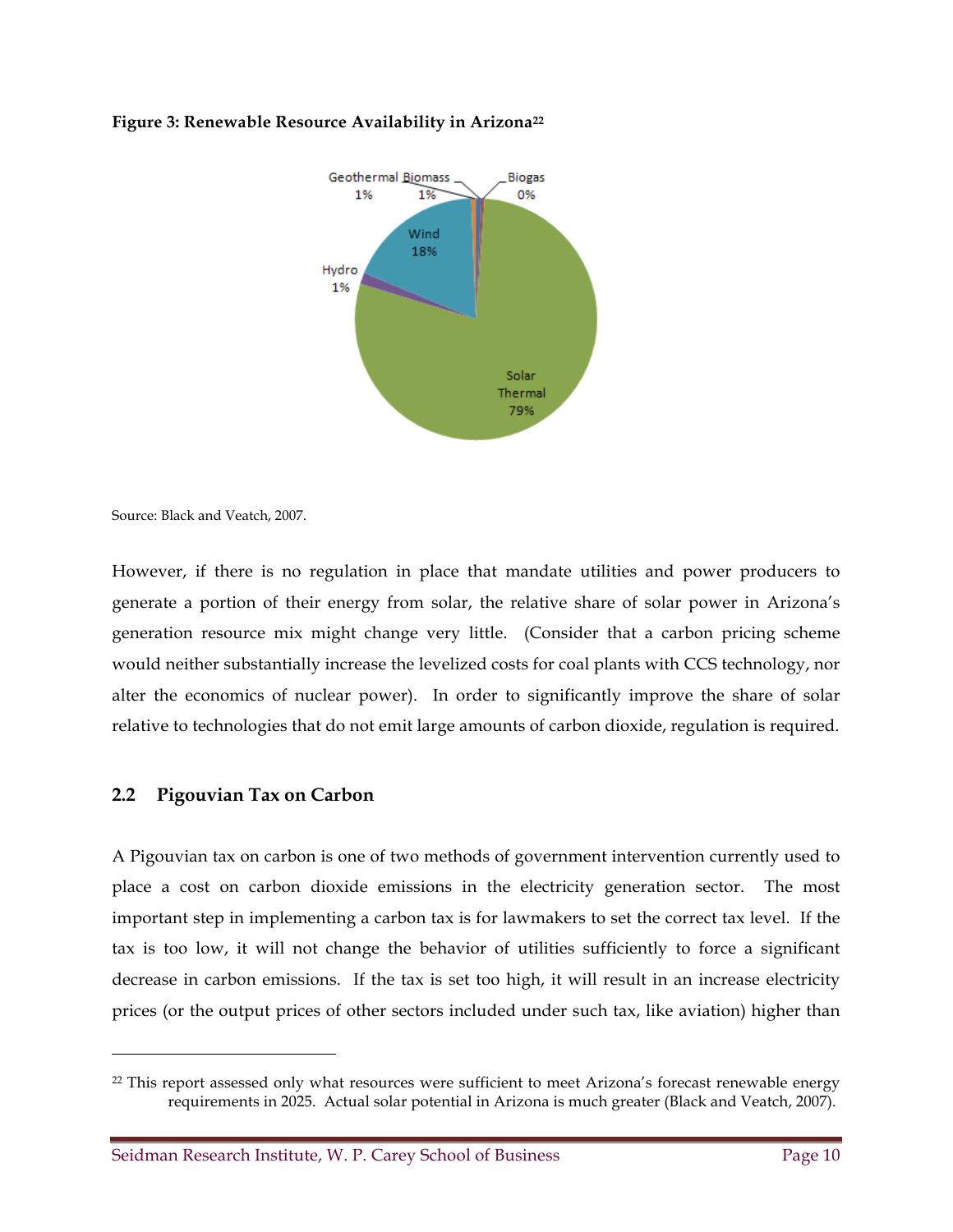**Figure 3: Renewable Resource Availability in Arizona[22]**

Source: Black and Veatch, 2007.

However, if there is no regulation in place that mandate utilities and power producers to generate a portion of their energy from solar, the relative share of solar power in Arizona's generation resource mix might change very little. (Consider that a carbon pricing scheme would neither substantially increase the levelized costs for coal plants with CCS technology, nor alter the economics of nuclear power). In order to significantly improve the share of solar relative to technologies that do not emit large amounts of carbon dioxide, regulation is required.

## 2.2 Pigouvian Tax on Carbon

A Pigouvian tax on carbon is one of two methods of government intervention currently used to place a cost on carbon dioxide emissions in the electricity generation sector. The most important step in implementing a carbon tax is for lawmakers to set the correct tax level. If the tax is too low, it will not change the behavior of utilities sufficiently to force a significant decrease in carbon emissions. If the tax is set too high, it will result in an increase electricity prices (or the output prices of other sectors included under such tax, like aviation) higher than

---

[22] This report assessed only what resources were sufficient to meet Arizona's forecast renewable energy requirements in 2025. Actual solar potential in Arizona is much greater (Black and Veatch, 2007).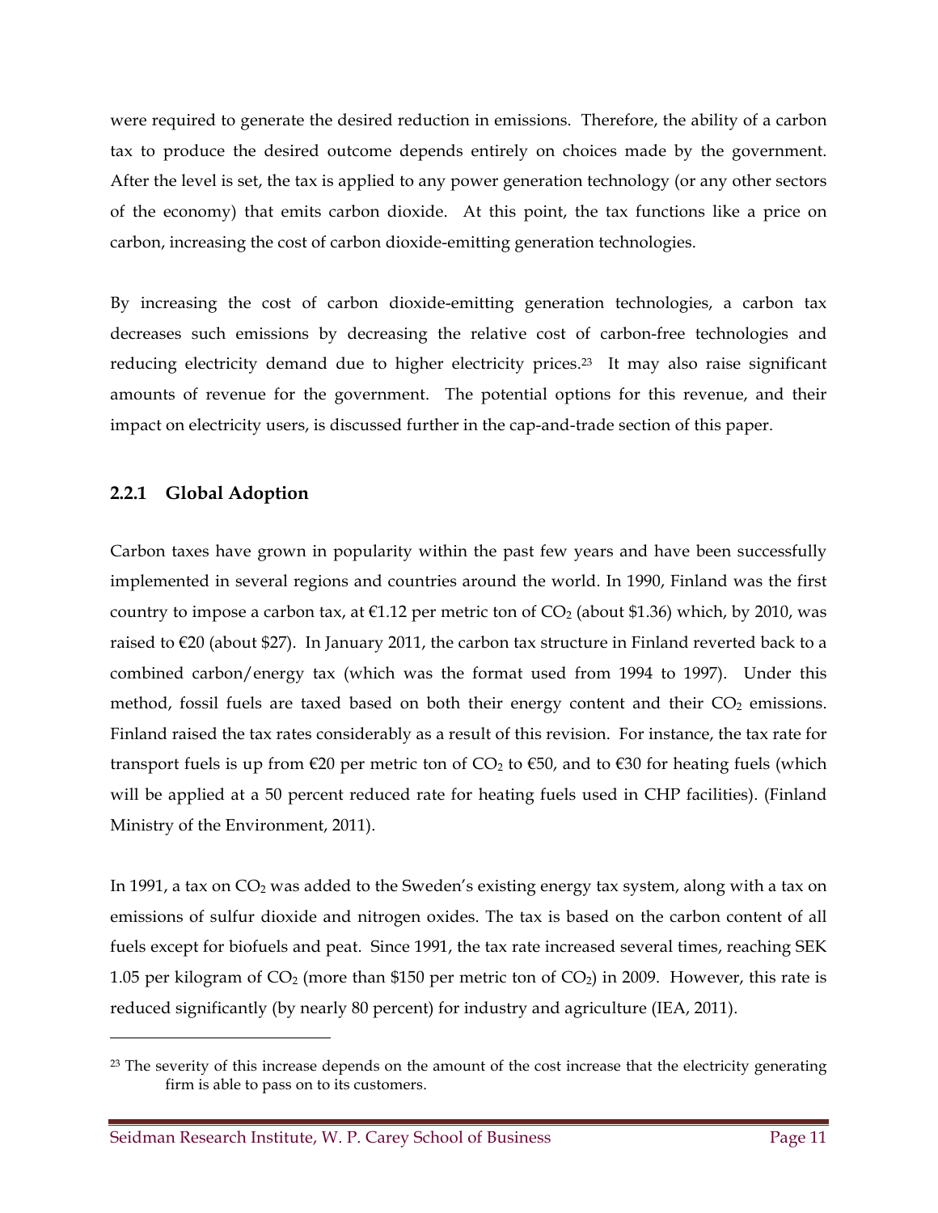were required to generate the desired reduction in emissions. Therefore, the ability of a carbon tax to produce the desired outcome depends entirely on choices made by the government. After the level is set, the tax is applied to any power generation technology (or any other sectors of the economy) that emits carbon dioxide. At this point, the tax functions like a price on carbon, increasing the cost of carbon dioxide-emitting generation technologies.

By increasing the cost of carbon dioxide-emitting generation technologies, a carbon tax decreases such emissions by decreasing the relative cost of carbon-free technologies and reducing electricity demand due to higher electricity prices.[23] It may also raise significant amounts of revenue for the government. The potential options for this revenue, and their impact on electricity users, is discussed further in the cap-and-trade section of this paper.

### 2.2.1 Global Adoption

Carbon taxes have grown in popularity within the past few years and have been successfully implemented in several regions and countries around the world. In 1990, Finland was the first country to impose a carbon tax, at €1.12 per metric ton of $CO_2$ (about $1.36) which, by 2010, was raised to €20 (about $27). In January 2011, the carbon tax structure in Finland reverted back to a combined carbon/energy tax (which was the format used from 1994 to 1997). Under this method, fossil fuels are taxed based on both their energy content and their $CO_2$ emissions. Finland raised the tax rates considerably as a result of this revision. For instance, the tax rate for transport fuels is up from €20 per metric ton of $CO_2$ to €50, and to €30 for heating fuels (which will be applied at a 50 percent reduced rate for heating fuels used in CHP facilities). (Finland Ministry of the Environment, 2011).

In 1991, a tax on $CO_2$ was added to the Sweden's existing energy tax system, along with a tax on emissions of sulfur dioxide and nitrogen oxides. The tax is based on the carbon content of all fuels except for biofuels and peat. Since 1991, the tax rate increased several times, reaching SEK 1.05 per kilogram of $CO_2$ (more than $150 per metric ton of $CO_2$) in 2009. However, this rate is reduced significantly (by nearly 80 percent) for industry and agriculture (IEA, 2011).

---

[23] The severity of this increase depends on the amount of the cost increase that the electricity generating firm is able to pass on to its customers.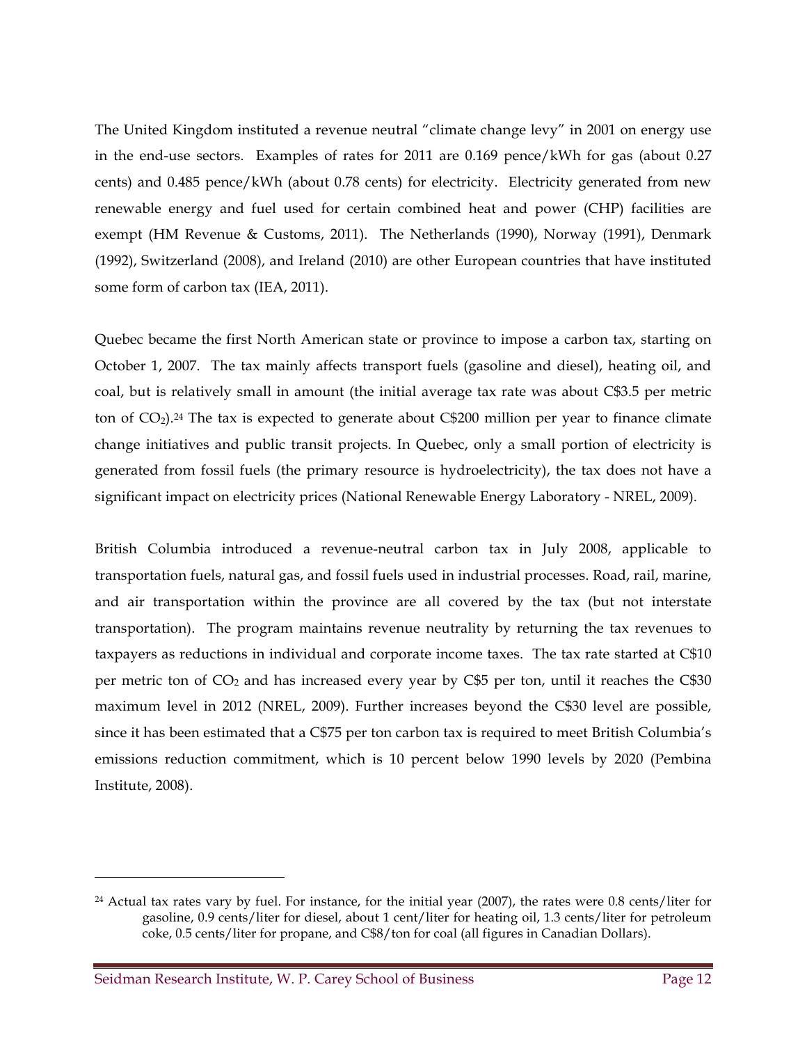The United Kingdom instituted a revenue neutral "climate change levy" in 2001 on energy use in the end-use sectors. Examples of rates for 2011 are 0.169 pence/kWh for gas (about 0.27 cents) and 0.485 pence/kWh (about 0.78 cents) for electricity. Electricity generated from new renewable energy and fuel used for certain combined heat and power (CHP) facilities are exempt (HM Revenue & Customs, 2011). The Netherlands (1990), Norway (1991), Denmark (1992), Switzerland (2008), and Ireland (2010) are other European countries that have instituted some form of carbon tax (IEA, 2011).

Quebec became the first North American state or province to impose a carbon tax, starting on October 1, 2007. The tax mainly affects transport fuels (gasoline and diesel), heating oil, and coal, but is relatively small in amount (the initial average tax rate was about C$3.5 per metric ton of $CO_2$).[24] The tax is expected to generate about C$200 million per year to finance climate change initiatives and public transit projects. In Quebec, only a small portion of electricity is generated from fossil fuels (the primary resource is hydroelectricity), the tax does not have a significant impact on electricity prices (National Renewable Energy Laboratory - NREL, 2009).

British Columbia introduced a revenue-neutral carbon tax in July 2008, applicable to transportation fuels, natural gas, and fossil fuels used in industrial processes. Road, rail, marine, and air transportation within the province are all covered by the tax (but not interstate transportation). The program maintains revenue neutrality by returning the tax revenues to taxpayers as reductions in individual and corporate income taxes. The tax rate started at C$10 per metric ton of $CO_2$ and has increased every year by C$5 per ton, until it reaches the C$30 maximum level in 2012 (NREL, 2009). Further increases beyond the C$30 level are possible, since it has been estimated that a C$75 per ton carbon tax is required to meet British Columbia's emissions reduction commitment, which is 10 percent below 1990 levels by 2020 (Pembina Institute, 2008).

[24] Actual tax rates vary by fuel. For instance, for the initial year (2007), the rates were 0.8 cents/liter for gasoline, 0.9 cents/liter for diesel, about 1 cent/liter for heating oil, 1.3 cents/liter for petroleum coke, 0.5 cents/liter for propane, and C$8/ton for coal (all figures in Canadian Dollars).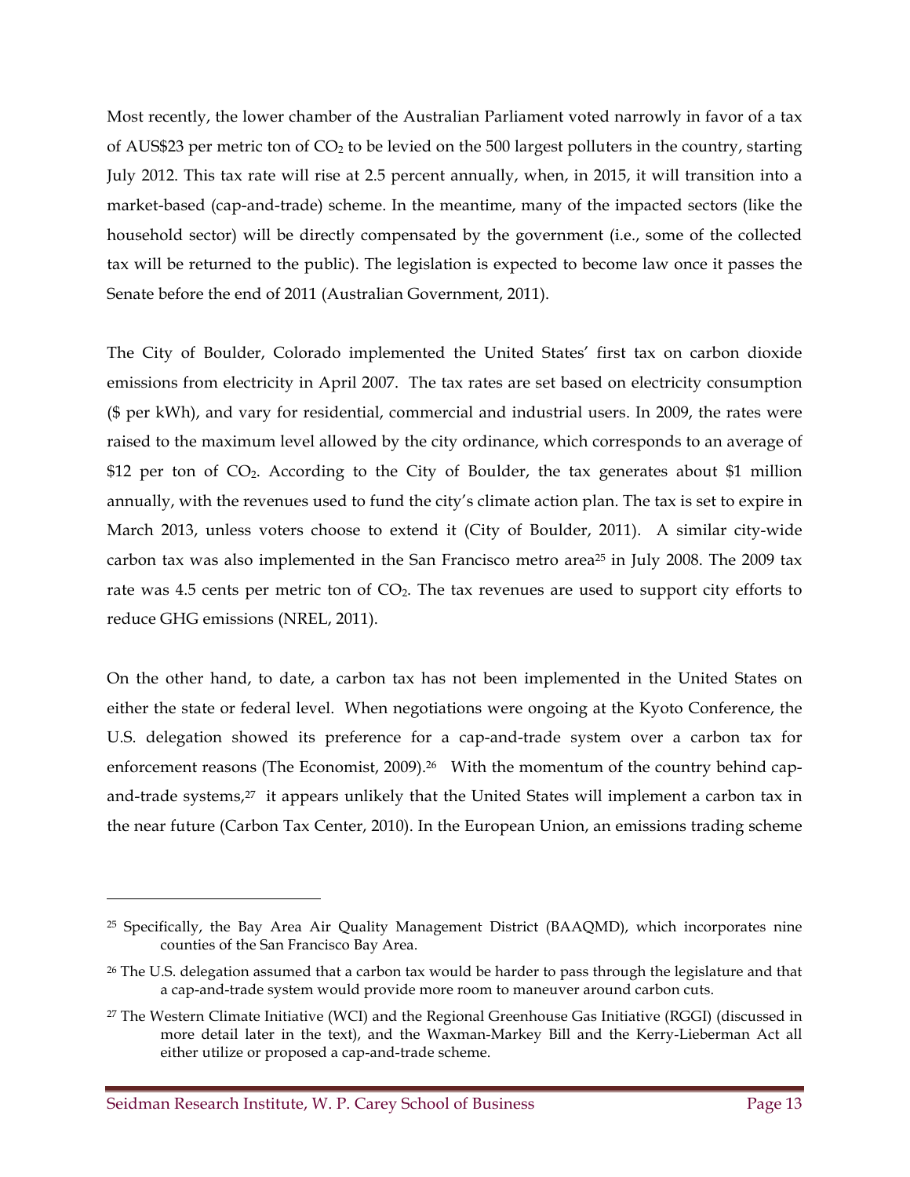Most recently, the lower chamber of the Australian Parliament voted narrowly in favor of a tax of AUS$23 per metric ton of $CO_2$ to be levied on the 500 largest polluters in the country, starting July 2012. This tax rate will rise at 2.5 percent annually, when, in 2015, it will transition into a market-based (cap-and-trade) scheme. In the meantime, many of the impacted sectors (like the household sector) will be directly compensated by the government (i.e., some of the collected tax will be returned to the public). The legislation is expected to become law once it passes the Senate before the end of 2011 (Australian Government, 2011).

The City of Boulder, Colorado implemented the United States' first tax on carbon dioxide emissions from electricity in April 2007. The tax rates are set based on electricity consumption ($ per kWh), and vary for residential, commercial and industrial users. In 2009, the rates were raised to the maximum level allowed by the city ordinance, which corresponds to an average of $12 per ton of $CO_2$. According to the City of Boulder, the tax generates about $1 million annually, with the revenues used to fund the city's climate action plan. The tax is set to expire in March 2013, unless voters choose to extend it (City of Boulder, 2011). A similar city-wide carbon tax was also implemented in the San Francisco metro area[25] in July 2008. The 2009 tax rate was 4.5 cents per metric ton of $CO_2$. The tax revenues are used to support city efforts to reduce GHG emissions (NREL, 2011).

On the other hand, to date, a carbon tax has not been implemented in the United States on either the state or federal level. When negotiations were ongoing at the Kyoto Conference, the U.S. delegation showed its preference for a cap-and-trade system over a carbon tax for enforcement reasons (The Economist, 2009).[26] With the momentum of the country behind cap-and-trade systems,[27] it appears unlikely that the United States will implement a carbon tax in the near future (Carbon Tax Center, 2010). In the European Union, an emissions trading scheme

---

[25] Specifically, the Bay Area Air Quality Management District (BAAQMD), which incorporates nine counties of the San Francisco Bay Area.

[26] The U.S. delegation assumed that a carbon tax would be harder to pass through the legislature and that a cap-and-trade system would provide more room to maneuver around carbon cuts.

[27] The Western Climate Initiative (WCI) and the Regional Greenhouse Gas Initiative (RGGI) (discussed in more detail later in the text), and the Waxman-Markey Bill and the Kerry-Lieberman Act all either utilize or proposed a cap-and-trade scheme.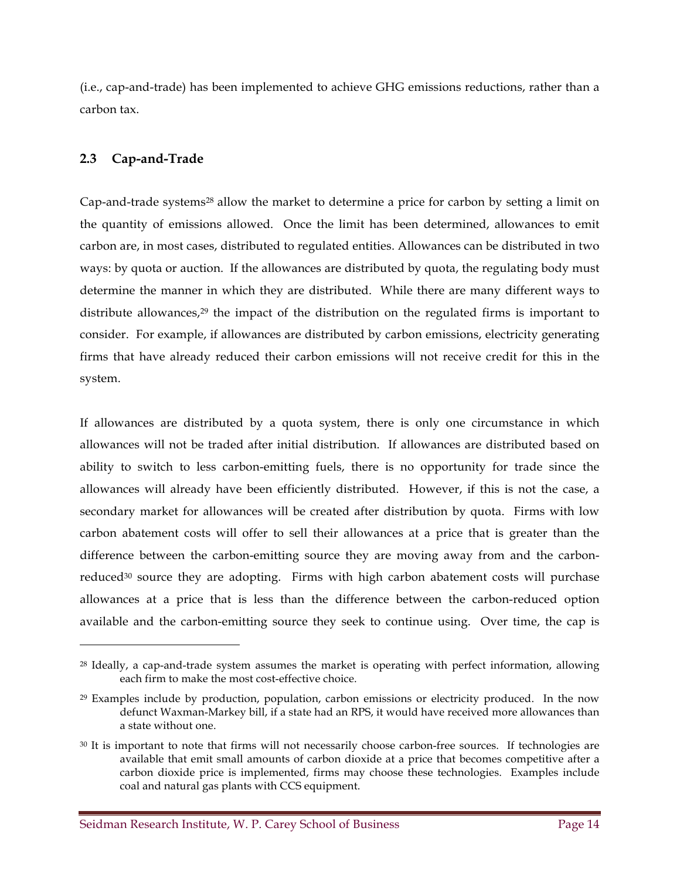(i.e., cap-and-trade) has been implemented to achieve GHG emissions reductions, rather than a carbon tax.

### 2.3 Cap-and-Trade

Cap-and-trade systems[28] allow the market to determine a price for carbon by setting a limit on the quantity of emissions allowed. Once the limit has been determined, allowances to emit carbon are, in most cases, distributed to regulated entities. Allowances can be distributed in two ways: by quota or auction. If the allowances are distributed by quota, the regulating body must determine the manner in which they are distributed. While there are many different ways to distribute allowances,[29] the impact of the distribution on the regulated firms is important to consider. For example, if allowances are distributed by carbon emissions, electricity generating firms that have already reduced their carbon emissions will not receive credit for this in the system.

If allowances are distributed by a quota system, there is only one circumstance in which allowances will not be traded after initial distribution. If allowances are distributed based on ability to switch to less carbon-emitting fuels, there is no opportunity for trade since the allowances will already have been efficiently distributed. However, if this is not the case, a secondary market for allowances will be created after distribution by quota. Firms with low carbon abatement costs will offer to sell their allowances at a price that is greater than the difference between the carbon-emitting source they are moving away from and the carbon-reduced[30] source they are adopting. Firms with high carbon abatement costs will purchase allowances at a price that is less than the difference between the carbon-reduced option available and the carbon-emitting source they seek to continue using. Over time, the cap is

---

[28] Ideally, a cap-and-trade system assumes the market is operating with perfect information, allowing each firm to make the most cost-effective choice.

[29] Examples include by production, population, carbon emissions or electricity produced. In the now defunct Waxman-Markey bill, if a state had an RPS, it would have received more allowances than a state without one.

[30] It is important to note that firms will not necessarily choose carbon-free sources. If technologies are available that emit small amounts of carbon dioxide at a price that becomes competitive after a carbon dioxide price is implemented, firms may choose these technologies. Examples include coal and natural gas plants with CCS equipment.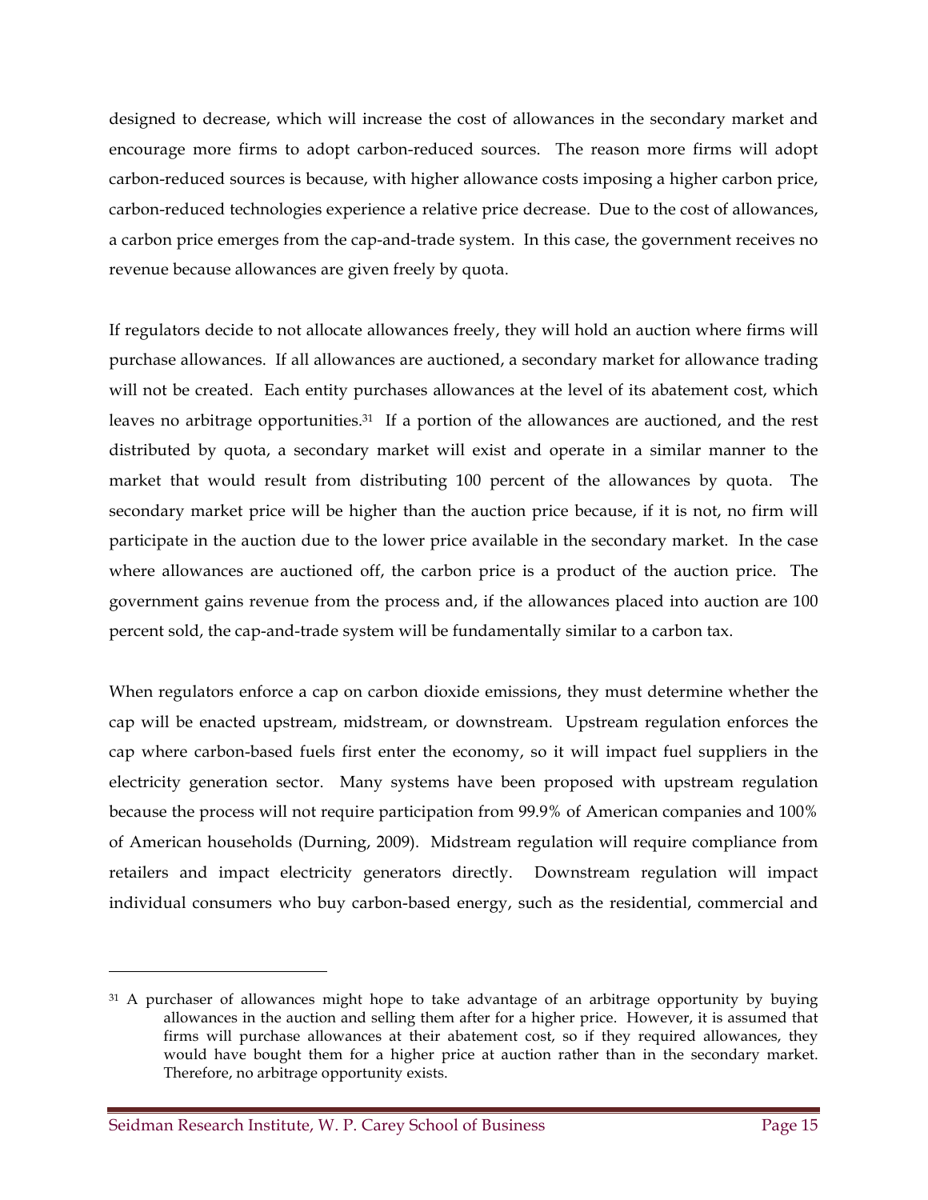designed to decrease, which will increase the cost of allowances in the secondary market and encourage more firms to adopt carbon-reduced sources. The reason more firms will adopt carbon-reduced sources is because, with higher allowance costs imposing a higher carbon price, carbon-reduced technologies experience a relative price decrease. Due to the cost of allowances, a carbon price emerges from the cap-and-trade system. In this case, the government receives no revenue because allowances are given freely by quota.

If regulators decide to not allocate allowances freely, they will hold an auction where firms will purchase allowances. If all allowances are auctioned, a secondary market for allowance trading will not be created. Each entity purchases allowances at the level of its abatement cost, which leaves no arbitrage opportunities.[31] If a portion of the allowances are auctioned, and the rest distributed by quota, a secondary market will exist and operate in a similar manner to the market that would result from distributing 100 percent of the allowances by quota. The secondary market price will be higher than the auction price because, if it is not, no firm will participate in the auction due to the lower price available in the secondary market. In the case where allowances are auctioned off, the carbon price is a product of the auction price. The government gains revenue from the process and, if the allowances placed into auction are 100 percent sold, the cap-and-trade system will be fundamentally similar to a carbon tax.

When regulators enforce a cap on carbon dioxide emissions, they must determine whether the cap will be enacted upstream, midstream, or downstream. Upstream regulation enforces the cap where carbon-based fuels first enter the economy, so it will impact fuel suppliers in the electricity generation sector. Many systems have been proposed with upstream regulation because the process will not require participation from 99.9% of American companies and 100% of American households (Durning, 2009). Midstream regulation will require compliance from retailers and impact electricity generators directly. Downstream regulation will impact individual consumers who buy carbon-based energy, such as the residential, commercial and

---

[31] A purchaser of allowances might hope to take advantage of an arbitrage opportunity by buying allowances in the auction and selling them after for a higher price. However, it is assumed that firms will purchase allowances at their abatement cost, so if they required allowances, they would have bought them for a higher price at auction rather than in the secondary market. Therefore, no arbitrage opportunity exists.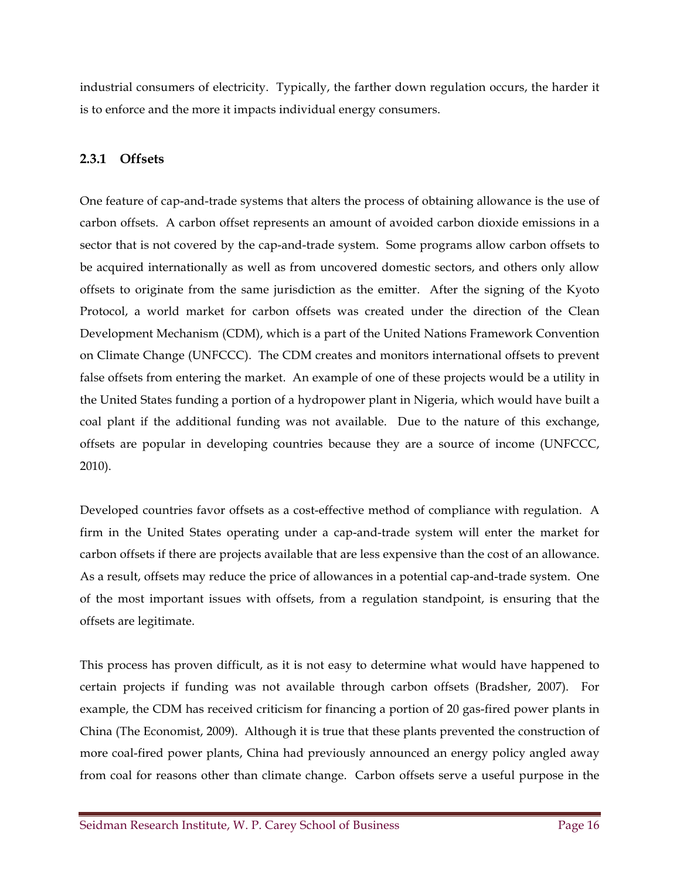industrial consumers of electricity. Typically, the farther down regulation occurs, the harder it is to enforce and the more it impacts individual energy consumers.

### 2.3.1 Offsets

One feature of cap-and-trade systems that alters the process of obtaining allowance is the use of carbon offsets. A carbon offset represents an amount of avoided carbon dioxide emissions in a sector that is not covered by the cap-and-trade system. Some programs allow carbon offsets to be acquired internationally as well as from uncovered domestic sectors, and others only allow offsets to originate from the same jurisdiction as the emitter. After the signing of the Kyoto Protocol, a world market for carbon offsets was created under the direction of the Clean Development Mechanism (CDM), which is a part of the United Nations Framework Convention on Climate Change (UNFCCC). The CDM creates and monitors international offsets to prevent false offsets from entering the market. An example of one of these projects would be a utility in the United States funding a portion of a hydropower plant in Nigeria, which would have built a coal plant if the additional funding was not available. Due to the nature of this exchange, offsets are popular in developing countries because they are a source of income (UNFCCC, 2010).

Developed countries favor offsets as a cost-effective method of compliance with regulation. A firm in the United States operating under a cap-and-trade system will enter the market for carbon offsets if there are projects available that are less expensive than the cost of an allowance. As a result, offsets may reduce the price of allowances in a potential cap-and-trade system. One of the most important issues with offsets, from a regulation standpoint, is ensuring that the offsets are legitimate.

This process has proven difficult, as it is not easy to determine what would have happened to certain projects if funding was not available through carbon offsets (Bradsher, 2007). For example, the CDM has received criticism for financing a portion of 20 gas-fired power plants in China (The Economist, 2009). Although it is true that these plants prevented the construction of more coal-fired power plants, China had previously announced an energy policy angled away from coal for reasons other than climate change. Carbon offsets serve a useful purpose in the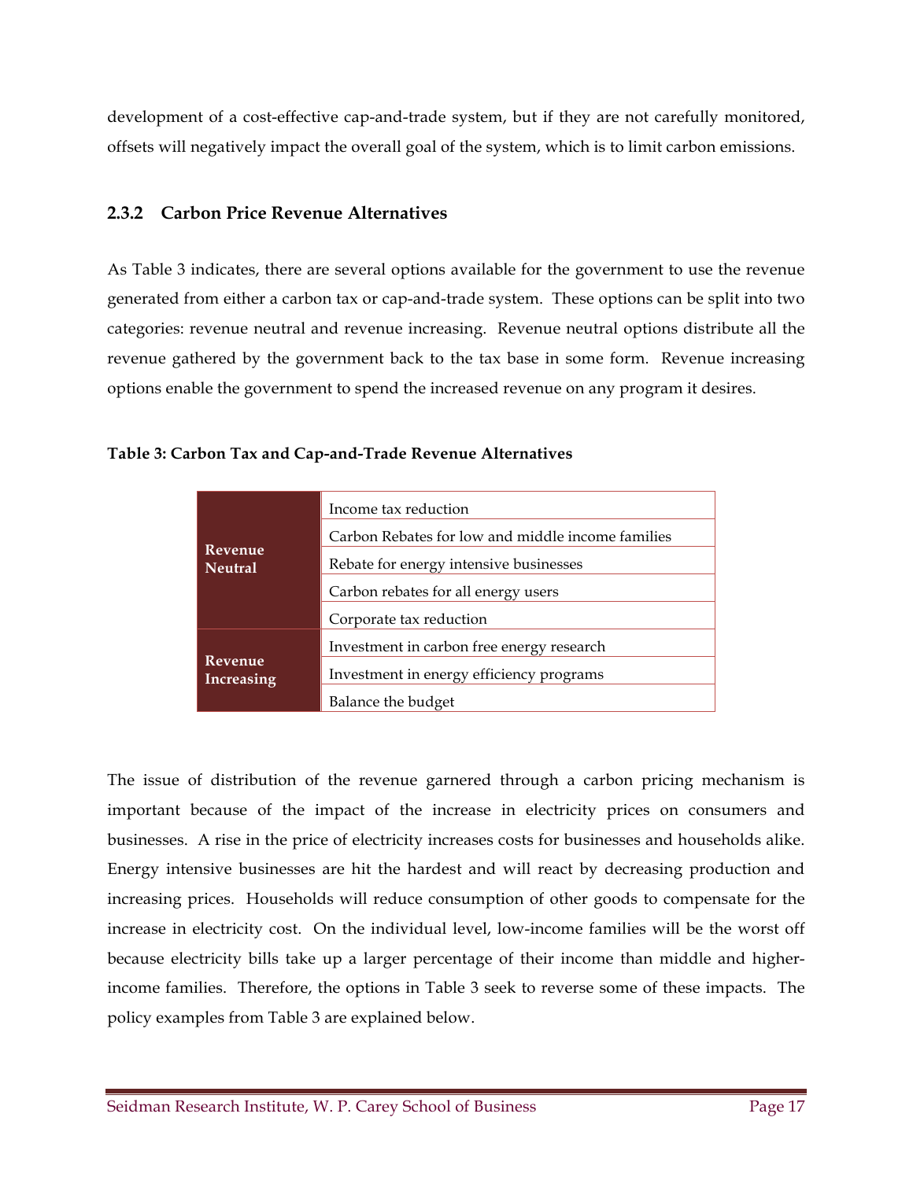development of a cost-effective cap-and-trade system, but if they are not carefully monitored, offsets will negatively impact the overall goal of the system, which is to limit carbon emissions.

### 2.3.2 Carbon Price Revenue Alternatives

As Table 3 indicates, there are several options available for the government to use the revenue generated from either a carbon tax or cap-and-trade system. These options can be split into two categories: revenue neutral and revenue increasing. Revenue neutral options distribute all the revenue gathered by the government back to the tax base in some form. Revenue increasing options enable the government to spend the increased revenue on any program it desires.

**Table 3: Carbon Tax and Cap-and-Trade Revenue Alternatives**

| Category | Option |
|---|---|
| **Revenue Neutral** | Income tax reduction |
| | Carbon Rebates for low and middle income families |
| | Rebate for energy intensive businesses |
| | Carbon rebates for all energy users |
| | Corporate tax reduction |
| **Revenue Increasing** | Investment in carbon free energy research |
| | Investment in energy efficiency programs |
| | Balance the budget |

The issue of distribution of the revenue garnered through a carbon pricing mechanism is important because of the impact of the increase in electricity prices on consumers and businesses. A rise in the price of electricity increases costs for businesses and households alike. Energy intensive businesses are hit the hardest and will react by decreasing production and increasing prices. Households will reduce consumption of other goods to compensate for the increase in electricity cost. On the individual level, low-income families will be the worst off because electricity bills take up a larger percentage of their income than middle and higher-income families. Therefore, the options in Table 3 seek to reverse some of these impacts. The policy examples from Table 3 are explained below.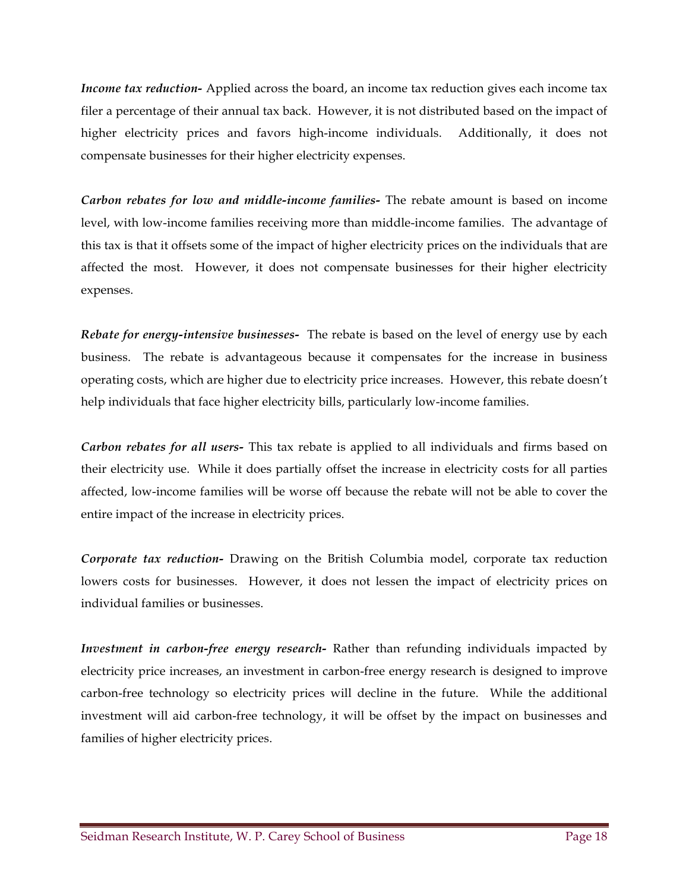***Income tax reduction-*** Applied across the board, an income tax reduction gives each income tax filer a percentage of their annual tax back. However, it is not distributed based on the impact of higher electricity prices and favors high-income individuals. Additionally, it does not compensate businesses for their higher electricity expenses.

***Carbon rebates for low and middle-income families-*** The rebate amount is based on income level, with low-income families receiving more than middle-income families. The advantage of this tax is that it offsets some of the impact of higher electricity prices on the individuals that are affected the most. However, it does not compensate businesses for their higher electricity expenses.

***Rebate for energy-intensive businesses-*** The rebate is based on the level of energy use by each business. The rebate is advantageous because it compensates for the increase in business operating costs, which are higher due to electricity price increases. However, this rebate doesn't help individuals that face higher electricity bills, particularly low-income families.

***Carbon rebates for all users-*** This tax rebate is applied to all individuals and firms based on their electricity use. While it does partially offset the increase in electricity costs for all parties affected, low-income families will be worse off because the rebate will not be able to cover the entire impact of the increase in electricity prices.

***Corporate tax reduction-*** Drawing on the British Columbia model, corporate tax reduction lowers costs for businesses. However, it does not lessen the impact of electricity prices on individual families or businesses.

***Investment in carbon-free energy research-*** Rather than refunding individuals impacted by electricity price increases, an investment in carbon-free energy research is designed to improve carbon-free technology so electricity prices will decline in the future. While the additional investment will aid carbon-free technology, it will be offset by the impact on businesses and families of higher electricity prices.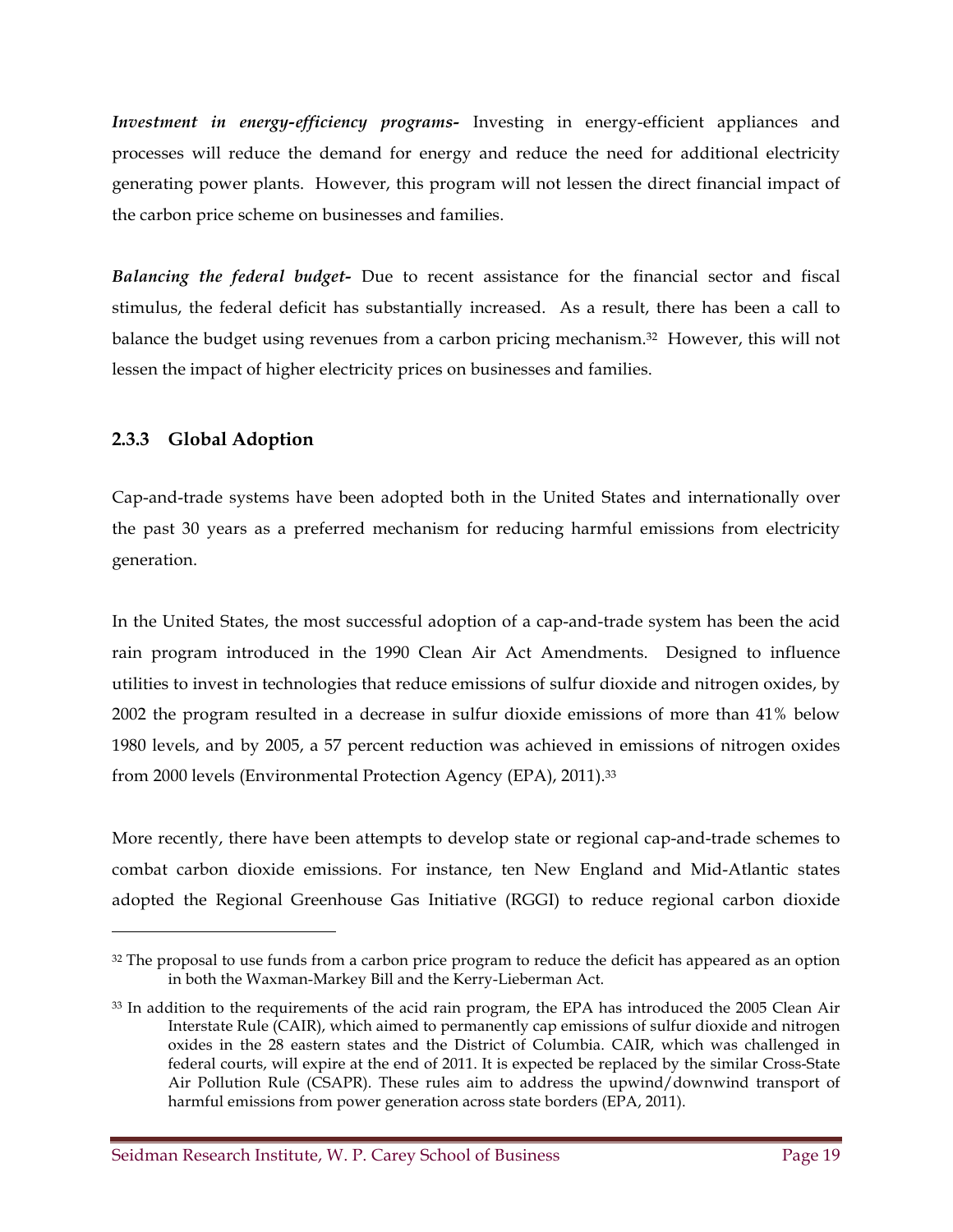***Investment in energy-efficiency programs-*** Investing in energy-efficient appliances and processes will reduce the demand for energy and reduce the need for additional electricity generating power plants. However, this program will not lessen the direct financial impact of the carbon price scheme on businesses and families.

***Balancing the federal budget-*** Due to recent assistance for the financial sector and fiscal stimulus, the federal deficit has substantially increased. As a result, there has been a call to balance the budget using revenues from a carbon pricing mechanism.[32] However, this will not lessen the impact of higher electricity prices on businesses and families.

### 2.3.3 Global Adoption

Cap-and-trade systems have been adopted both in the United States and internationally over the past 30 years as a preferred mechanism for reducing harmful emissions from electricity generation.

In the United States, the most successful adoption of a cap-and-trade system has been the acid rain program introduced in the 1990 Clean Air Act Amendments. Designed to influence utilities to invest in technologies that reduce emissions of sulfur dioxide and nitrogen oxides, by 2002 the program resulted in a decrease in sulfur dioxide emissions of more than 41% below 1980 levels, and by 2005, a 57 percent reduction was achieved in emissions of nitrogen oxides from 2000 levels (Environmental Protection Agency (EPA), 2011).[33]

More recently, there have been attempts to develop state or regional cap-and-trade schemes to combat carbon dioxide emissions. For instance, ten New England and Mid-Atlantic states adopted the Regional Greenhouse Gas Initiative (RGGI) to reduce regional carbon dioxide

---

[32] The proposal to use funds from a carbon price program to reduce the deficit has appeared as an option in both the Waxman-Markey Bill and the Kerry-Lieberman Act.

[33] In addition to the requirements of the acid rain program, the EPA has introduced the 2005 Clean Air Interstate Rule (CAIR), which aimed to permanently cap emissions of sulfur dioxide and nitrogen oxides in the 28 eastern states and the District of Columbia. CAIR, which was challenged in federal courts, will expire at the end of 2011. It is expected be replaced by the similar Cross-State Air Pollution Rule (CSAPR). These rules aim to address the upwind/downwind transport of harmful emissions from power generation across state borders (EPA, 2011).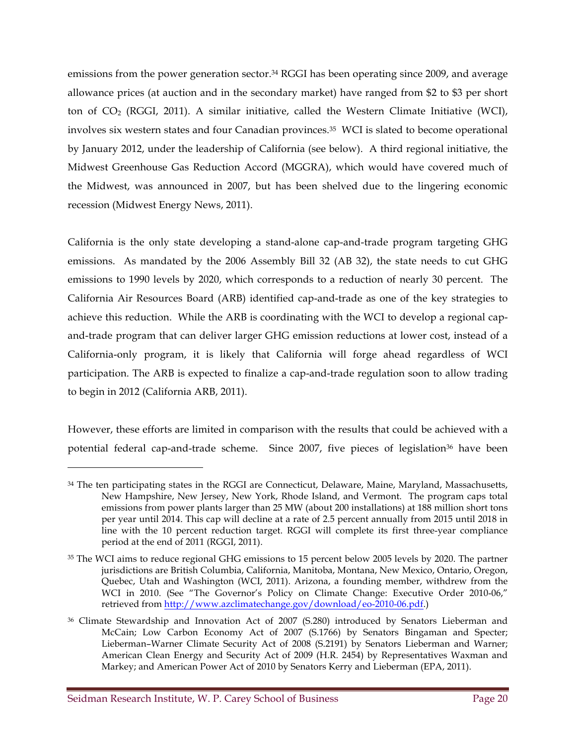emissions from the power generation sector.[34] RGGI has been operating since 2009, and average allowance prices (at auction and in the secondary market) have ranged from $2 to $3 per short ton of $CO_2$ (RGGI, 2011). A similar initiative, called the Western Climate Initiative (WCI), involves six western states and four Canadian provinces.[35] WCI is slated to become operational by January 2012, under the leadership of California (see below). A third regional initiative, the Midwest Greenhouse Gas Reduction Accord (MGGRA), which would have covered much of the Midwest, was announced in 2007, but has been shelved due to the lingering economic recession (Midwest Energy News, 2011).

California is the only state developing a stand-alone cap-and-trade program targeting GHG emissions. As mandated by the 2006 Assembly Bill 32 (AB 32), the state needs to cut GHG emissions to 1990 levels by 2020, which corresponds to a reduction of nearly 30 percent. The California Air Resources Board (ARB) identified cap-and-trade as one of the key strategies to achieve this reduction. While the ARB is coordinating with the WCI to develop a regional cap-and-trade program that can deliver larger GHG emission reductions at lower cost, instead of a California-only program, it is likely that California will forge ahead regardless of WCI participation. The ARB is expected to finalize a cap-and-trade regulation soon to allow trading to begin in 2012 (California ARB, 2011).

However, these efforts are limited in comparison with the results that could be achieved with a potential federal cap-and-trade scheme. Since 2007, five pieces of legislation[36] have been

---

[34] The ten participating states in the RGGI are Connecticut, Delaware, Maine, Maryland, Massachusetts, New Hampshire, New Jersey, New York, Rhode Island, and Vermont. The program caps total emissions from power plants larger than 25 MW (about 200 installations) at 188 million short tons per year until 2014. This cap will decline at a rate of 2.5 percent annually from 2015 until 2018 in line with the 10 percent reduction target. RGGI will complete its first three-year compliance period at the end of 2011 (RGGI, 2011).

[35] The WCI aims to reduce regional GHG emissions to 15 percent below 2005 levels by 2020. The partner jurisdictions are British Columbia, California, Manitoba, Montana, New Mexico, Ontario, Oregon, Quebec, Utah and Washington (WCI, 2011). Arizona, a founding member, withdrew from the WCI in 2010. (See "The Governor's Policy on Climate Change: Executive Order 2010-06," retrieved from http://www.azclimatechange.gov/download/eo-2010-06.pdf.)

[36] Climate Stewardship and Innovation Act of 2007 (S.280) introduced by Senators Lieberman and McCain; Low Carbon Economy Act of 2007 (S.1766) by Senators Bingaman and Specter; Lieberman–Warner Climate Security Act of 2008 (S.2191) by Senators Lieberman and Warner; American Clean Energy and Security Act of 2009 (H.R. 2454) by Representatives Waxman and Markey; and American Power Act of 2010 by Senators Kerry and Lieberman (EPA, 2011).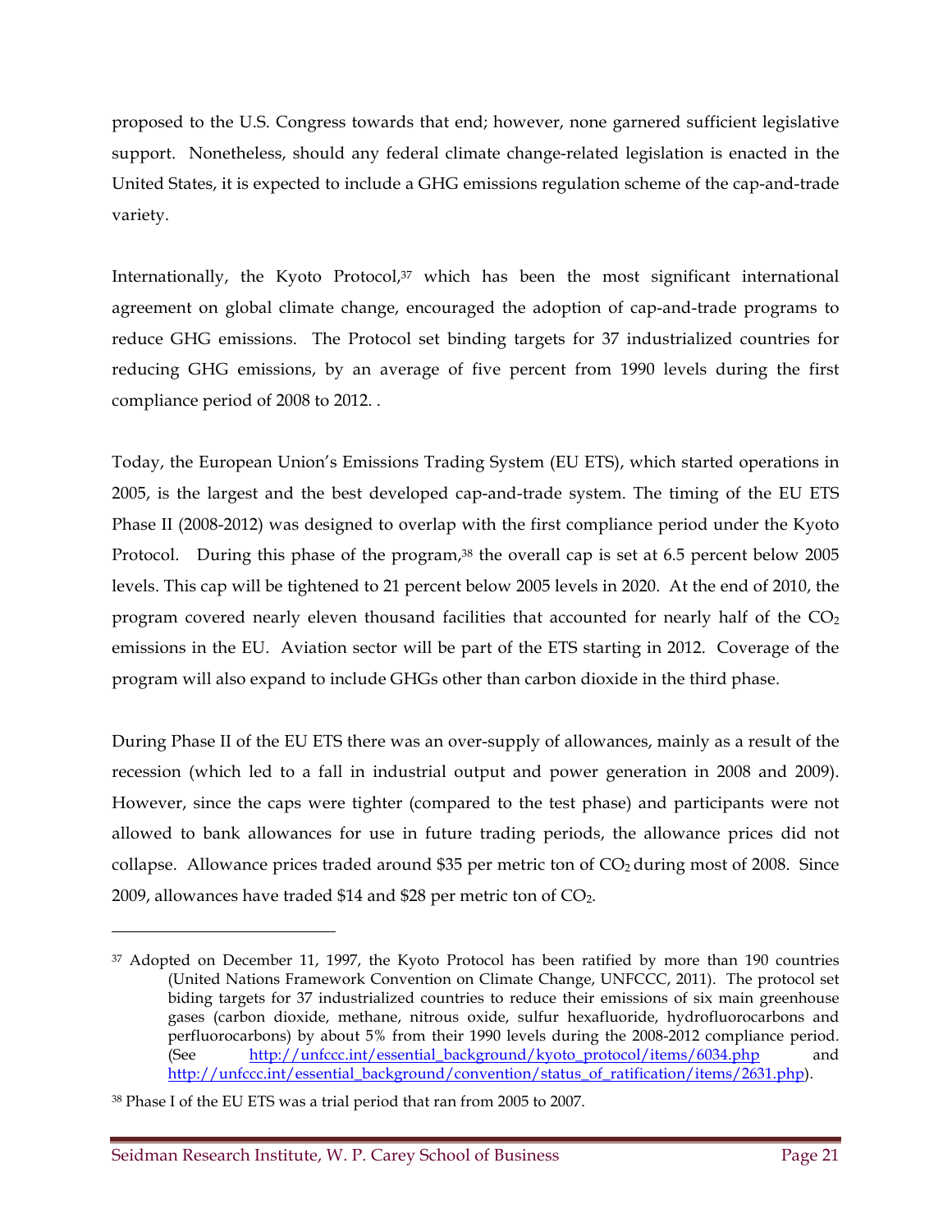proposed to the U.S. Congress towards that end; however, none garnered sufficient legislative support. Nonetheless, should any federal climate change-related legislation is enacted in the United States, it is expected to include a GHG emissions regulation scheme of the cap-and-trade variety.

Internationally, the Kyoto Protocol,[37] which has been the most significant international agreement on global climate change, encouraged the adoption of cap-and-trade programs to reduce GHG emissions. The Protocol set binding targets for 37 industrialized countries for reducing GHG emissions, by an average of five percent from 1990 levels during the first compliance period of 2008 to 2012. .

Today, the European Union's Emissions Trading System (EU ETS), which started operations in 2005, is the largest and the best developed cap-and-trade system. The timing of the EU ETS Phase II (2008-2012) was designed to overlap with the first compliance period under the Kyoto Protocol. During this phase of the program,[38] the overall cap is set at 6.5 percent below 2005 levels. This cap will be tightened to 21 percent below 2005 levels in 2020. At the end of 2010, the program covered nearly eleven thousand facilities that accounted for nearly half of the $CO_2$ emissions in the EU. Aviation sector will be part of the ETS starting in 2012. Coverage of the program will also expand to include GHGs other than carbon dioxide in the third phase.

During Phase II of the EU ETS there was an over-supply of allowances, mainly as a result of the recession (which led to a fall in industrial output and power generation in 2008 and 2009). However, since the caps were tighter (compared to the test phase) and participants were not allowed to bank allowances for use in future trading periods, the allowance prices did not collapse. Allowance prices traded around $35 per metric ton of $CO_2$ during most of 2008. Since 2009, allowances have traded $14 and $28 per metric ton of $CO_2$.

---

[37] Adopted on December 11, 1997, the Kyoto Protocol has been ratified by more than 190 countries (United Nations Framework Convention on Climate Change, UNFCCC, 2011). The protocol set biding targets for 37 industrialized countries to reduce their emissions of six main greenhouse gases (carbon dioxide, methane, nitrous oxide, sulfur hexafluoride, hydrofluorocarbons and perfluorocarbons) by about 5% from their 1990 levels during the 2008-2012 compliance period. (See http://unfccc.int/essential_background/kyoto_protocol/items/6034.php and http://unfccc.int/essential_background/convention/status_of_ratification/items/2631.php).

[38] Phase I of the EU ETS was a trial period that ran from 2005 to 2007.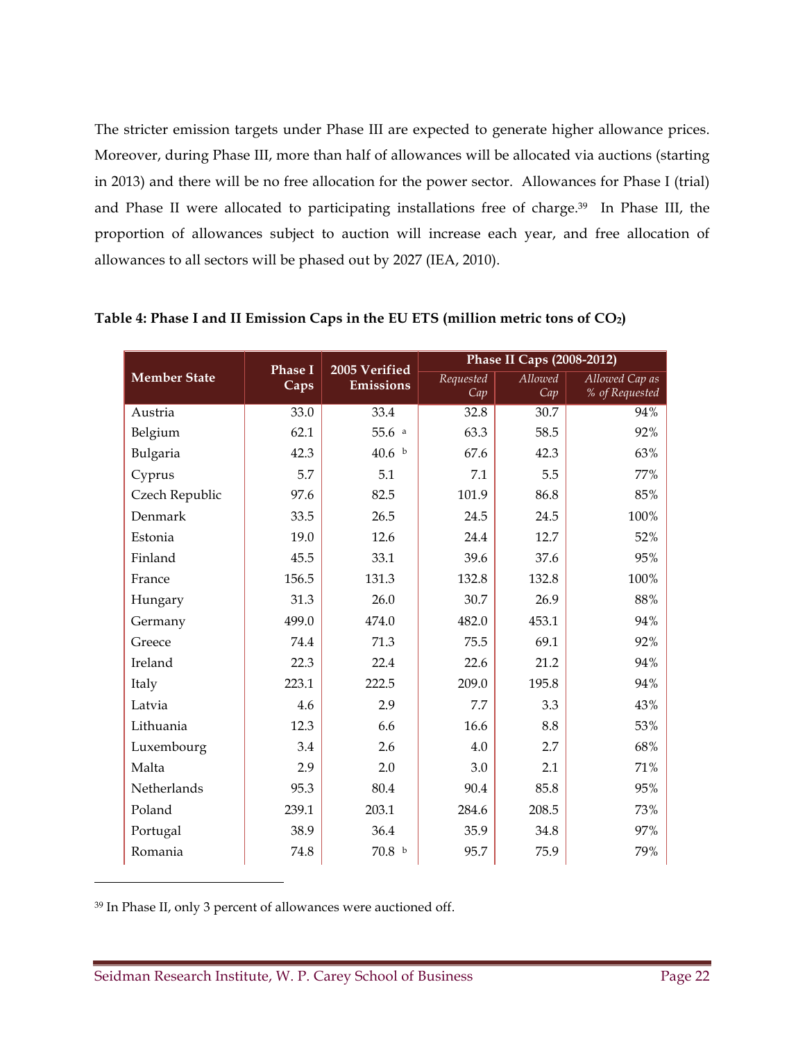The stricter emission targets under Phase III are expected to generate higher allowance prices. Moreover, during Phase III, more than half of allowances will be allocated via auctions (starting in 2013) and there will be no free allocation for the power sector. Allowances for Phase I (trial) and Phase II were allocated to participating installations free of charge.[39] In Phase III, the proportion of allowances subject to auction will increase each year, and free allocation of allowances to all sectors will be phased out by 2027 (IEA, 2010).

**Table 4: Phase I and II Emission Caps in the EU ETS (million metric tons of $CO_2$)**

| Member State | Phase I Caps | 2005 Verified Emissions | Phase II Caps (2008-2012) | | |
|---|---|---|---|---|---|
| | | | *Requested Cap* | *Allowed Cap* | *Allowed Cap as % of Requested* |
| Austria | 33.0 | 33.4 | 32.8 | 30.7 | 94% |
| Belgium | 62.1 | 55.6 [a] | 63.3 | 58.5 | 92% |
| Bulgaria | 42.3 | 40.6 [b] | 67.6 | 42.3 | 63% |
| Cyprus | 5.7 | 5.1 | 7.1 | 5.5 | 77% |
| Czech Republic | 97.6 | 82.5 | 101.9 | 86.8 | 85% |
| Denmark | 33.5 | 26.5 | 24.5 | 24.5 | 100% |
| Estonia | 19.0 | 12.6 | 24.4 | 12.7 | 52% |
| Finland | 45.5 | 33.1 | 39.6 | 37.6 | 95% |
| France | 156.5 | 131.3 | 132.8 | 132.8 | 100% |
| Hungary | 31.3 | 26.0 | 30.7 | 26.9 | 88% |
| Germany | 499.0 | 474.0 | 482.0 | 453.1 | 94% |
| Greece | 74.4 | 71.3 | 75.5 | 69.1 | 92% |
| Ireland | 22.3 | 22.4 | 22.6 | 21.2 | 94% |
| Italy | 223.1 | 222.5 | 209.0 | 195.8 | 94% |
| Latvia | 4.6 | 2.9 | 7.7 | 3.3 | 43% |
| Lithuania | 12.3 | 6.6 | 16.6 | 8.8 | 53% |
| Luxembourg | 3.4 | 2.6 | 4.0 | 2.7 | 68% |
| Malta | 2.9 | 2.0 | 3.0 | 2.1 | 71% |
| Netherlands | 95.3 | 80.4 | 90.4 | 85.8 | 95% |
| Poland | 239.1 | 203.1 | 284.6 | 208.5 | 73% |
| Portugal | 38.9 | 36.4 | 35.9 | 34.8 | 97% |
| Romania | 74.8 | 70.8 [b] | 95.7 | 75.9 | 79% |

[39] In Phase II, only 3 percent of allowances were auctioned off.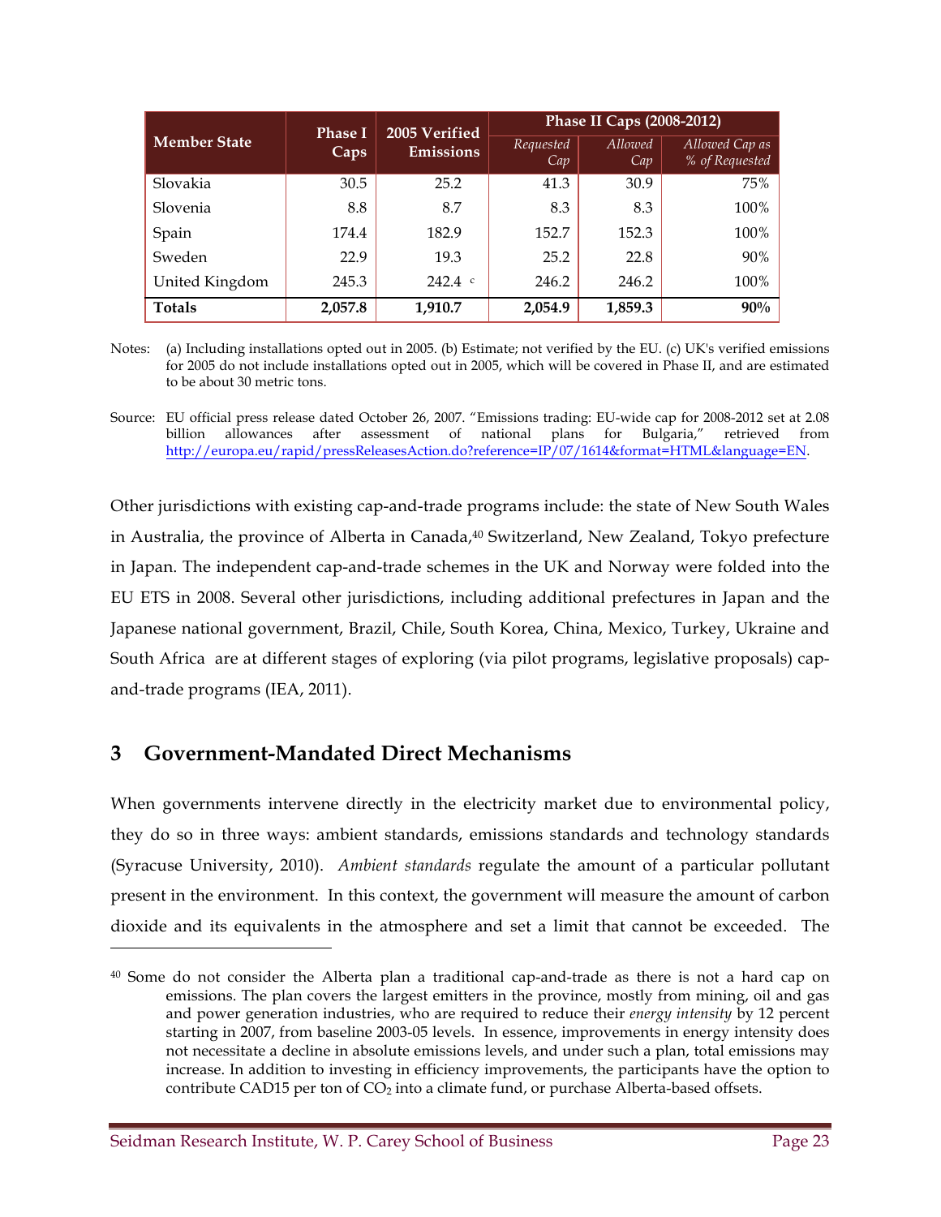| Member State | Phase I Caps | 2005 Verified Emissions | Phase II Caps (2008-2012) | | |
|---|---|---|---|---|---|
| | | | *Requested Cap* | *Allowed Cap* | *Allowed Cap as % of Requested* |
| Slovakia | 30.5 | 25.2 | 41.3 | 30.9 | 75% |
| Slovenia | 8.8 | 8.7 | 8.3 | 8.3 | 100% |
| Spain | 174.4 | 182.9 | 152.7 | 152.3 | 100% |
| Sweden | 22.9 | 19.3 | 25.2 | 22.8 | 90% |
| United Kingdom | 245.3 | 242.4 [c] | 246.2 | 246.2 | 100% |
| **Totals** | **2,057.8** | **1,910.7** | **2,054.9** | **1,859.3** | **90%** |

Notes: (a) Including installations opted out in 2005. (b) Estimate; not verified by the EU. (c) UK's verified emissions for 2005 do not include installations opted out in 2005, which will be covered in Phase II, and are estimated to be about 30 metric tons.

Source: EU official press release dated October 26, 2007. "Emissions trading: EU-wide cap for 2008-2012 set at 2.08 billion allowances after assessment of national plans for Bulgaria," retrieved from http://europa.eu/rapid/pressReleasesAction.do?reference=IP/07/1614&format=HTML&language=EN.

Other jurisdictions with existing cap-and-trade programs include: the state of New South Wales in Australia, the province of Alberta in Canada,[40] Switzerland, New Zealand, Tokyo prefecture in Japan. The independent cap-and-trade schemes in the UK and Norway were folded into the EU ETS in 2008. Several other jurisdictions, including additional prefectures in Japan and the Japanese national government, Brazil, Chile, South Korea, China, Mexico, Turkey, Ukraine and South Africa are at different stages of exploring (via pilot programs, legislative proposals) cap-and-trade programs (IEA, 2011).

## 3 Government-Mandated Direct Mechanisms

When governments intervene directly in the electricity market due to environmental policy, they do so in three ways: ambient standards, emissions standards and technology standards (Syracuse University, 2010). *Ambient standards* regulate the amount of a particular pollutant present in the environment. In this context, the government will measure the amount of carbon dioxide and its equivalents in the atmosphere and set a limit that cannot be exceeded. The

[40] Some do not consider the Alberta plan a traditional cap-and-trade as there is not a hard cap on emissions. The plan covers the largest emitters in the province, mostly from mining, oil and gas and power generation industries, who are required to reduce their *energy intensity* by 12 percent starting in 2007, from baseline 2003-05 levels. In essence, improvements in energy intensity does not necessitate a decline in absolute emissions levels, and under such a plan, total emissions may increase. In addition to investing in efficiency improvements, the participants have the option to contribute CAD15 per ton of $CO_2$ into a climate fund, or purchase Alberta-based offsets.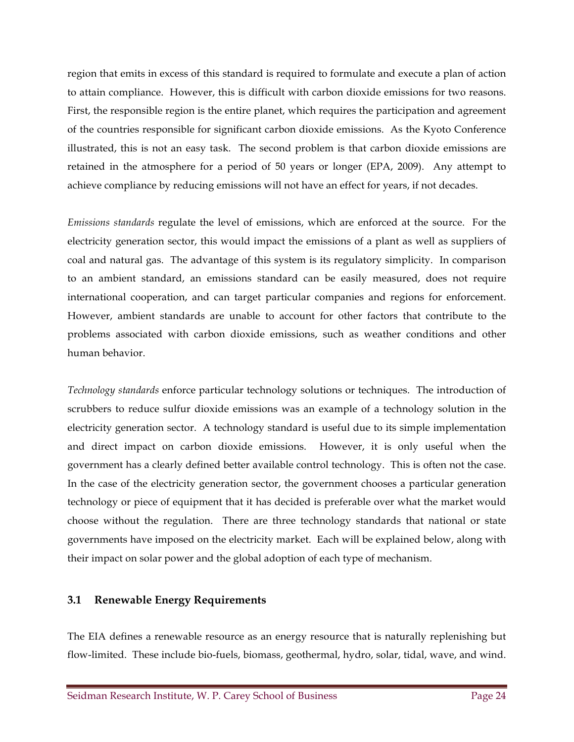region that emits in excess of this standard is required to formulate and execute a plan of action to attain compliance. However, this is difficult with carbon dioxide emissions for two reasons. First, the responsible region is the entire planet, which requires the participation and agreement of the countries responsible for significant carbon dioxide emissions. As the Kyoto Conference illustrated, this is not an easy task. The second problem is that carbon dioxide emissions are retained in the atmosphere for a period of 50 years or longer (EPA, 2009). Any attempt to achieve compliance by reducing emissions will not have an effect for years, if not decades.

*Emissions standards* regulate the level of emissions, which are enforced at the source. For the electricity generation sector, this would impact the emissions of a plant as well as suppliers of coal and natural gas. The advantage of this system is its regulatory simplicity. In comparison to an ambient standard, an emissions standard can be easily measured, does not require international cooperation, and can target particular companies and regions for enforcement. However, ambient standards are unable to account for other factors that contribute to the problems associated with carbon dioxide emissions, such as weather conditions and other human behavior.

*Technology standards* enforce particular technology solutions or techniques. The introduction of scrubbers to reduce sulfur dioxide emissions was an example of a technology solution in the electricity generation sector. A technology standard is useful due to its simple implementation and direct impact on carbon dioxide emissions. However, it is only useful when the government has a clearly defined better available control technology. This is often not the case. In the case of the electricity generation sector, the government chooses a particular generation technology or piece of equipment that it has decided is preferable over what the market would choose without the regulation. There are three technology standards that national or state governments have imposed on the electricity market. Each will be explained below, along with their impact on solar power and the global adoption of each type of mechanism.

## 3.1 Renewable Energy Requirements

The EIA defines a renewable resource as an energy resource that is naturally replenishing but flow-limited. These include bio-fuels, biomass, geothermal, hydro, solar, tidal, wave, and wind.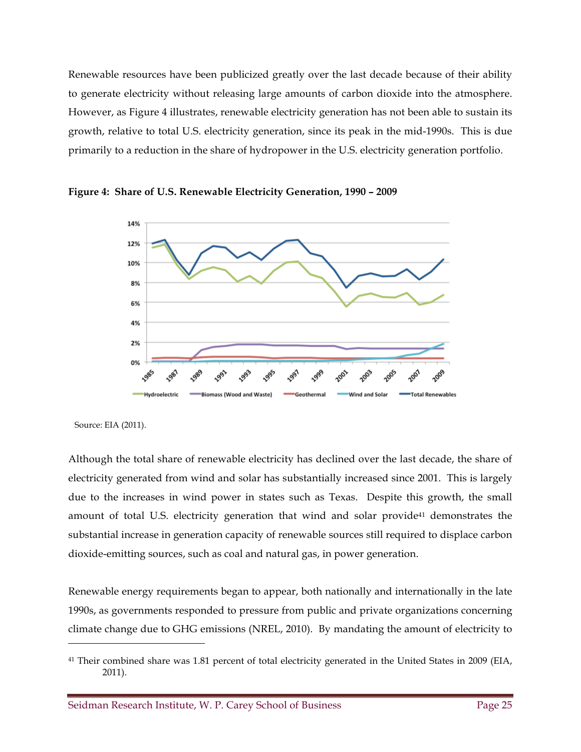Renewable resources have been publicized greatly over the last decade because of their ability to generate electricity without releasing large amounts of carbon dioxide into the atmosphere. However, as Figure 4 illustrates, renewable electricity generation has not been able to sustain its growth, relative to total U.S. electricity generation, since its peak in the mid-1990s. This is due primarily to a reduction in the share of hydropower in the U.S. electricity generation portfolio.

**Figure 4: Share of U.S. Renewable Electricity Generation, 1990 – 2009**

Source: EIA (2011).

Although the total share of renewable electricity has declined over the last decade, the share of electricity generated from wind and solar has substantially increased since 2001. This is largely due to the increases in wind power in states such as Texas. Despite this growth, the small amount of total U.S. electricity generation that wind and solar provide[41] demonstrates the substantial increase in generation capacity of renewable sources still required to displace carbon dioxide-emitting sources, such as coal and natural gas, in power generation.

Renewable energy requirements began to appear, both nationally and internationally in the late 1990s, as governments responded to pressure from public and private organizations concerning climate change due to GHG emissions (NREL, 2010). By mandating the amount of electricity to

[41] Their combined share was 1.81 percent of total electricity generated in the United States in 2009 (EIA, 2011).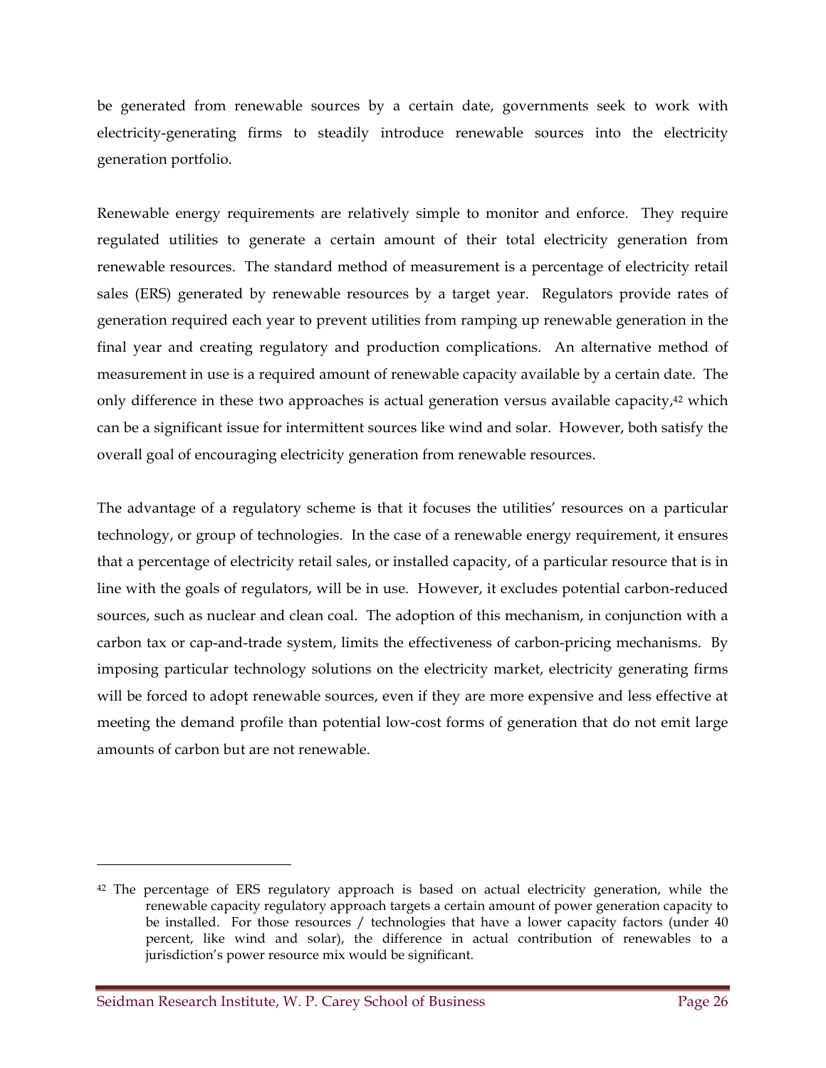be generated from renewable sources by a certain date, governments seek to work with electricity-generating firms to steadily introduce renewable sources into the electricity generation portfolio.

Renewable energy requirements are relatively simple to monitor and enforce. They require regulated utilities to generate a certain amount of their total electricity generation from renewable resources. The standard method of measurement is a percentage of electricity retail sales (ERS) generated by renewable resources by a target year. Regulators provide rates of generation required each year to prevent utilities from ramping up renewable generation in the final year and creating regulatory and production complications. An alternative method of measurement in use is a required amount of renewable capacity available by a certain date. The only difference in these two approaches is actual generation versus available capacity,[42] which can be a significant issue for intermittent sources like wind and solar. However, both satisfy the overall goal of encouraging electricity generation from renewable resources.

The advantage of a regulatory scheme is that it focuses the utilities' resources on a particular technology, or group of technologies. In the case of a renewable energy requirement, it ensures that a percentage of electricity retail sales, or installed capacity, of a particular resource that is in line with the goals of regulators, will be in use. However, it excludes potential carbon-reduced sources, such as nuclear and clean coal. The adoption of this mechanism, in conjunction with a carbon tax or cap-and-trade system, limits the effectiveness of carbon-pricing mechanisms. By imposing particular technology solutions on the electricity market, electricity generating firms will be forced to adopt renewable sources, even if they are more expensive and less effective at meeting the demand profile than potential low-cost forms of generation that do not emit large amounts of carbon but are not renewable.

---

[42] The percentage of ERS regulatory approach is based on actual electricity generation, while the renewable capacity regulatory approach targets a certain amount of power generation capacity to be installed. For those resources / technologies that have a lower capacity factors (under 40 percent, like wind and solar), the difference in actual contribution of renewables to a jurisdiction's power resource mix would be significant.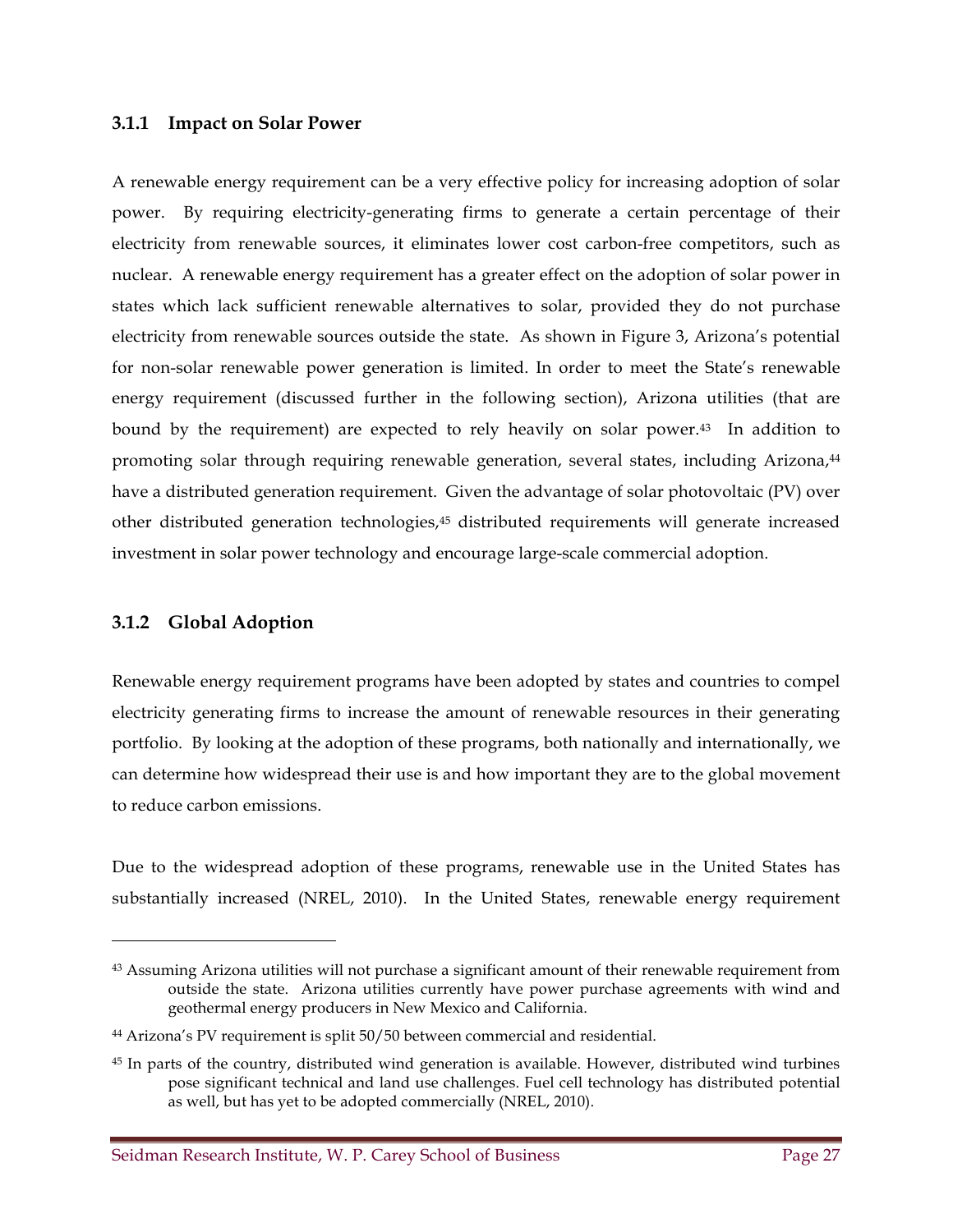### 3.1.1 Impact on Solar Power

A renewable energy requirement can be a very effective policy for increasing adoption of solar power. By requiring electricity-generating firms to generate a certain percentage of their electricity from renewable sources, it eliminates lower cost carbon-free competitors, such as nuclear. A renewable energy requirement has a greater effect on the adoption of solar power in states which lack sufficient renewable alternatives to solar, provided they do not purchase electricity from renewable sources outside the state. As shown in Figure 3, Arizona's potential for non-solar renewable power generation is limited. In order to meet the State's renewable energy requirement (discussed further in the following section), Arizona utilities (that are bound by the requirement) are expected to rely heavily on solar power.[43] In addition to promoting solar through requiring renewable generation, several states, including Arizona,[44] have a distributed generation requirement. Given the advantage of solar photovoltaic (PV) over other distributed generation technologies,[45] distributed requirements will generate increased investment in solar power technology and encourage large-scale commercial adoption.

### 3.1.2 Global Adoption

Renewable energy requirement programs have been adopted by states and countries to compel electricity generating firms to increase the amount of renewable resources in their generating portfolio. By looking at the adoption of these programs, both nationally and internationally, we can determine how widespread their use is and how important they are to the global movement to reduce carbon emissions.

Due to the widespread adoption of these programs, renewable use in the United States has substantially increased (NREL, 2010). In the United States, renewable energy requirement

---

[43] Assuming Arizona utilities will not purchase a significant amount of their renewable requirement from outside the state. Arizona utilities currently have power purchase agreements with wind and geothermal energy producers in New Mexico and California.

[44] Arizona's PV requirement is split 50/50 between commercial and residential.

[45] In parts of the country, distributed wind generation is available. However, distributed wind turbines pose significant technical and land use challenges. Fuel cell technology has distributed potential as well, but has yet to be adopted commercially (NREL, 2010).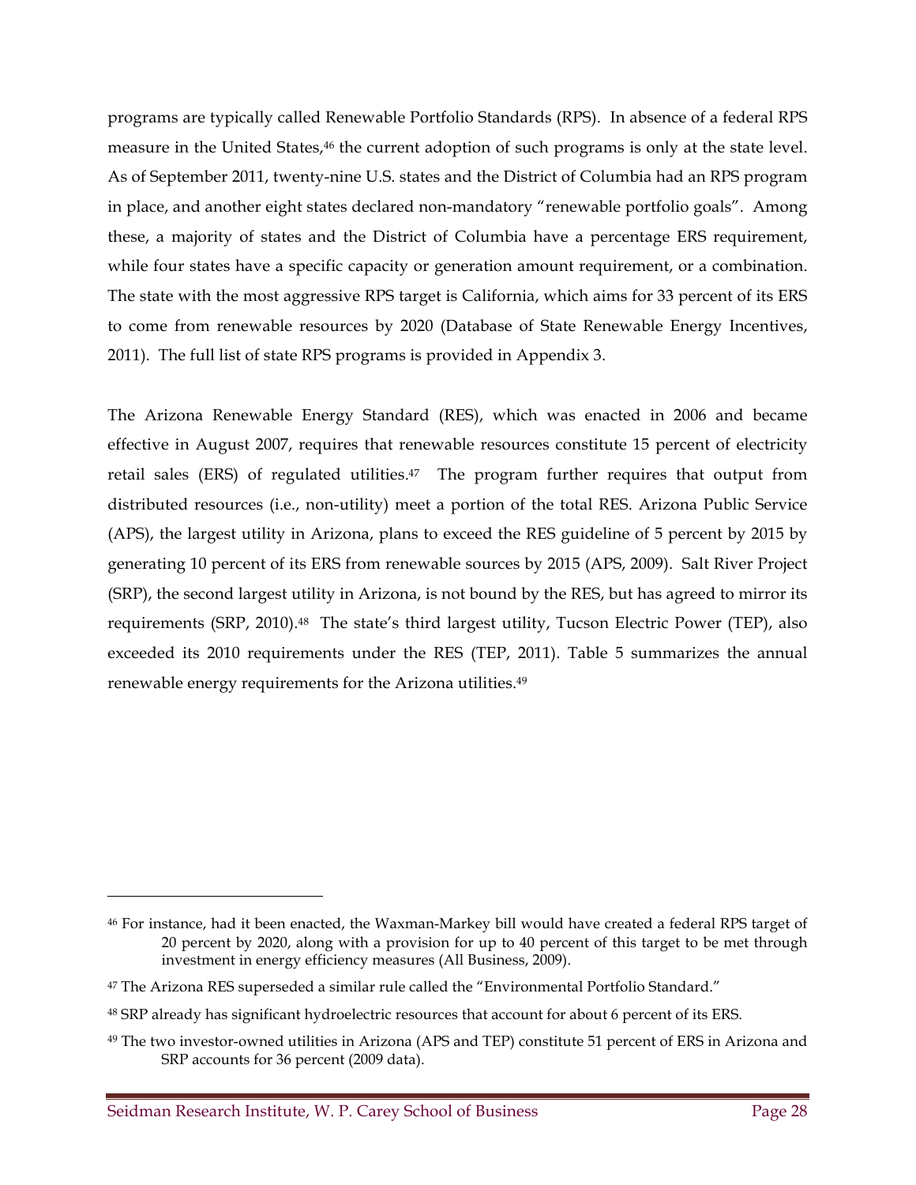programs are typically called Renewable Portfolio Standards (RPS). In absence of a federal RPS measure in the United States,[46] the current adoption of such programs is only at the state level. As of September 2011, twenty-nine U.S. states and the District of Columbia had an RPS program in place, and another eight states declared non-mandatory "renewable portfolio goals". Among these, a majority of states and the District of Columbia have a percentage ERS requirement, while four states have a specific capacity or generation amount requirement, or a combination. The state with the most aggressive RPS target is California, which aims for 33 percent of its ERS to come from renewable resources by 2020 (Database of State Renewable Energy Incentives, 2011). The full list of state RPS programs is provided in Appendix 3.

The Arizona Renewable Energy Standard (RES), which was enacted in 2006 and became effective in August 2007, requires that renewable resources constitute 15 percent of electricity retail sales (ERS) of regulated utilities.[47] The program further requires that output from distributed resources (i.e., non-utility) meet a portion of the total RES. Arizona Public Service (APS), the largest utility in Arizona, plans to exceed the RES guideline of 5 percent by 2015 by generating 10 percent of its ERS from renewable sources by 2015 (APS, 2009). Salt River Project (SRP), the second largest utility in Arizona, is not bound by the RES, but has agreed to mirror its requirements (SRP, 2010).[48] The state's third largest utility, Tucson Electric Power (TEP), also exceeded its 2010 requirements under the RES (TEP, 2011). Table 5 summarizes the annual renewable energy requirements for the Arizona utilities.[49]

---

[46] For instance, had it been enacted, the Waxman-Markey bill would have created a federal RPS target of 20 percent by 2020, along with a provision for up to 40 percent of this target to be met through investment in energy efficiency measures (All Business, 2009).

[47] The Arizona RES superseded a similar rule called the "Environmental Portfolio Standard."

[48] SRP already has significant hydroelectric resources that account for about 6 percent of its ERS.

[49] The two investor-owned utilities in Arizona (APS and TEP) constitute 51 percent of ERS in Arizona and SRP accounts for 36 percent (2009 data).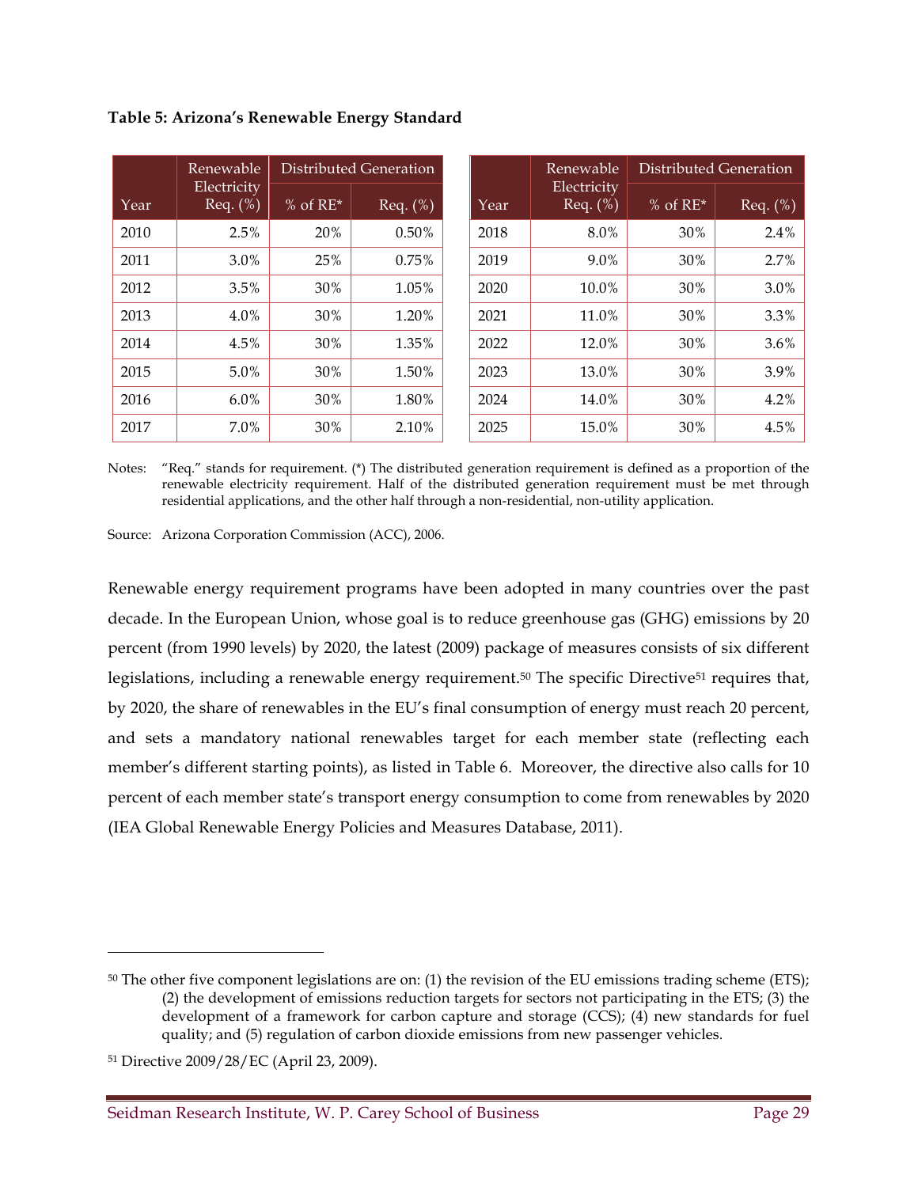**Table 5: Arizona's Renewable Energy Standard**

| Year | Renewable Electricity Req. (%) | Distributed Generation | | Year | Renewable Electricity Req. (%) | Distributed Generation | |
|---|---|---|---|---|---|---|---|
| | | % of RE* | Req. (%) | | | % of RE* | Req. (%) |
| 2010 | 2.5% | 20% | 0.50% | 2018 | 8.0% | 30% | 2.4% |
| 2011 | 3.0% | 25% | 0.75% | 2019 | 9.0% | 30% | 2.7% |
| 2012 | 3.5% | 30% | 1.05% | 2020 | 10.0% | 30% | 3.0% |
| 2013 | 4.0% | 30% | 1.20% | 2021 | 11.0% | 30% | 3.3% |
| 2014 | 4.5% | 30% | 1.35% | 2022 | 12.0% | 30% | 3.6% |
| 2015 | 5.0% | 30% | 1.50% | 2023 | 13.0% | 30% | 3.9% |
| 2016 | 6.0% | 30% | 1.80% | 2024 | 14.0% | 30% | 4.2% |
| 2017 | 7.0% | 30% | 2.10% | 2025 | 15.0% | 30% | 4.5% |

Notes: "Req." stands for requirement. (*) The distributed generation requirement is defined as a proportion of the renewable electricity requirement. Half of the distributed generation requirement must be met through residential applications, and the other half through a non-residential, non-utility application.

Source: Arizona Corporation Commission (ACC), 2006.

Renewable energy requirement programs have been adopted in many countries over the past decade. In the European Union, whose goal is to reduce greenhouse gas (GHG) emissions by 20 percent (from 1990 levels) by 2020, the latest (2009) package of measures consists of six different legislations, including a renewable energy requirement.[50] The specific Directive[51] requires that, by 2020, the share of renewables in the EU's final consumption of energy must reach 20 percent, and sets a mandatory national renewables target for each member state (reflecting each member's different starting points), as listed in Table 6. Moreover, the directive also calls for 10 percent of each member state's transport energy consumption to come from renewables by 2020 (IEA Global Renewable Energy Policies and Measures Database, 2011).

[50] The other five component legislations are on: (1) the revision of the EU emissions trading scheme (ETS); (2) the development of emissions reduction targets for sectors not participating in the ETS; (3) the development of a framework for carbon capture and storage (CCS); (4) new standards for fuel quality; and (5) regulation of carbon dioxide emissions from new passenger vehicles.

[51] Directive 2009/28/EC (April 23, 2009).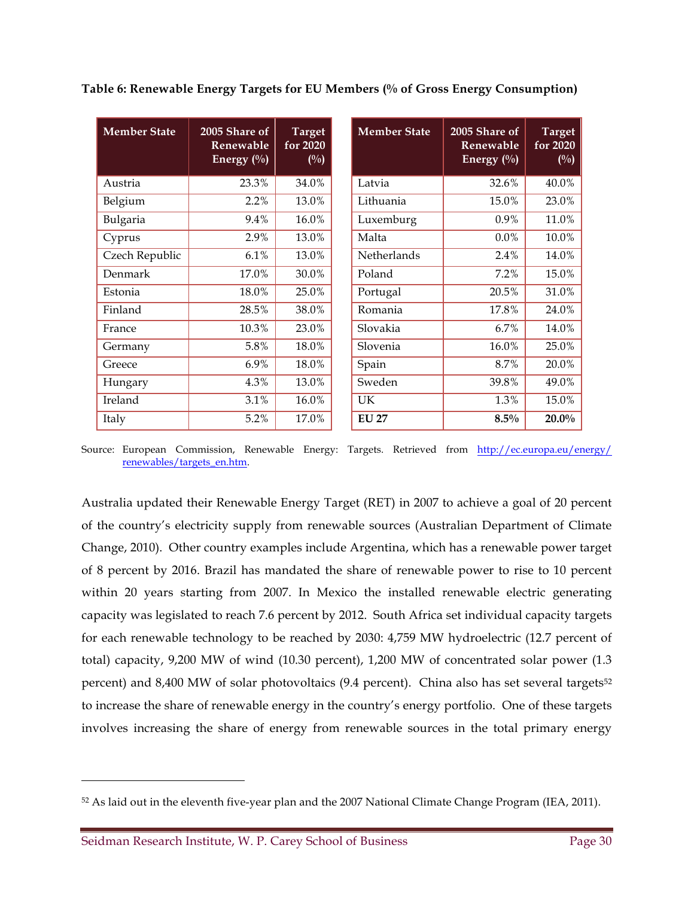**Table 6: Renewable Energy Targets for EU Members (% of Gross Energy Consumption)**

| Member State | 2005 Share of Renewable Energy (%) | Target for 2020 (%) | Member State | 2005 Share of Renewable Energy (%) | Target for 2020 (%) |
|---|---|---|---|---|---|
| Austria | 23.3% | 34.0% | Latvia | 32.6% | 40.0% |
| Belgium | 2.2% | 13.0% | Lithuania | 15.0% | 23.0% |
| Bulgaria | 9.4% | 16.0% | Luxemburg | 0.9% | 11.0% |
| Cyprus | 2.9% | 13.0% | Malta | 0.0% | 10.0% |
| Czech Republic | 6.1% | 13.0% | Netherlands | 2.4% | 14.0% |
| Denmark | 17.0% | 30.0% | Poland | 7.2% | 15.0% |
| Estonia | 18.0% | 25.0% | Portugal | 20.5% | 31.0% |
| Finland | 28.5% | 38.0% | Romania | 17.8% | 24.0% |
| France | 10.3% | 23.0% | Slovakia | 6.7% | 14.0% |
| Germany | 5.8% | 18.0% | Slovenia | 16.0% | 25.0% |
| Greece | 6.9% | 18.0% | Spain | 8.7% | 20.0% |
| Hungary | 4.3% | 13.0% | Sweden | 39.8% | 49.0% |
| Ireland | 3.1% | 16.0% | UK | 1.3% | 15.0% |
| Italy | 5.2% | 17.0% | **EU 27** | **8.5%** | **20.0%** |

Source: European Commission, Renewable Energy: Targets. Retrieved from http://ec.europa.eu/energy/renewables/targets_en.htm.

Australia updated their Renewable Energy Target (RET) in 2007 to achieve a goal of 20 percent of the country's electricity supply from renewable sources (Australian Department of Climate Change, 2010). Other country examples include Argentina, which has a renewable power target of 8 percent by 2016. Brazil has mandated the share of renewable power to rise to 10 percent within 20 years starting from 2007. In Mexico the installed renewable electric generating capacity was legislated to reach 7.6 percent by 2012. South Africa set individual capacity targets for each renewable technology to be reached by 2030: 4,759 MW hydroelectric (12.7 percent of total) capacity, 9,200 MW of wind (10.30 percent), 1,200 MW of concentrated solar power (1.3 percent) and 8,400 MW of solar photovoltaics (9.4 percent). China also has set several targets[52] to increase the share of renewable energy in the country's energy portfolio. One of these targets involves increasing the share of energy from renewable sources in the total primary energy

[52] As laid out in the eleventh five-year plan and the 2007 National Climate Change Program (IEA, 2011).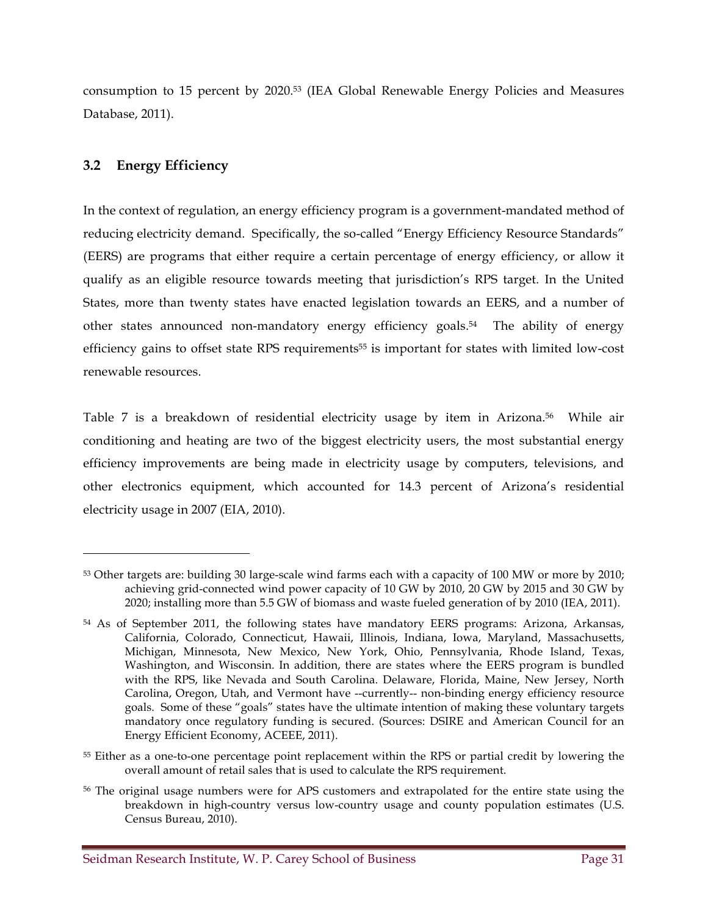consumption to 15 percent by 2020.[53] (IEA Global Renewable Energy Policies and Measures Database, 2011).

### 3.2 Energy Efficiency

In the context of regulation, an energy efficiency program is a government-mandated method of reducing electricity demand. Specifically, the so-called "Energy Efficiency Resource Standards" (EERS) are programs that either require a certain percentage of energy efficiency, or allow it qualify as an eligible resource towards meeting that jurisdiction's RPS target. In the United States, more than twenty states have enacted legislation towards an EERS, and a number of other states announced non-mandatory energy efficiency goals.[54] The ability of energy efficiency gains to offset state RPS requirements[55] is important for states with limited low-cost renewable resources.

Table 7 is a breakdown of residential electricity usage by item in Arizona.[56] While air conditioning and heating are two of the biggest electricity users, the most substantial energy efficiency improvements are being made in electricity usage by computers, televisions, and other electronics equipment, which accounted for 14.3 percent of Arizona's residential electricity usage in 2007 (EIA, 2010).

---

[53] Other targets are: building 30 large-scale wind farms each with a capacity of 100 MW or more by 2010; achieving grid-connected wind power capacity of 10 GW by 2010, 20 GW by 2015 and 30 GW by 2020; installing more than 5.5 GW of biomass and waste fueled generation of by 2010 (IEA, 2011).

[54] As of September 2011, the following states have mandatory EERS programs: Arizona, Arkansas, California, Colorado, Connecticut, Hawaii, Illinois, Indiana, Iowa, Maryland, Massachusetts, Michigan, Minnesota, New Mexico, New York, Ohio, Pennsylvania, Rhode Island, Texas, Washington, and Wisconsin. In addition, there are states where the EERS program is bundled with the RPS, like Nevada and South Carolina. Delaware, Florida, Maine, New Jersey, North Carolina, Oregon, Utah, and Vermont have --currently-- non-binding energy efficiency resource goals. Some of these "goals" states have the ultimate intention of making these voluntary targets mandatory once regulatory funding is secured. (Sources: DSIRE and American Council for an Energy Efficient Economy, ACEEE, 2011).

[55] Either as a one-to-one percentage point replacement within the RPS or partial credit by lowering the overall amount of retail sales that is used to calculate the RPS requirement.

[56] The original usage numbers were for APS customers and extrapolated for the entire state using the breakdown in high-country versus low-country usage and county population estimates (U.S. Census Bureau, 2010).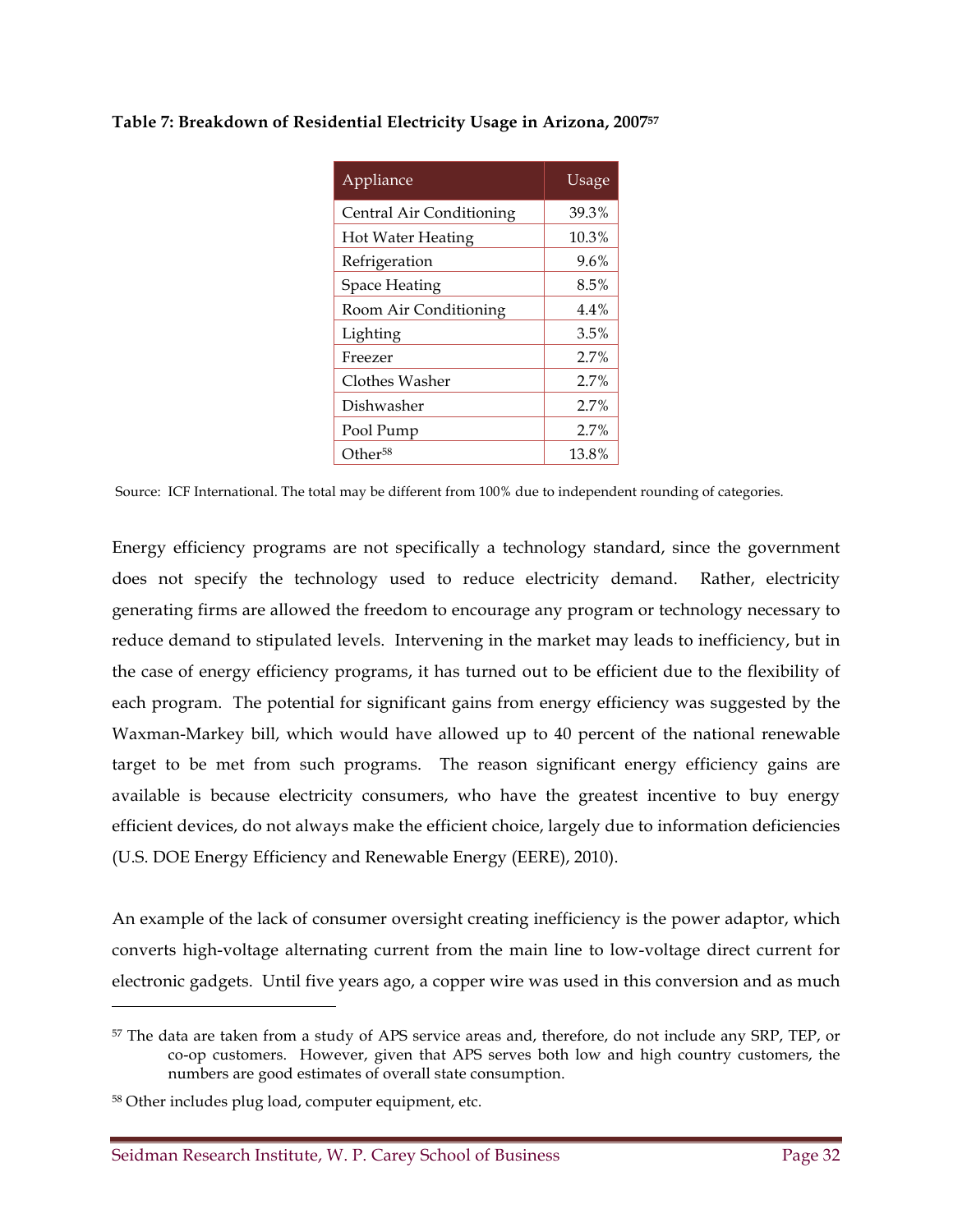**Table 7: Breakdown of Residential Electricity Usage in Arizona, 2007**[57]

| Appliance | Usage |
|---|---|
| Central Air Conditioning | 39.3% |
| Hot Water Heating | 10.3% |
| Refrigeration | 9.6% |
| Space Heating | 8.5% |
| Room Air Conditioning | 4.4% |
| Lighting | 3.5% |
| Freezer | 2.7% |
| Clothes Washer | 2.7% |
| Dishwasher | 2.7% |
| Pool Pump | 2.7% |
| Other[58] | 13.8% |

Source: ICF International. The total may be different from 100% due to independent rounding of categories.

Energy efficiency programs are not specifically a technology standard, since the government does not specify the technology used to reduce electricity demand. Rather, electricity generating firms are allowed the freedom to encourage any program or technology necessary to reduce demand to stipulated levels. Intervening in the market may leads to inefficiency, but in the case of energy efficiency programs, it has turned out to be efficient due to the flexibility of each program. The potential for significant gains from energy efficiency was suggested by the Waxman-Markey bill, which would have allowed up to 40 percent of the national renewable target to be met from such programs. The reason significant energy efficiency gains are available is because electricity consumers, who have the greatest incentive to buy energy efficient devices, do not always make the efficient choice, largely due to information deficiencies (U.S. DOE Energy Efficiency and Renewable Energy (EERE), 2010).

An example of the lack of consumer oversight creating inefficiency is the power adaptor, which converts high-voltage alternating current from the main line to low-voltage direct current for electronic gadgets. Until five years ago, a copper wire was used in this conversion and as much

---

[57] The data are taken from a study of APS service areas and, therefore, do not include any SRP, TEP, or co-op customers. However, given that APS serves both low and high country customers, the numbers are good estimates of overall state consumption.

[58] Other includes plug load, computer equipment, etc.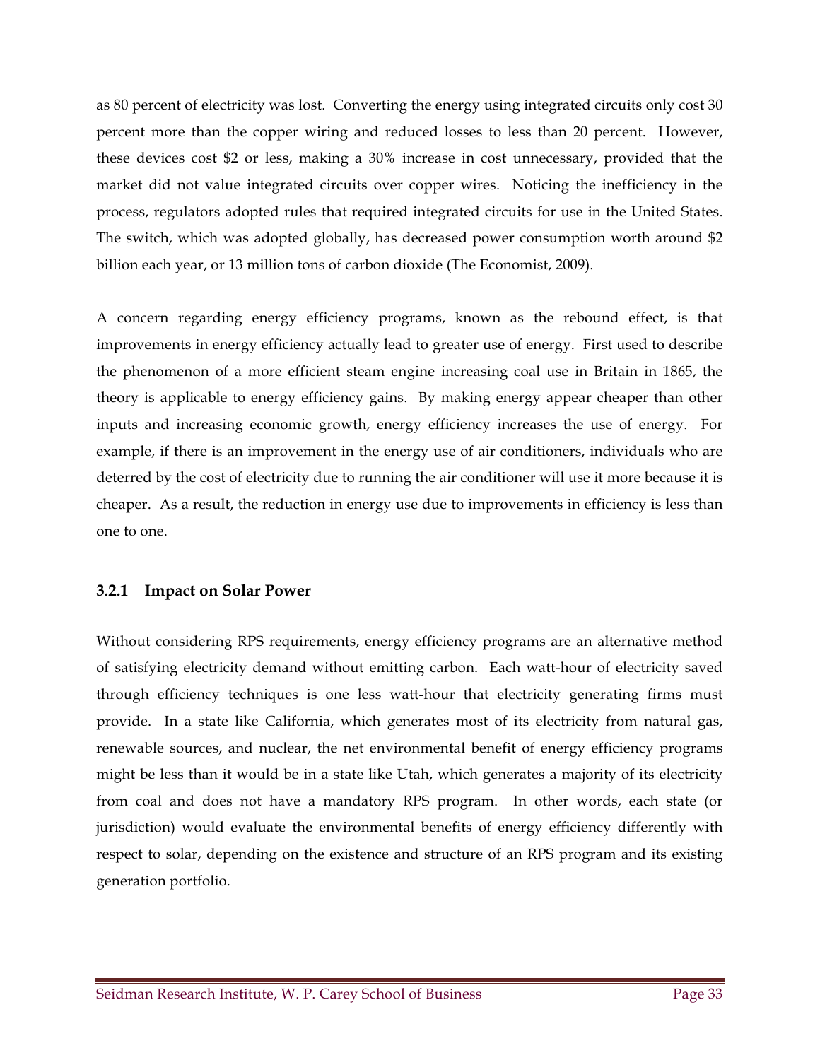as 80 percent of electricity was lost. Converting the energy using integrated circuits only cost 30 percent more than the copper wiring and reduced losses to less than 20 percent. However, these devices cost $2 or less, making a 30% increase in cost unnecessary, provided that the market did not value integrated circuits over copper wires. Noticing the inefficiency in the process, regulators adopted rules that required integrated circuits for use in the United States. The switch, which was adopted globally, has decreased power consumption worth around $2 billion each year, or 13 million tons of carbon dioxide (The Economist, 2009).

A concern regarding energy efficiency programs, known as the rebound effect, is that improvements in energy efficiency actually lead to greater use of energy. First used to describe the phenomenon of a more efficient steam engine increasing coal use in Britain in 1865, the theory is applicable to energy efficiency gains. By making energy appear cheaper than other inputs and increasing economic growth, energy efficiency increases the use of energy. For example, if there is an improvement in the energy use of air conditioners, individuals who are deterred by the cost of electricity due to running the air conditioner will use it more because it is cheaper. As a result, the reduction in energy use due to improvements in efficiency is less than one to one.

### 3.2.1 Impact on Solar Power

Without considering RPS requirements, energy efficiency programs are an alternative method of satisfying electricity demand without emitting carbon. Each watt-hour of electricity saved through efficiency techniques is one less watt-hour that electricity generating firms must provide. In a state like California, which generates most of its electricity from natural gas, renewable sources, and nuclear, the net environmental benefit of energy efficiency programs might be less than it would be in a state like Utah, which generates a majority of its electricity from coal and does not have a mandatory RPS program. In other words, each state (or jurisdiction) would evaluate the environmental benefits of energy efficiency differently with respect to solar, depending on the existence and structure of an RPS program and its existing generation portfolio.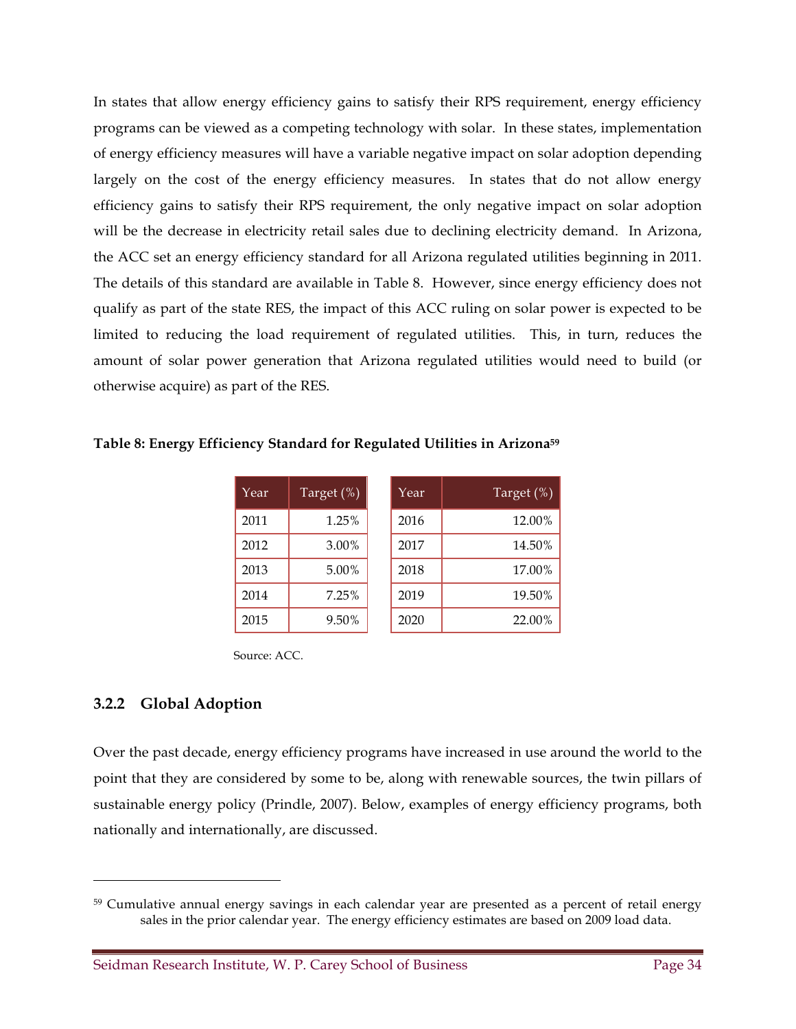In states that allow energy efficiency gains to satisfy their RPS requirement, energy efficiency programs can be viewed as a competing technology with solar. In these states, implementation of energy efficiency measures will have a variable negative impact on solar adoption depending largely on the cost of the energy efficiency measures. In states that do not allow energy efficiency gains to satisfy their RPS requirement, the only negative impact on solar adoption will be the decrease in electricity retail sales due to declining electricity demand. In Arizona, the ACC set an energy efficiency standard for all Arizona regulated utilities beginning in 2011. The details of this standard are available in Table 8. However, since energy efficiency does not qualify as part of the state RES, the impact of this ACC ruling on solar power is expected to be limited to reducing the load requirement of regulated utilities. This, in turn, reduces the amount of solar power generation that Arizona regulated utilities would need to build (or otherwise acquire) as part of the RES.

**Table 8: Energy Efficiency Standard for Regulated Utilities in Arizona**[59]

| Year | Target (%) | Year | Target (%) |
|---|---|---|---|
| 2011 | 1.25% | 2016 | 12.00% |
| 2012 | 3.00% | 2017 | 14.50% |
| 2013 | 5.00% | 2018 | 17.00% |
| 2014 | 7.25% | 2019 | 19.50% |
| 2015 | 9.50% | 2020 | 22.00% |

Source: ACC.

### 3.2.2 Global Adoption

Over the past decade, energy efficiency programs have increased in use around the world to the point that they are considered by some to be, along with renewable sources, the twin pillars of sustainable energy policy (Prindle, 2007). Below, examples of energy efficiency programs, both nationally and internationally, are discussed.

---

[59] Cumulative annual energy savings in each calendar year are presented as a percent of retail energy sales in the prior calendar year. The energy efficiency estimates are based on 2009 load data.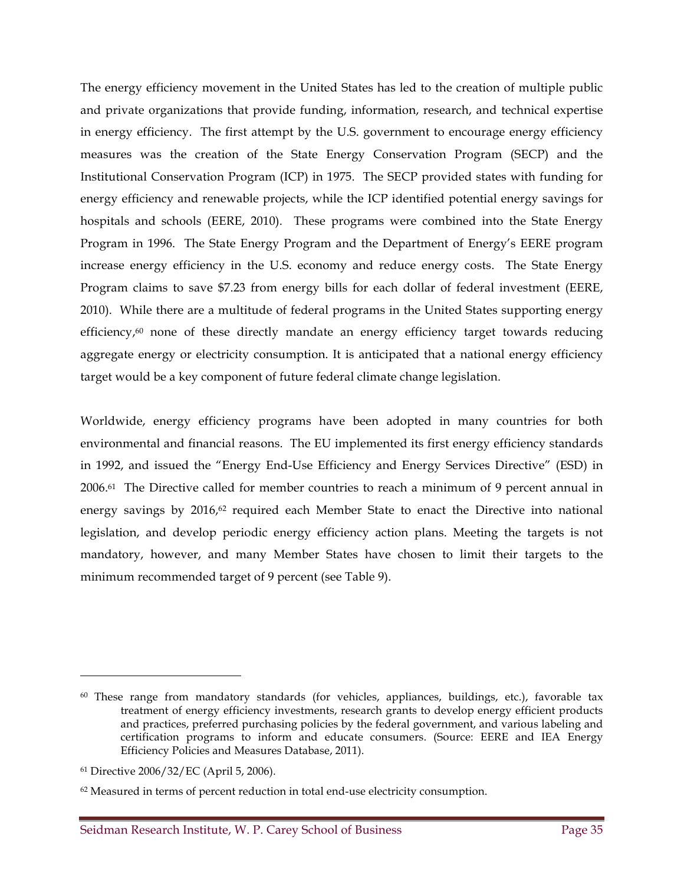The energy efficiency movement in the United States has led to the creation of multiple public and private organizations that provide funding, information, research, and technical expertise in energy efficiency. The first attempt by the U.S. government to encourage energy efficiency measures was the creation of the State Energy Conservation Program (SECP) and the Institutional Conservation Program (ICP) in 1975. The SECP provided states with funding for energy efficiency and renewable projects, while the ICP identified potential energy savings for hospitals and schools (EERE, 2010). These programs were combined into the State Energy Program in 1996. The State Energy Program and the Department of Energy's EERE program increase energy efficiency in the U.S. economy and reduce energy costs. The State Energy Program claims to save $7.23 from energy bills for each dollar of federal investment (EERE, 2010). While there are a multitude of federal programs in the United States supporting energy efficiency,[60] none of these directly mandate an energy efficiency target towards reducing aggregate energy or electricity consumption. It is anticipated that a national energy efficiency target would be a key component of future federal climate change legislation.

Worldwide, energy efficiency programs have been adopted in many countries for both environmental and financial reasons. The EU implemented its first energy efficiency standards in 1992, and issued the "Energy End-Use Efficiency and Energy Services Directive" (ESD) in 2006.[61] The Directive called for member countries to reach a minimum of 9 percent annual in energy savings by 2016,[62] required each Member State to enact the Directive into national legislation, and develop periodic energy efficiency action plans. Meeting the targets is not mandatory, however, and many Member States have chosen to limit their targets to the minimum recommended target of 9 percent (see Table 9).

---

[60] These range from mandatory standards (for vehicles, appliances, buildings, etc.), favorable tax treatment of energy efficiency investments, research grants to develop energy efficient products and practices, preferred purchasing policies by the federal government, and various labeling and certification programs to inform and educate consumers. (Source: EERE and IEA Energy Efficiency Policies and Measures Database, 2011).

[61] Directive 2006/32/EC (April 5, 2006).

[62] Measured in terms of percent reduction in total end-use electricity consumption.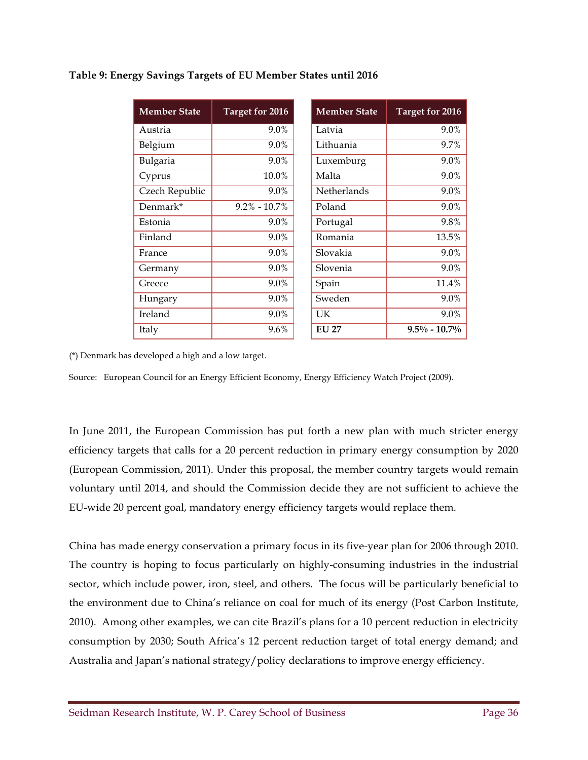**Table 9: Energy Savings Targets of EU Member States until 2016**

| Member State | Target for 2016 | Member State | Target for 2016 |
|---|---|---|---|
| Austria | 9.0% | Latvia | 9.0% |
| Belgium | 9.0% | Lithuania | 9.7% |
| Bulgaria | 9.0% | Luxemburg | 9.0% |
| Cyprus | 10.0% | Malta | 9.0% |
| Czech Republic | 9.0% | Netherlands | 9.0% |
| Denmark* | 9.2% - 10.7% | Poland | 9.0% |
| Estonia | 9.0% | Portugal | 9.8% |
| Finland | 9.0% | Romania | 13.5% |
| France | 9.0% | Slovakia | 9.0% |
| Germany | 9.0% | Slovenia | 9.0% |
| Greece | 9.0% | Spain | 11.4% |
| Hungary | 9.0% | Sweden | 9.0% |
| Ireland | 9.0% | UK | 9.0% |
| Italy | 9.6% | **EU 27** | **9.5% - 10.7%** |

(*) Denmark has developed a high and a low target.

Source: European Council for an Energy Efficient Economy, Energy Efficiency Watch Project (2009).

In June 2011, the European Commission has put forth a new plan with much stricter energy efficiency targets that calls for a 20 percent reduction in primary energy consumption by 2020 (European Commission, 2011). Under this proposal, the member country targets would remain voluntary until 2014, and should the Commission decide they are not sufficient to achieve the EU-wide 20 percent goal, mandatory energy efficiency targets would replace them.

China has made energy conservation a primary focus in its five-year plan for 2006 through 2010. The country is hoping to focus particularly on highly-consuming industries in the industrial sector, which include power, iron, steel, and others. The focus will be particularly beneficial to the environment due to China's reliance on coal for much of its energy (Post Carbon Institute, 2010). Among other examples, we can cite Brazil's plans for a 10 percent reduction in electricity consumption by 2030; South Africa's 12 percent reduction target of total energy demand; and Australia and Japan's national strategy/policy declarations to improve energy efficiency.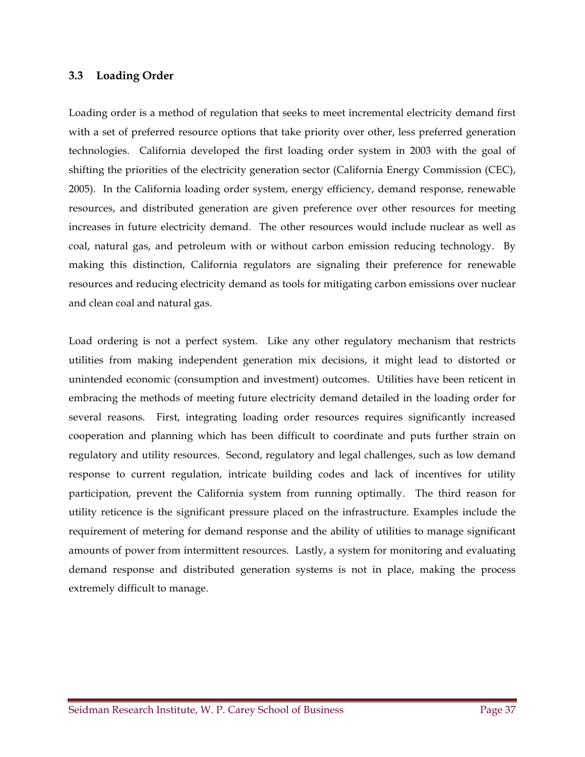### 3.3 Loading Order

Loading order is a method of regulation that seeks to meet incremental electricity demand first with a set of preferred resource options that take priority over other, less preferred generation technologies. California developed the first loading order system in 2003 with the goal of shifting the priorities of the electricity generation sector (California Energy Commission (CEC), 2005). In the California loading order system, energy efficiency, demand response, renewable resources, and distributed generation are given preference over other resources for meeting increases in future electricity demand. The other resources would include nuclear as well as coal, natural gas, and petroleum with or without carbon emission reducing technology. By making this distinction, California regulators are signaling their preference for renewable resources and reducing electricity demand as tools for mitigating carbon emissions over nuclear and clean coal and natural gas.

Load ordering is not a perfect system. Like any other regulatory mechanism that restricts utilities from making independent generation mix decisions, it might lead to distorted or unintended economic (consumption and investment) outcomes. Utilities have been reticent in embracing the methods of meeting future electricity demand detailed in the loading order for several reasons. First, integrating loading order resources requires significantly increased cooperation and planning which has been difficult to coordinate and puts further strain on regulatory and utility resources. Second, regulatory and legal challenges, such as low demand response to current regulation, intricate building codes and lack of incentives for utility participation, prevent the California system from running optimally. The third reason for utility reticence is the significant pressure placed on the infrastructure. Examples include the requirement of metering for demand response and the ability of utilities to manage significant amounts of power from intermittent resources. Lastly, a system for monitoring and evaluating demand response and distributed generation systems is not in place, making the process extremely difficult to manage.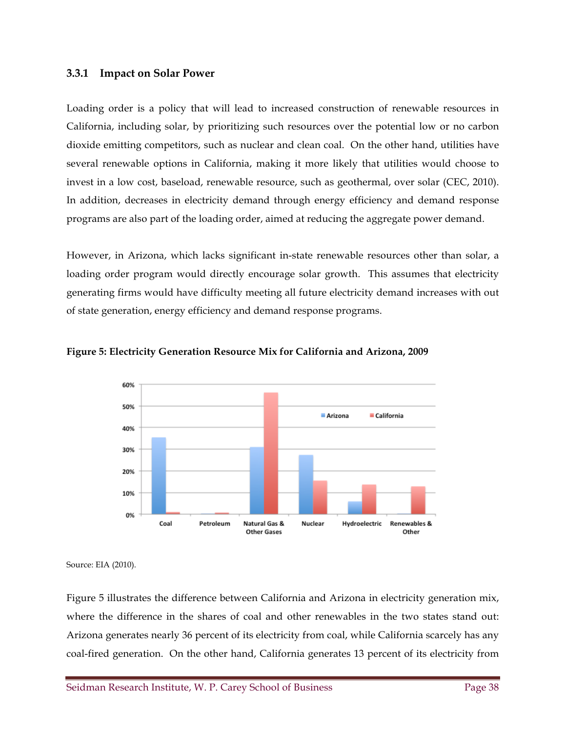### 3.3.1 Impact on Solar Power

Loading order is a policy that will lead to increased construction of renewable resources in California, including solar, by prioritizing such resources over the potential low or no carbon dioxide emitting competitors, such as nuclear and clean coal. On the other hand, utilities have several renewable options in California, making it more likely that utilities would choose to invest in a low cost, baseload, renewable resource, such as geothermal, over solar (CEC, 2010). In addition, decreases in electricity demand through energy efficiency and demand response programs are also part of the loading order, aimed at reducing the aggregate power demand.

However, in Arizona, which lacks significant in-state renewable resources other than solar, a loading order program would directly encourage solar growth. This assumes that electricity generating firms would have difficulty meeting all future electricity demand increases with out of state generation, energy efficiency and demand response programs.

**Figure 5: Electricity Generation Resource Mix for California and Arizona, 2009**

Source: EIA (2010).

Figure 5 illustrates the difference between California and Arizona in electricity generation mix, where the difference in the shares of coal and other renewables in the two states stand out: Arizona generates nearly 36 percent of its electricity from coal, while California scarcely has any coal-fired generation. On the other hand, California generates 13 percent of its electricity from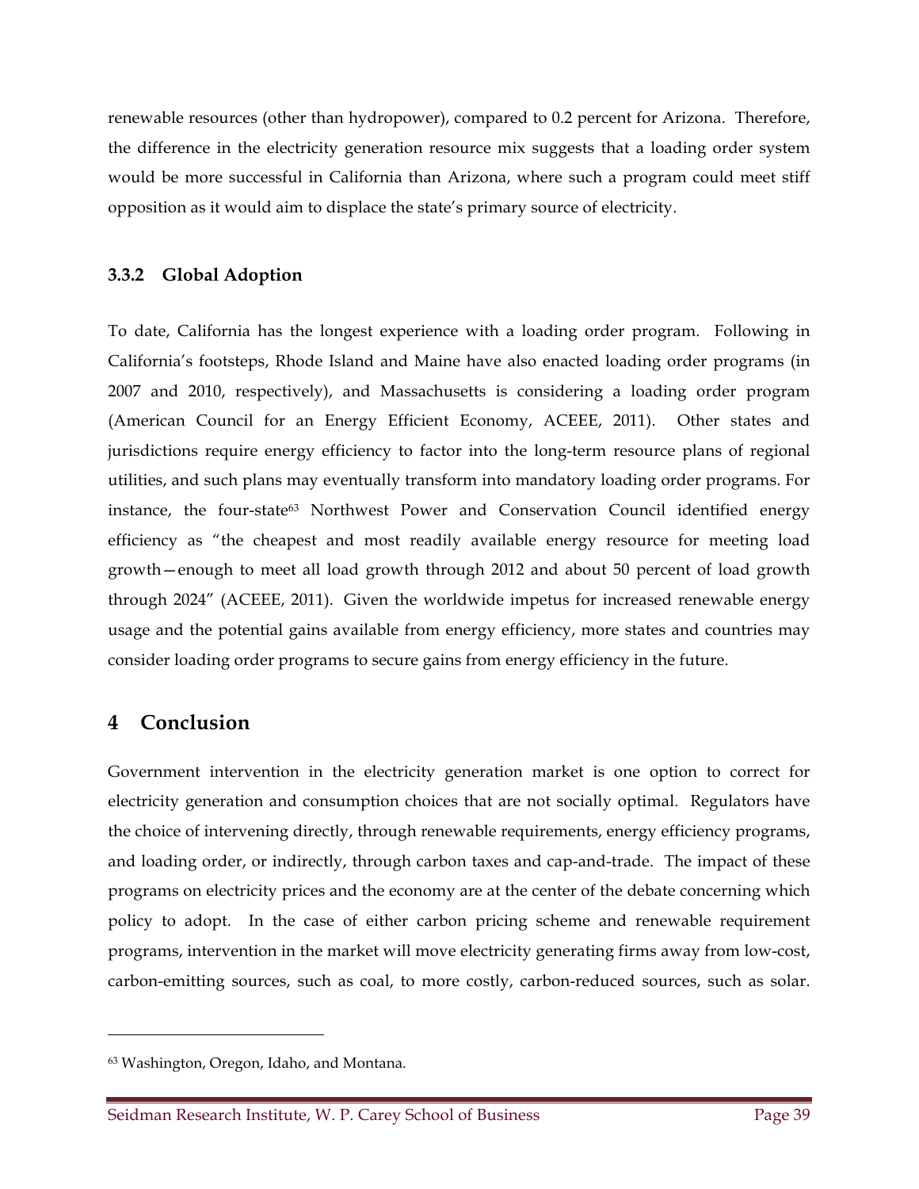renewable resources (other than hydropower), compared to 0.2 percent for Arizona. Therefore, the difference in the electricity generation resource mix suggests that a loading order system would be more successful in California than Arizona, where such a program could meet stiff opposition as it would aim to displace the state's primary source of electricity.

### 3.3.2 Global Adoption

To date, California has the longest experience with a loading order program. Following in California's footsteps, Rhode Island and Maine have also enacted loading order programs (in 2007 and 2010, respectively), and Massachusetts is considering a loading order program (American Council for an Energy Efficient Economy, ACEEE, 2011). Other states and jurisdictions require energy efficiency to factor into the long-term resource plans of regional utilities, and such plans may eventually transform into mandatory loading order programs. For instance, the four-state[63] Northwest Power and Conservation Council identified energy efficiency as "the cheapest and most readily available energy resource for meeting load growth—enough to meet all load growth through 2012 and about 50 percent of load growth through 2024" (ACEEE, 2011). Given the worldwide impetus for increased renewable energy usage and the potential gains available from energy efficiency, more states and countries may consider loading order programs to secure gains from energy efficiency in the future.

## 4 Conclusion

Government intervention in the electricity generation market is one option to correct for electricity generation and consumption choices that are not socially optimal. Regulators have the choice of intervening directly, through renewable requirements, energy efficiency programs, and loading order, or indirectly, through carbon taxes and cap-and-trade. The impact of these programs on electricity prices and the economy are at the center of the debate concerning which policy to adopt. In the case of either carbon pricing scheme and renewable requirement programs, intervention in the market will move electricity generating firms away from low-cost, carbon-emitting sources, such as coal, to more costly, carbon-reduced sources, such as solar.

[63] Washington, Oregon, Idaho, and Montana.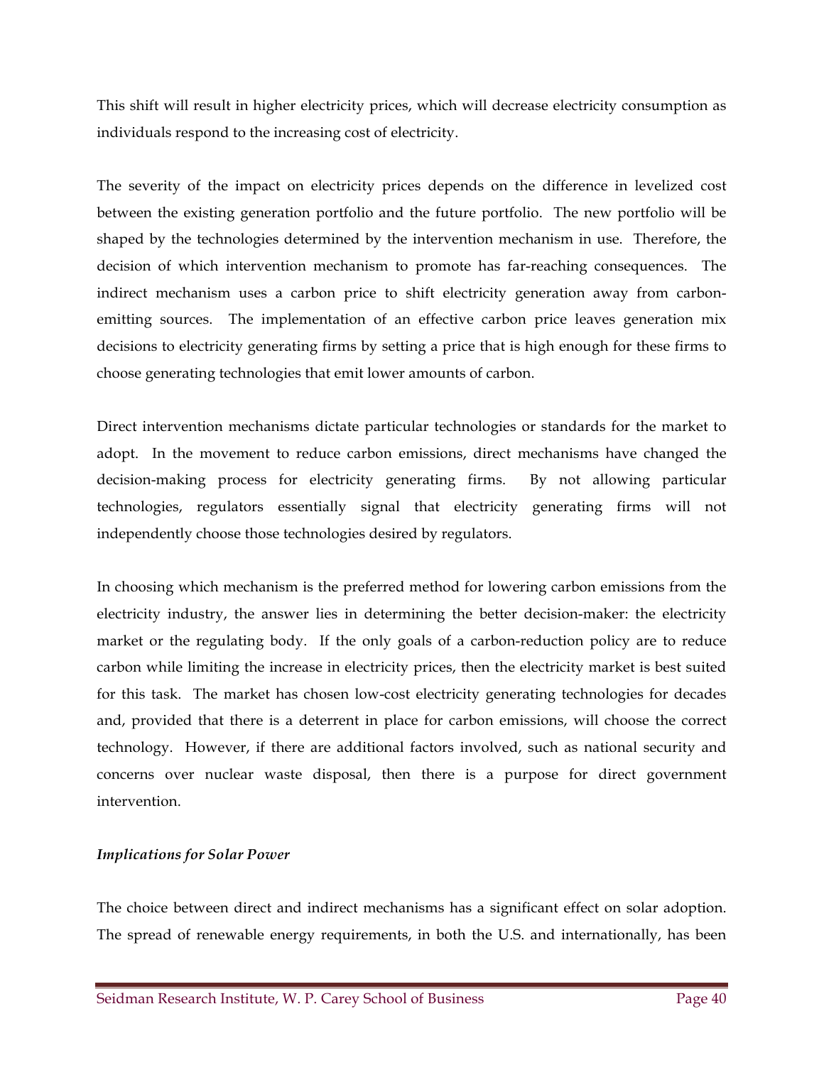This shift will result in higher electricity prices, which will decrease electricity consumption as individuals respond to the increasing cost of electricity.

The severity of the impact on electricity prices depends on the difference in levelized cost between the existing generation portfolio and the future portfolio. The new portfolio will be shaped by the technologies determined by the intervention mechanism in use. Therefore, the decision of which intervention mechanism to promote has far-reaching consequences. The indirect mechanism uses a carbon price to shift electricity generation away from carbon-emitting sources. The implementation of an effective carbon price leaves generation mix decisions to electricity generating firms by setting a price that is high enough for these firms to choose generating technologies that emit lower amounts of carbon.

Direct intervention mechanisms dictate particular technologies or standards for the market to adopt. In the movement to reduce carbon emissions, direct mechanisms have changed the decision-making process for electricity generating firms. By not allowing particular technologies, regulators essentially signal that electricity generating firms will not independently choose those technologies desired by regulators.

In choosing which mechanism is the preferred method for lowering carbon emissions from the electricity industry, the answer lies in determining the better decision-maker: the electricity market or the regulating body. If the only goals of a carbon-reduction policy are to reduce carbon while limiting the increase in electricity prices, then the electricity market is best suited for this task. The market has chosen low-cost electricity generating technologies for decades and, provided that there is a deterrent in place for carbon emissions, will choose the correct technology. However, if there are additional factors involved, such as national security and concerns over nuclear waste disposal, then there is a purpose for direct government intervention.

***Implications for Solar Power***

The choice between direct and indirect mechanisms has a significant effect on solar adoption. The spread of renewable energy requirements, in both the U.S. and internationally, has been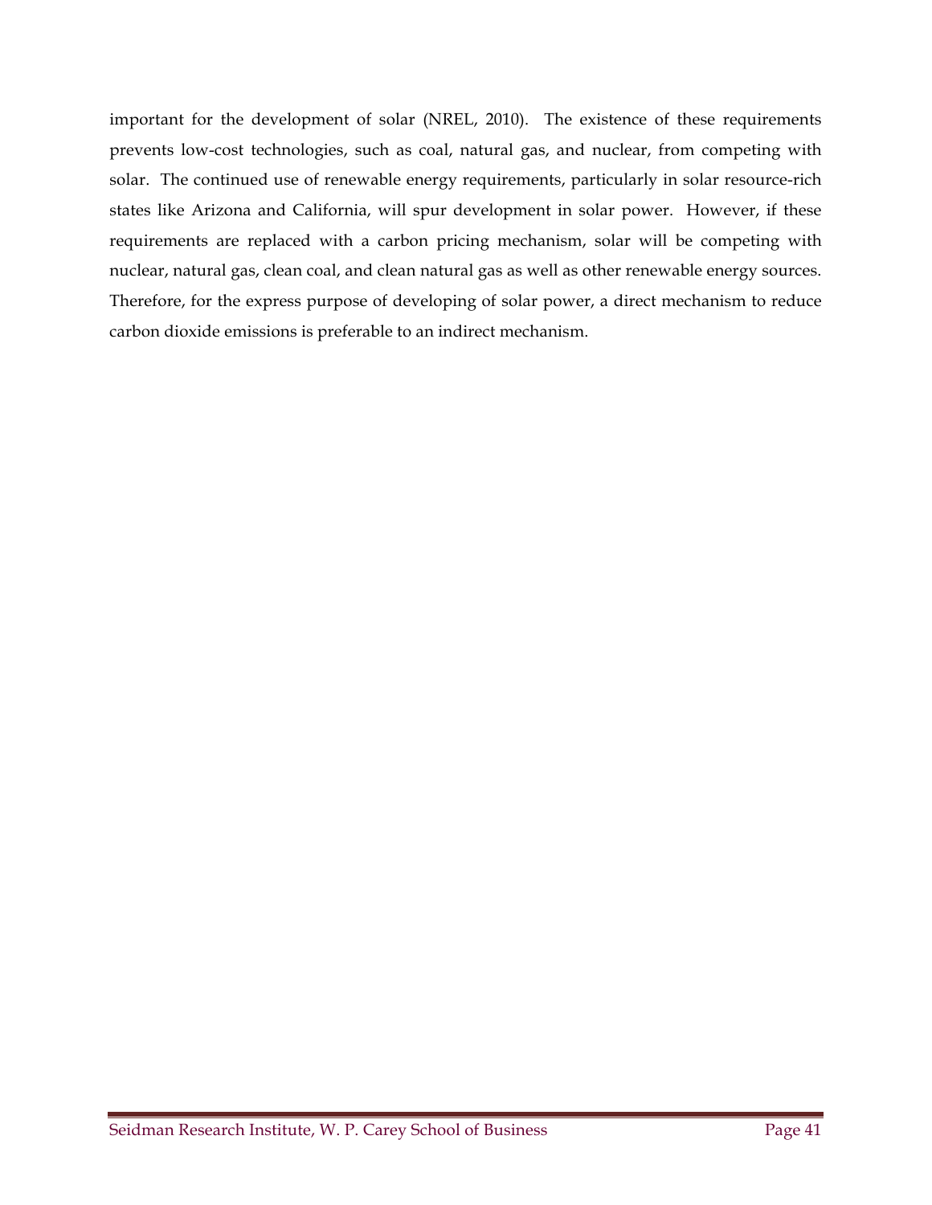important for the development of solar (NREL, 2010). The existence of these requirements prevents low-cost technologies, such as coal, natural gas, and nuclear, from competing with solar. The continued use of renewable energy requirements, particularly in solar resource-rich states like Arizona and California, will spur development in solar power. However, if these requirements are replaced with a carbon pricing mechanism, solar will be competing with nuclear, natural gas, clean coal, and clean natural gas as well as other renewable energy sources. Therefore, for the express purpose of developing of solar power, a direct mechanism to reduce carbon dioxide emissions is preferable to an indirect mechanism.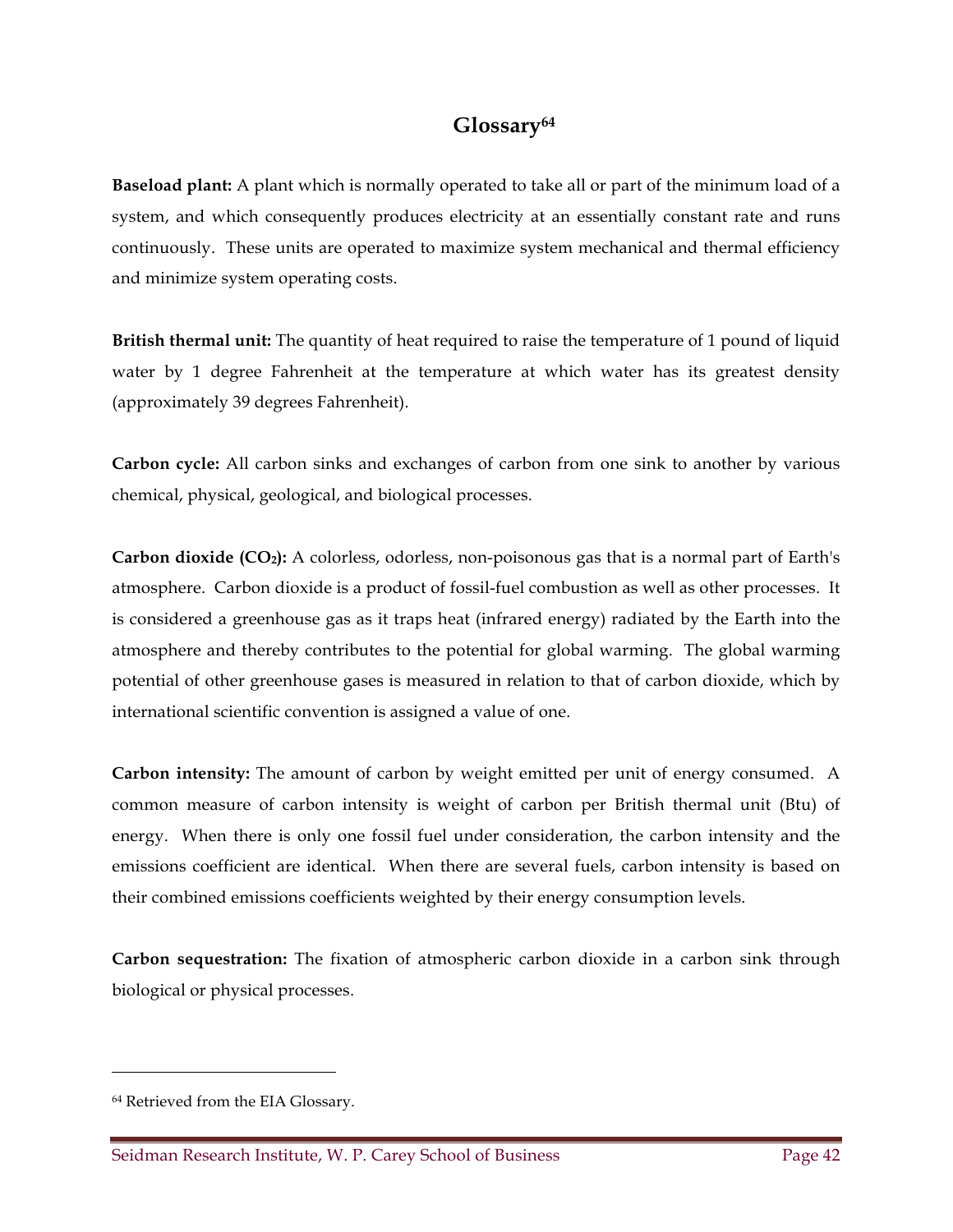# Glossary[64]

**Baseload plant:** A plant which is normally operated to take all or part of the minimum load of a system, and which consequently produces electricity at an essentially constant rate and runs continuously. These units are operated to maximize system mechanical and thermal efficiency and minimize system operating costs.

**British thermal unit:** The quantity of heat required to raise the temperature of 1 pound of liquid water by 1 degree Fahrenheit at the temperature at which water has its greatest density (approximately 39 degrees Fahrenheit).

**Carbon cycle:** All carbon sinks and exchanges of carbon from one sink to another by various chemical, physical, geological, and biological processes.

**Carbon dioxide ($CO_2$):** A colorless, odorless, non-poisonous gas that is a normal part of Earth's atmosphere. Carbon dioxide is a product of fossil-fuel combustion as well as other processes. It is considered a greenhouse gas as it traps heat (infrared energy) radiated by the Earth into the atmosphere and thereby contributes to the potential for global warming. The global warming potential of other greenhouse gases is measured in relation to that of carbon dioxide, which by international scientific convention is assigned a value of one.

**Carbon intensity:** The amount of carbon by weight emitted per unit of energy consumed. A common measure of carbon intensity is weight of carbon per British thermal unit (Btu) of energy. When there is only one fossil fuel under consideration, the carbon intensity and the emissions coefficient are identical. When there are several fuels, carbon intensity is based on their combined emissions coefficients weighted by their energy consumption levels.

**Carbon sequestration:** The fixation of atmospheric carbon dioxide in a carbon sink through biological or physical processes.

---

[64] Retrieved from the EIA Glossary.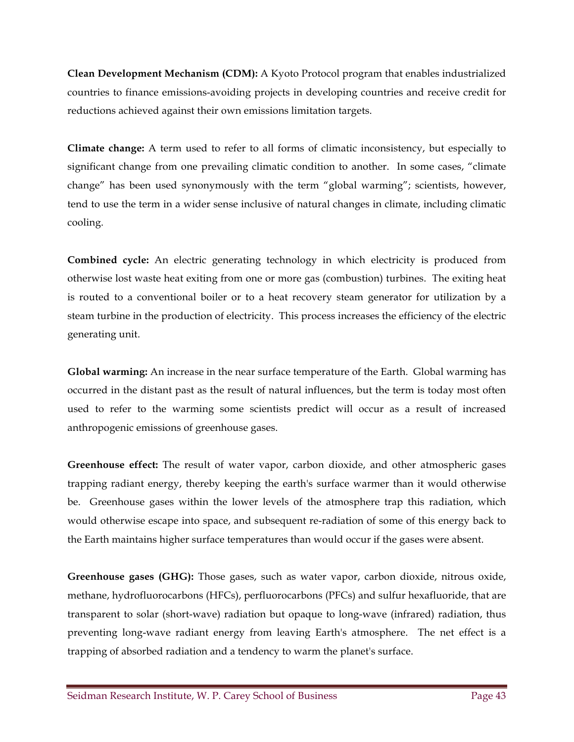**Clean Development Mechanism (CDM):** A Kyoto Protocol program that enables industrialized countries to finance emissions-avoiding projects in developing countries and receive credit for reductions achieved against their own emissions limitation targets.

**Climate change:** A term used to refer to all forms of climatic inconsistency, but especially to significant change from one prevailing climatic condition to another. In some cases, "climate change" has been used synonymously with the term "global warming"; scientists, however, tend to use the term in a wider sense inclusive of natural changes in climate, including climatic cooling.

**Combined cycle:** An electric generating technology in which electricity is produced from otherwise lost waste heat exiting from one or more gas (combustion) turbines. The exiting heat is routed to a conventional boiler or to a heat recovery steam generator for utilization by a steam turbine in the production of electricity. This process increases the efficiency of the electric generating unit.

**Global warming:** An increase in the near surface temperature of the Earth. Global warming has occurred in the distant past as the result of natural influences, but the term is today most often used to refer to the warming some scientists predict will occur as a result of increased anthropogenic emissions of greenhouse gases.

**Greenhouse effect:** The result of water vapor, carbon dioxide, and other atmospheric gases trapping radiant energy, thereby keeping the earth's surface warmer than it would otherwise be. Greenhouse gases within the lower levels of the atmosphere trap this radiation, which would otherwise escape into space, and subsequent re-radiation of some of this energy back to the Earth maintains higher surface temperatures than would occur if the gases were absent.

**Greenhouse gases (GHG):** Those gases, such as water vapor, carbon dioxide, nitrous oxide, methane, hydrofluorocarbons (HFCs), perfluorocarbons (PFCs) and sulfur hexafluoride, that are transparent to solar (short-wave) radiation but opaque to long-wave (infrared) radiation, thus preventing long-wave radiant energy from leaving Earth's atmosphere. The net effect is a trapping of absorbed radiation and a tendency to warm the planet's surface.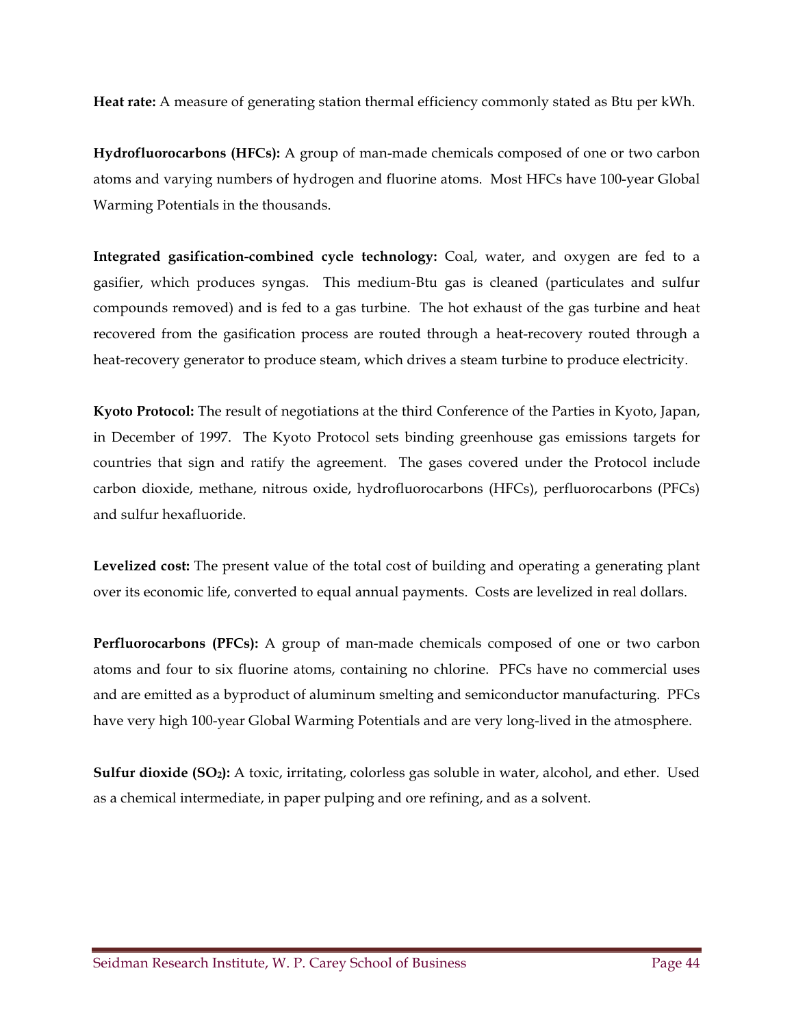**Heat rate:** A measure of generating station thermal efficiency commonly stated as Btu per kWh.

**Hydrofluorocarbons (HFCs):** A group of man-made chemicals composed of one or two carbon atoms and varying numbers of hydrogen and fluorine atoms. Most HFCs have 100-year Global Warming Potentials in the thousands.

**Integrated gasification-combined cycle technology:** Coal, water, and oxygen are fed to a gasifier, which produces syngas. This medium-Btu gas is cleaned (particulates and sulfur compounds removed) and is fed to a gas turbine. The hot exhaust of the gas turbine and heat recovered from the gasification process are routed through a heat-recovery routed through a heat-recovery generator to produce steam, which drives a steam turbine to produce electricity.

**Kyoto Protocol:** The result of negotiations at the third Conference of the Parties in Kyoto, Japan, in December of 1997. The Kyoto Protocol sets binding greenhouse gas emissions targets for countries that sign and ratify the agreement. The gases covered under the Protocol include carbon dioxide, methane, nitrous oxide, hydrofluorocarbons (HFCs), perfluorocarbons (PFCs) and sulfur hexafluoride.

**Levelized cost:** The present value of the total cost of building and operating a generating plant over its economic life, converted to equal annual payments. Costs are levelized in real dollars.

**Perfluorocarbons (PFCs):** A group of man-made chemicals composed of one or two carbon atoms and four to six fluorine atoms, containing no chlorine. PFCs have no commercial uses and are emitted as a byproduct of aluminum smelting and semiconductor manufacturing. PFCs have very high 100-year Global Warming Potentials and are very long-lived in the atmosphere.

**Sulfur dioxide ($SO_2$):** A toxic, irritating, colorless gas soluble in water, alcohol, and ether. Used as a chemical intermediate, in paper pulping and ore refining, and as a solvent.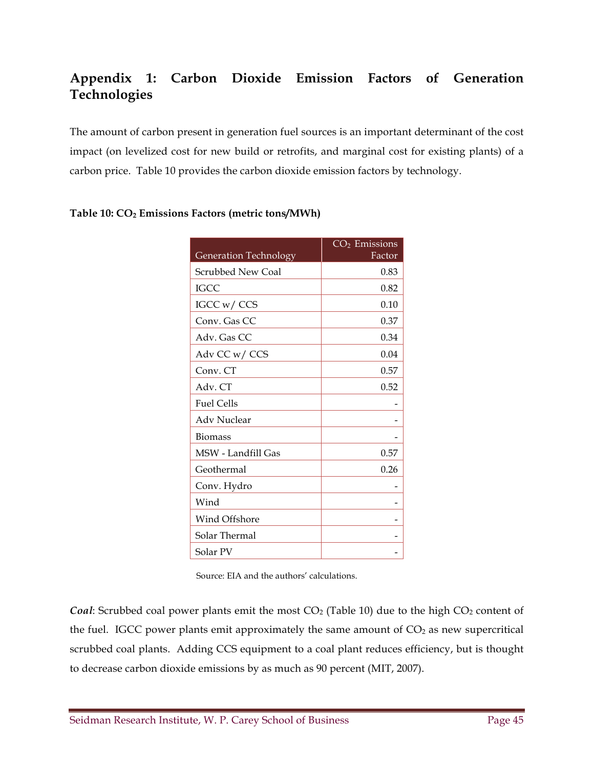## Appendix 1: Carbon Dioxide Emission Factors of Generation Technologies

The amount of carbon present in generation fuel sources is an important determinant of the cost impact (on levelized cost for new build or retrofits, and marginal cost for existing plants) of a carbon price. Table 10 provides the carbon dioxide emission factors by technology.

**Table 10: $CO_2$ Emissions Factors (metric tons/MWh)**

| Generation Technology | $CO_2$ Emissions Factor |
|---|---|
| Scrubbed New Coal | 0.83 |
| IGCC | 0.82 |
| IGCC w/ CCS | 0.10 |
| Conv. Gas CC | 0.37 |
| Adv. Gas CC | 0.34 |
| Adv CC w/ CCS | 0.04 |
| Conv. CT | 0.57 |
| Adv. CT | 0.52 |
| Fuel Cells | - |
| Adv Nuclear | - |
| Biomass | - |
| MSW - Landfill Gas | 0.57 |
| Geothermal | 0.26 |
| Conv. Hydro | - |
| Wind | - |
| Wind Offshore | - |
| Solar Thermal | - |
| Solar PV | - |

Source: EIA and the authors' calculations.

***Coal***: Scrubbed coal power plants emit the most $CO_2$ (Table 10) due to the high $CO_2$ content of the fuel. IGCC power plants emit approximately the same amount of $CO_2$ as new supercritical scrubbed coal plants. Adding CCS equipment to a coal plant reduces efficiency, but is thought to decrease carbon dioxide emissions by as much as 90 percent (MIT, 2007).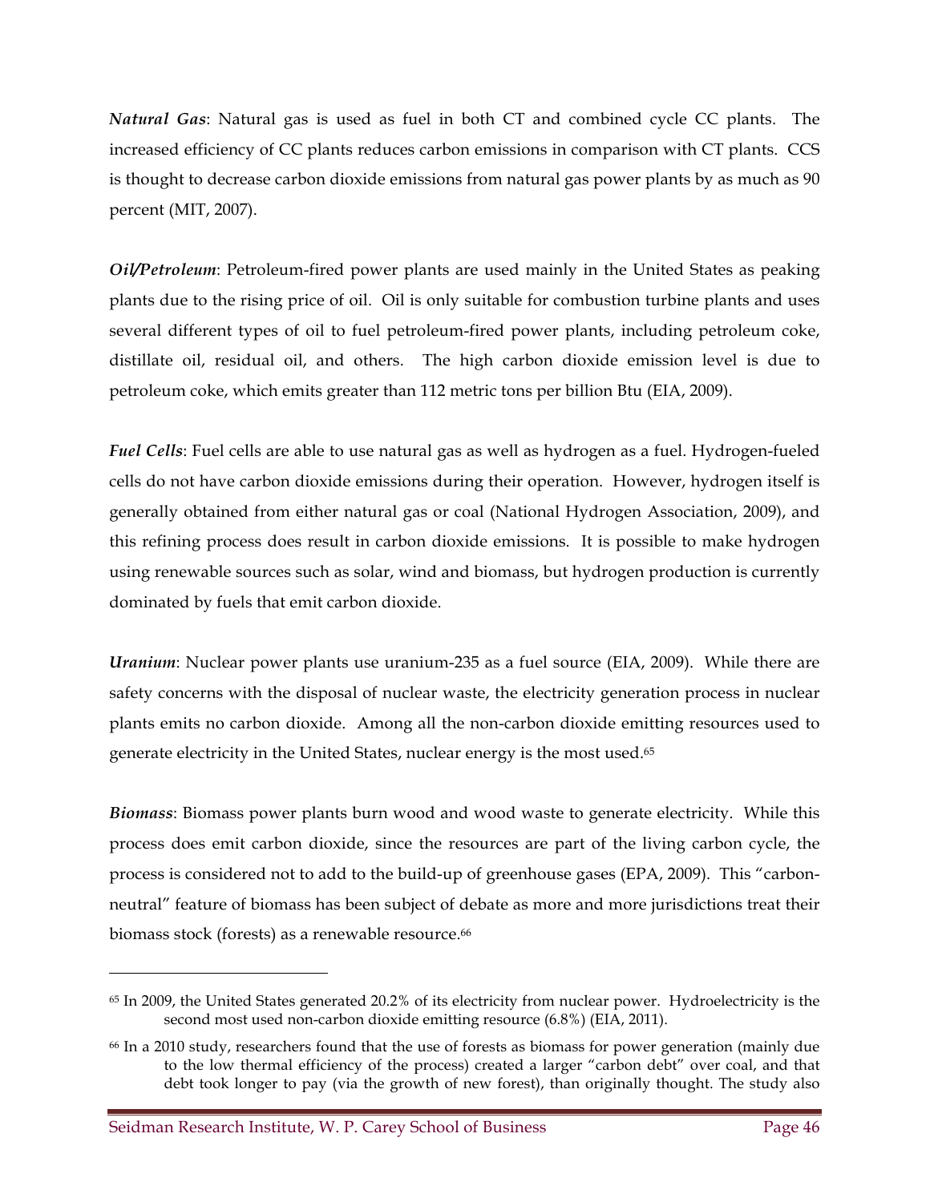***Natural Gas***: Natural gas is used as fuel in both CT and combined cycle CC plants. The increased efficiency of CC plants reduces carbon emissions in comparison with CT plants. CCS is thought to decrease carbon dioxide emissions from natural gas power plants by as much as 90 percent (MIT, 2007).

***Oil/Petroleum***: Petroleum-fired power plants are used mainly in the United States as peaking plants due to the rising price of oil. Oil is only suitable for combustion turbine plants and uses several different types of oil to fuel petroleum-fired power plants, including petroleum coke, distillate oil, residual oil, and others. The high carbon dioxide emission level is due to petroleum coke, which emits greater than 112 metric tons per billion Btu (EIA, 2009).

***Fuel Cells***: Fuel cells are able to use natural gas as well as hydrogen as a fuel. Hydrogen-fueled cells do not have carbon dioxide emissions during their operation. However, hydrogen itself is generally obtained from either natural gas or coal (National Hydrogen Association, 2009), and this refining process does result in carbon dioxide emissions. It is possible to make hydrogen using renewable sources such as solar, wind and biomass, but hydrogen production is currently dominated by fuels that emit carbon dioxide.

***Uranium***: Nuclear power plants use uranium-235 as a fuel source (EIA, 2009). While there are safety concerns with the disposal of nuclear waste, the electricity generation process in nuclear plants emits no carbon dioxide. Among all the non-carbon dioxide emitting resources used to generate electricity in the United States, nuclear energy is the most used.[65]

***Biomass***: Biomass power plants burn wood and wood waste to generate electricity. While this process does emit carbon dioxide, since the resources are part of the living carbon cycle, the process is considered not to add to the build-up of greenhouse gases (EPA, 2009). This "carbon-neutral" feature of biomass has been subject of debate as more and more jurisdictions treat their biomass stock (forests) as a renewable resource.[66]

---

[65] In 2009, the United States generated 20.2% of its electricity from nuclear power. Hydroelectricity is the second most used non-carbon dioxide emitting resource (6.8%) (EIA, 2011).

[66] In a 2010 study, researchers found that the use of forests as biomass for power generation (mainly due to the low thermal efficiency of the process) created a larger "carbon debt" over coal, and that debt took longer to pay (via the growth of new forest), than originally thought. The study also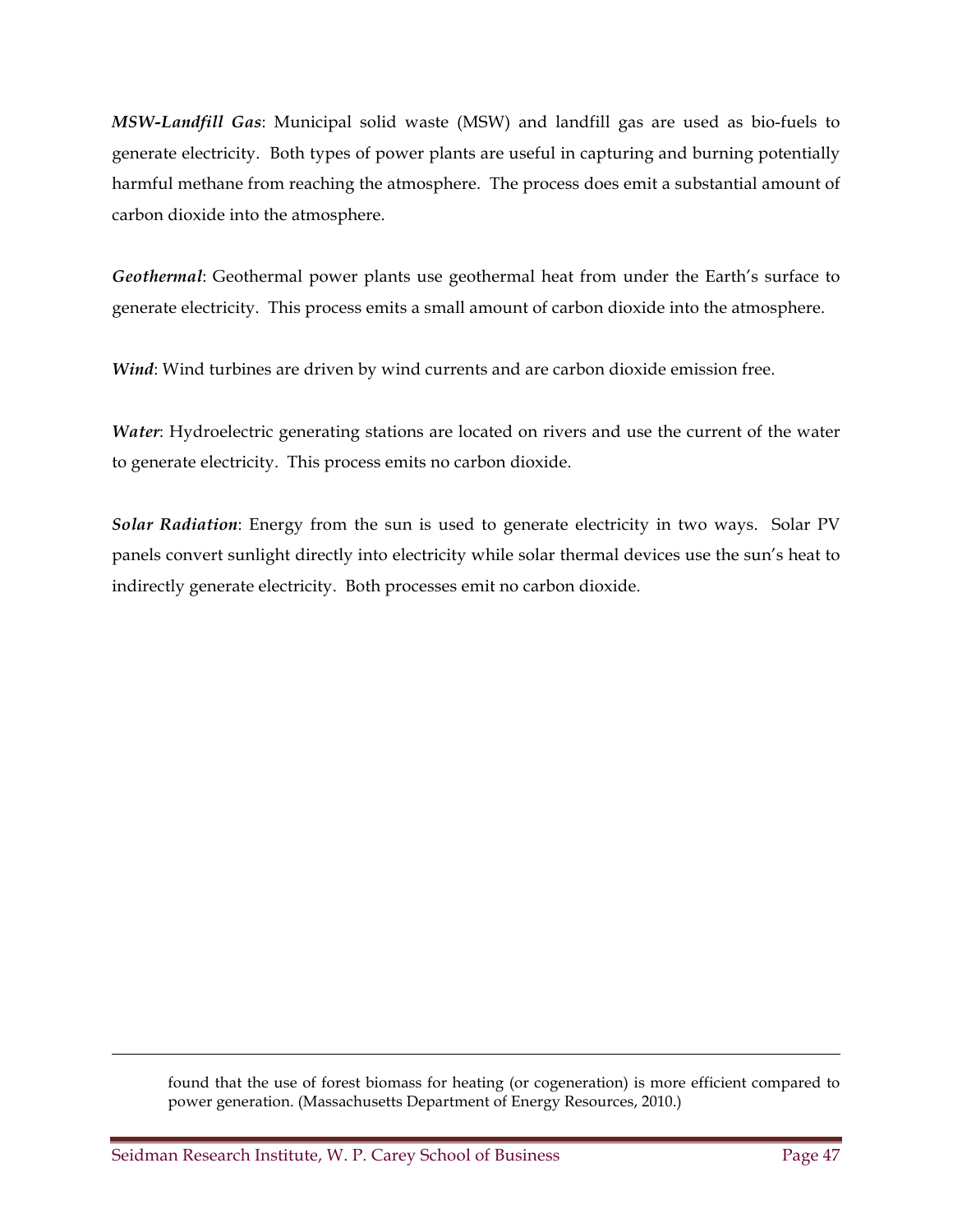***MSW-Landfill Gas***: Municipal solid waste (MSW) and landfill gas are used as bio-fuels to generate electricity. Both types of power plants are useful in capturing and burning potentially harmful methane from reaching the atmosphere. The process does emit a substantial amount of carbon dioxide into the atmosphere.

***Geothermal***: Geothermal power plants use geothermal heat from under the Earth's surface to generate electricity. This process emits a small amount of carbon dioxide into the atmosphere.

***Wind***: Wind turbines are driven by wind currents and are carbon dioxide emission free.

***Water***: Hydroelectric generating stations are located on rivers and use the current of the water to generate electricity. This process emits no carbon dioxide.

***Solar Radiation***: Energy from the sun is used to generate electricity in two ways. Solar PV panels convert sunlight directly into electricity while solar thermal devices use the sun's heat to indirectly generate electricity. Both processes emit no carbon dioxide.

---

found that the use of forest biomass for heating (or cogeneration) is more efficient compared to power generation. (Massachusetts Department of Energy Resources, 2010.)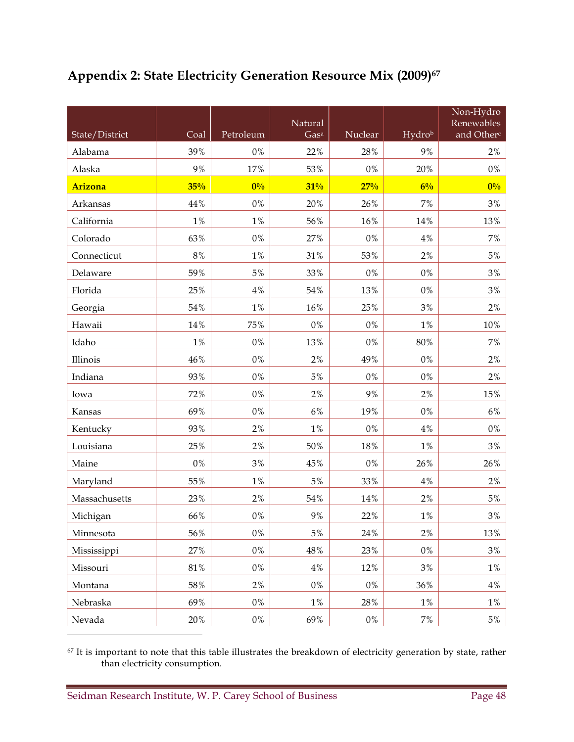## Appendix 2: State Electricity Generation Resource Mix (2009)[67]

| State/District | Coal | Petroleum | Natural Gas[a] | Nuclear | Hydro[b] | Non-Hydro Renewables and Other[c] |
|---|---|---|---|---|---|---|
| Alabama | 39% | 0% | 22% | 28% | 9% | 2% |
| Alaska | 9% | 17% | 53% | 0% | 20% | 0% |
| **Arizona** | **35%** | **0%** | **31%** | **27%** | **6%** | **0%** |
| Arkansas | 44% | 0% | 20% | 26% | 7% | 3% |
| California | 1% | 1% | 56% | 16% | 14% | 13% |
| Colorado | 63% | 0% | 27% | 0% | 4% | 7% |
| Connecticut | 8% | 1% | 31% | 53% | 2% | 5% |
| Delaware | 59% | 5% | 33% | 0% | 0% | 3% |
| Florida | 25% | 4% | 54% | 13% | 0% | 3% |
| Georgia | 54% | 1% | 16% | 25% | 3% | 2% |
| Hawaii | 14% | 75% | 0% | 0% | 1% | 10% |
| Idaho | 1% | 0% | 13% | 0% | 80% | 7% |
| Illinois | 46% | 0% | 2% | 49% | 0% | 2% |
| Indiana | 93% | 0% | 5% | 0% | 0% | 2% |
| Iowa | 72% | 0% | 2% | 9% | 2% | 15% |
| Kansas | 69% | 0% | 6% | 19% | 0% | 6% |
| Kentucky | 93% | 2% | 1% | 0% | 4% | 0% |
| Louisiana | 25% | 2% | 50% | 18% | 1% | 3% |
| Maine | 0% | 3% | 45% | 0% | 26% | 26% |
| Maryland | 55% | 1% | 5% | 33% | 4% | 2% |
| Massachusetts | 23% | 2% | 54% | 14% | 2% | 5% |
| Michigan | 66% | 0% | 9% | 22% | 1% | 3% |
| Minnesota | 56% | 0% | 5% | 24% | 2% | 13% |
| Mississippi | 27% | 0% | 48% | 23% | 0% | 3% |
| Missouri | 81% | 0% | 4% | 12% | 3% | 1% |
| Montana | 58% | 2% | 0% | 0% | 36% | 4% |
| Nebraska | 69% | 0% | 1% | 28% | 1% | 1% |
| Nevada | 20% | 0% | 69% | 0% | 7% | 5% |

[67] It is important to note that this table illustrates the breakdown of electricity generation by state, rather than electricity consumption.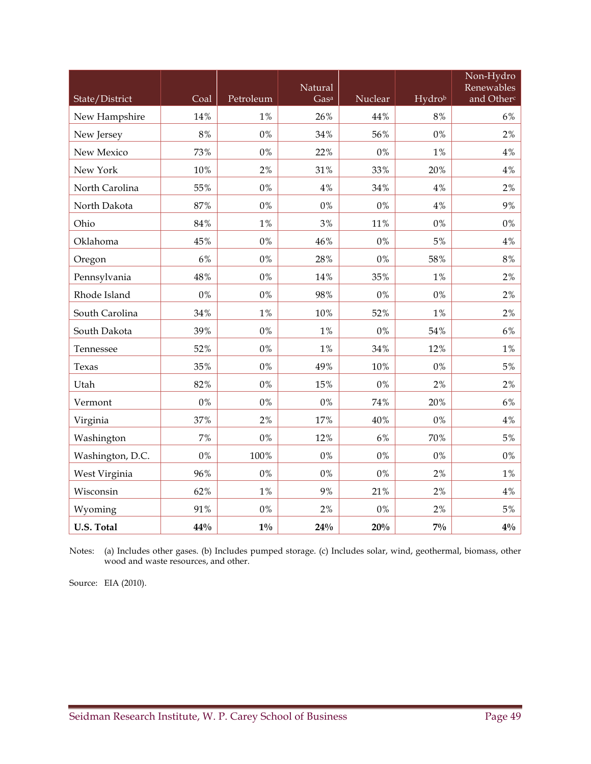| State/District | Coal | Petroleum | Natural Gas[a] | Nuclear | Hydro[b] | Non-Hydro Renewables and Other[c] |
|---|---|---|---|---|---|---|
| New Hampshire | 14% | 1% | 26% | 44% | 8% | 6% |
| New Jersey | 8% | 0% | 34% | 56% | 0% | 2% |
| New Mexico | 73% | 0% | 22% | 0% | 1% | 4% |
| New York | 10% | 2% | 31% | 33% | 20% | 4% |
| North Carolina | 55% | 0% | 4% | 34% | 4% | 2% |
| North Dakota | 87% | 0% | 0% | 0% | 4% | 9% |
| Ohio | 84% | 1% | 3% | 11% | 0% | 0% |
| Oklahoma | 45% | 0% | 46% | 0% | 5% | 4% |
| Oregon | 6% | 0% | 28% | 0% | 58% | 8% |
| Pennsylvania | 48% | 0% | 14% | 35% | 1% | 2% |
| Rhode Island | 0% | 0% | 98% | 0% | 0% | 2% |
| South Carolina | 34% | 1% | 10% | 52% | 1% | 2% |
| South Dakota | 39% | 0% | 1% | 0% | 54% | 6% |
| Tennessee | 52% | 0% | 1% | 34% | 12% | 1% |
| Texas | 35% | 0% | 49% | 10% | 0% | 5% |
| Utah | 82% | 0% | 15% | 0% | 2% | 2% |
| Vermont | 0% | 0% | 0% | 74% | 20% | 6% |
| Virginia | 37% | 2% | 17% | 40% | 0% | 4% |
| Washington | 7% | 0% | 12% | 6% | 70% | 5% |
| Washington, D.C. | 0% | 100% | 0% | 0% | 0% | 0% |
| West Virginia | 96% | 0% | 0% | 0% | 2% | 1% |
| Wisconsin | 62% | 1% | 9% | 21% | 2% | 4% |
| Wyoming | 91% | 0% | 2% | 0% | 2% | 5% |
| **U.S. Total** | **44%** | **1%** | **24%** | **20%** | **7%** | **4%** |

Notes: (a) Includes other gases. (b) Includes pumped storage. (c) Includes solar, wind, geothermal, biomass, other wood and waste resources, and other.

Source: EIA (2010).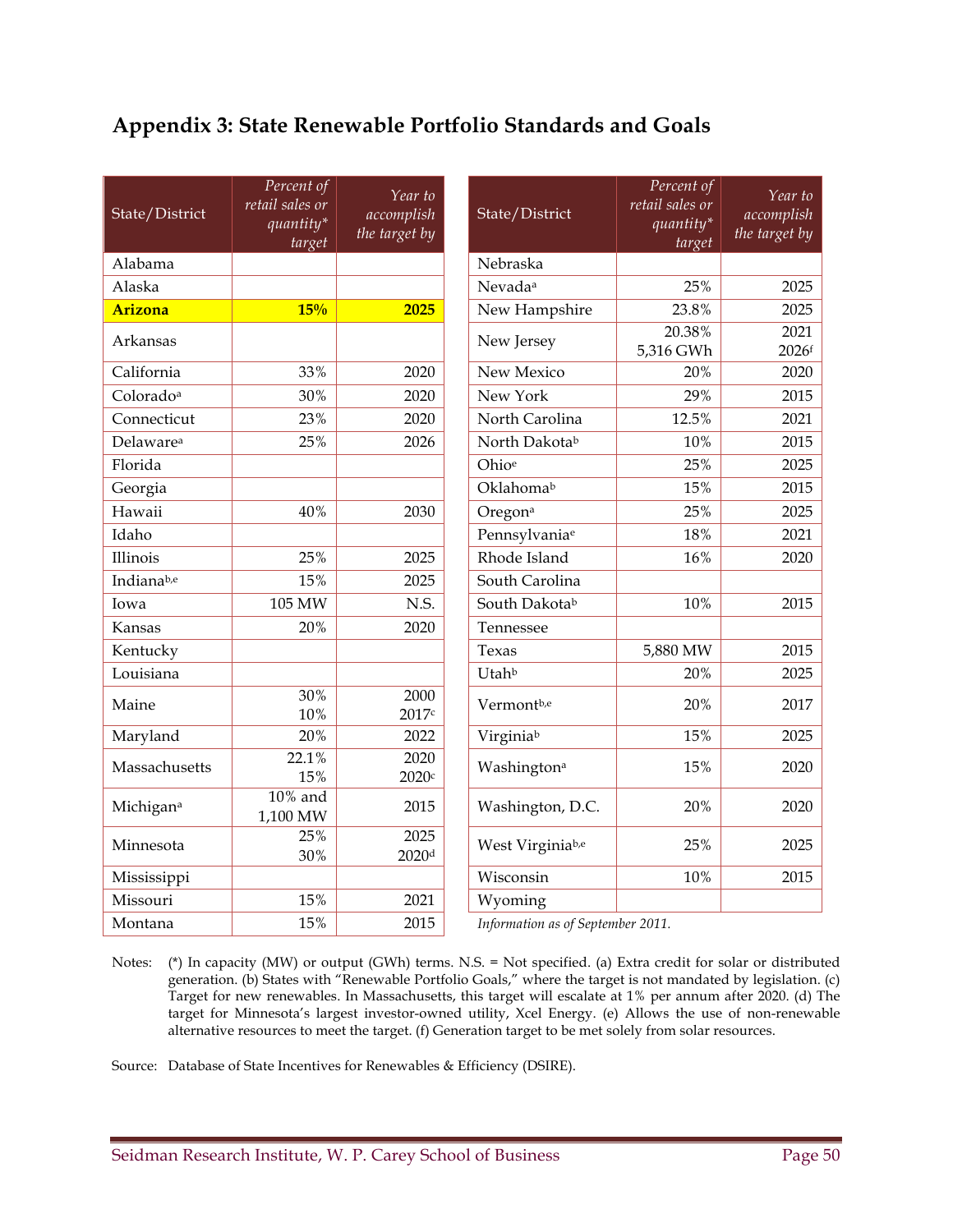## Appendix 3: State Renewable Portfolio Standards and Goals

| State/District | *Percent of retail sales or quantity* target* | *Year to accomplish the target by* |
|---|---|---|
| Alabama | | |
| Alaska | | |
| **Arizona** | **15%** | **2025** |
| Arkansas | | |
| California | 33% | 2020 |
| Colorado[a] | 30% | 2020 |
| Connecticut | 23% | 2020 |
| Delaware[a] | 25% | 2026 |
| Florida | | |
| Georgia | | |
| Hawaii | 40% | 2030 |
| Idaho | | |
| Illinois | 25% | 2025 |
| Indiana[b,e] | 15% | 2025 |
| Iowa | 105 MW | N.S. |
| Kansas | 20% | 2020 |
| Kentucky | | |
| Louisiana | | |
| Maine | 30%<br>10% | 2000<br>2017[c] |
| Maryland | 20% | 2022 |
| Massachusetts | 22.1%<br>15% | 2020<br>2020[c] |
| Michigan[a] | 10% and 1,100 MW | 2015 |
| Minnesota | 25%<br>30% | 2025<br>2020[d] |
| Mississippi | | |
| Missouri | 15% | 2021 |
| Montana | 15% | 2015 |
| Nebraska | | |
| Nevada[a] | 25% | 2025 |
| New Hampshire | 23.8% | 2025 |
| New Jersey | 20.38%<br>5,316 GWh | 2021<br>2026[f] |
| New Mexico | 20% | 2020 |
| New York | 29% | 2015 |
| North Carolina | 12.5% | 2021 |
| North Dakota[b] | 10% | 2015 |
| Ohio[e] | 25% | 2025 |
| Oklahoma[b] | 15% | 2015 |
| Oregon[a] | 25% | 2025 |
| Pennsylvania[e] | 18% | 2021 |
| Rhode Island | 16% | 2020 |
| South Carolina | | |
| South Dakota[b] | 10% | 2015 |
| Tennessee | | |
| Texas | 5,880 MW | 2015 |
| Utah[b] | 20% | 2025 |
| Vermont[b,e] | 20% | 2017 |
| Virginia[b] | 15% | 2025 |
| Washington[a] | 15% | 2020 |
| Washington, D.C. | 20% | 2020 |
| West Virginia[b,e] | 25% | 2025 |
| Wisconsin | 10% | 2015 |
| Wyoming | | |

*Information as of September 2011.*

Notes: (*) In capacity (MW) or output (GWh) terms. N.S. = Not specified. (a) Extra credit for solar or distributed generation. (b) States with "Renewable Portfolio Goals," where the target is not mandated by legislation. (c) Target for new renewables. In Massachusetts, this target will escalate at 1% per annum after 2020. (d) The target for Minnesota's largest investor-owned utility, Xcel Energy. (e) Allows the use of non-renewable alternative resources to meet the target. (f) Generation target to be met solely from solar resources.

Source: Database of State Incentives for Renewables & Efficiency (DSIRE).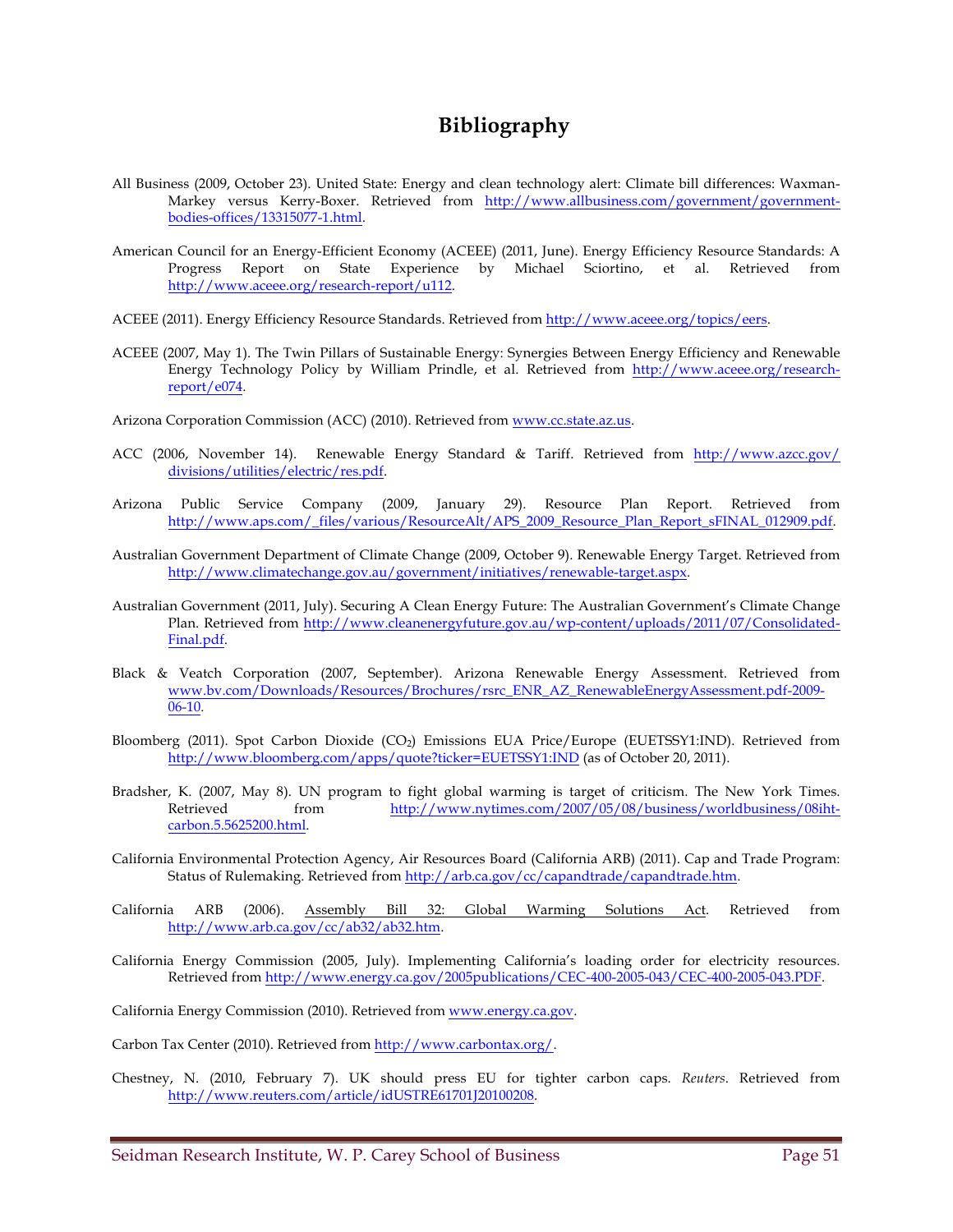# Bibliography

All Business (2009, October 23). United State: Energy and clean technology alert: Climate bill differences: Waxman-Markey versus Kerry-Boxer. Retrieved from http://www.allbusiness.com/government/government-bodies-offices/13315077-1.html.

American Council for an Energy-Efficient Economy (ACEEE) (2011, June). Energy Efficiency Resource Standards: A Progress Report on State Experience by Michael Sciortino, et al. Retrieved from http://www.aceee.org/research-report/u112.

ACEEE (2011). Energy Efficiency Resource Standards. Retrieved from http://www.aceee.org/topics/eers.

ACEEE (2007, May 1). The Twin Pillars of Sustainable Energy: Synergies Between Energy Efficiency and Renewable Energy Technology Policy by William Prindle, et al. Retrieved from http://www.aceee.org/research-report/e074.

Arizona Corporation Commission (ACC) (2010). Retrieved from www.cc.state.az.us.

ACC (2006, November 14). Renewable Energy Standard & Tariff. Retrieved from http://www.azcc.gov/divisions/utilities/electric/res.pdf.

Arizona Public Service Company (2009, January 29). Resource Plan Report. Retrieved from http://www.aps.com/_files/various/ResourceAlt/APS_2009_Resource_Plan_Report_sFINAL_012909.pdf.

Australian Government Department of Climate Change (2009, October 9). Renewable Energy Target. Retrieved from http://www.climatechange.gov.au/government/initiatives/renewable-target.aspx.

Australian Government (2011, July). Securing A Clean Energy Future: The Australian Government's Climate Change Plan. Retrieved from http://www.cleanenergyfuture.gov.au/wp-content/uploads/2011/07/Consolidated-Final.pdf.

Black & Veatch Corporation (2007, September). Arizona Renewable Energy Assessment. Retrieved from www.bv.com/Downloads/Resources/Brochures/rsrc_ENR_AZ_RenewableEnergyAssessment.pdf-2009-06-10.

Bloomberg (2011). Spot Carbon Dioxide ($CO_2$) Emissions EUA Price/Europe (EUETSSY1:IND). Retrieved from http://www.bloomberg.com/apps/quote?ticker=EUETSSY1:IND (as of October 20, 2011).

Bradsher, K. (2007, May 8). UN program to fight global warming is target of criticism. The New York Times. Retrieved from http://www.nytimes.com/2007/05/08/business/worldbusiness/08iht-carbon.5.5625200.html.

California Environmental Protection Agency, Air Resources Board (California ARB) (2011). Cap and Trade Program: Status of Rulemaking. Retrieved from http://arb.ca.gov/cc/capandtrade/capandtrade.htm.

California ARB (2006). Assembly Bill 32: Global Warming Solutions Act. Retrieved from http://www.arb.ca.gov/cc/ab32/ab32.htm.

California Energy Commission (2005, July). Implementing California's loading order for electricity resources. Retrieved from http://www.energy.ca.gov/2005publications/CEC-400-2005-043/CEC-400-2005-043.PDF.

California Energy Commission (2010). Retrieved from www.energy.ca.gov.

Carbon Tax Center (2010). Retrieved from http://www.carbontax.org/.

Chestney, N. (2010, February 7). UK should press EU for tighter carbon caps. *Reuters*. Retrieved from http://www.reuters.com/article/idUSTRE61701J20100208.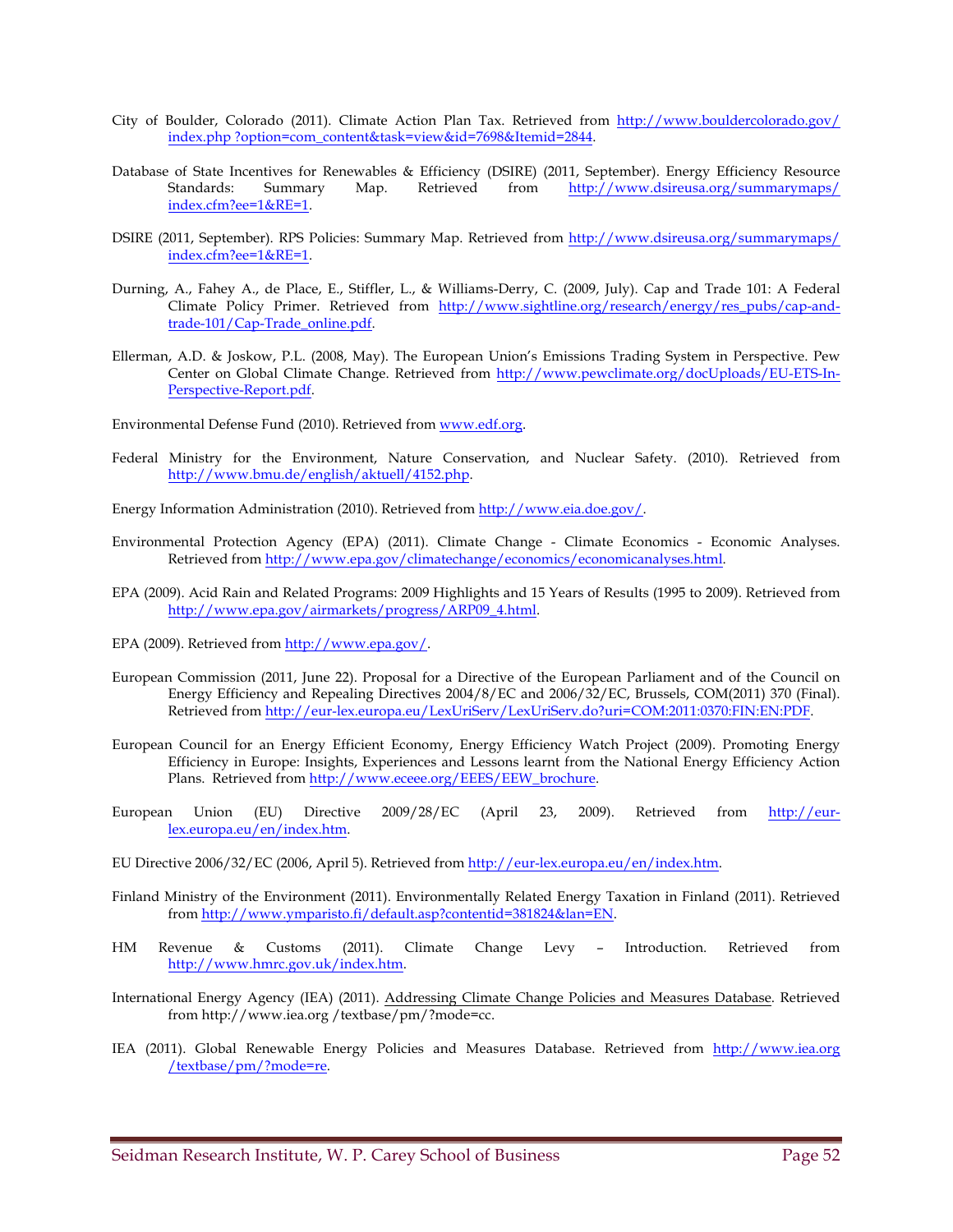City of Boulder, Colorado (2011). Climate Action Plan Tax. Retrieved from http://www.bouldercolorado.gov/index.php ?option=com_content&task=view&id=7698&Itemid=2844.

Database of State Incentives for Renewables & Efficiency (DSIRE) (2011, September). Energy Efficiency Resource Standards: Summary Map. Retrieved from http://www.dsireusa.org/summarymaps/index.cfm?ee=1&RE=1.

DSIRE (2011, September). RPS Policies: Summary Map. Retrieved from http://www.dsireusa.org/summarymaps/index.cfm?ee=1&RE=1.

Durning, A., Fahey A., de Place, E., Stiffler, L., & Williams-Derry, C. (2009, July). Cap and Trade 101: A Federal Climate Policy Primer. Retrieved from http://www.sightline.org/research/energy/res_pubs/cap-and-trade-101/Cap-Trade_online.pdf.

Ellerman, A.D. & Joskow, P.L. (2008, May). The European Union's Emissions Trading System in Perspective. Pew Center on Global Climate Change. Retrieved from http://www.pewclimate.org/docUploads/EU-ETS-In-Perspective-Report.pdf.

Environmental Defense Fund (2010). Retrieved from www.edf.org.

Federal Ministry for the Environment, Nature Conservation, and Nuclear Safety. (2010). Retrieved from http://www.bmu.de/english/aktuell/4152.php.

Energy Information Administration (2010). Retrieved from http://www.eia.doe.gov/.

Environmental Protection Agency (EPA) (2011). Climate Change - Climate Economics - Economic Analyses. Retrieved from http://www.epa.gov/climatechange/economics/economicanalyses.html.

EPA (2009). Acid Rain and Related Programs: 2009 Highlights and 15 Years of Results (1995 to 2009). Retrieved from http://www.epa.gov/airmarkets/progress/ARP09_4.html.

EPA (2009). Retrieved from http://www.epa.gov/.

European Commission (2011, June 22). Proposal for a Directive of the European Parliament and of the Council on Energy Efficiency and Repealing Directives 2004/8/EC and 2006/32/EC, Brussels, COM(2011) 370 (Final). Retrieved from http://eur-lex.europa.eu/LexUriServ/LexUriServ.do?uri=COM:2011:0370:FIN:EN:PDF.

European Council for an Energy Efficient Economy, Energy Efficiency Watch Project (2009). Promoting Energy Efficiency in Europe: Insights, Experiences and Lessons learnt from the National Energy Efficiency Action Plans. Retrieved from http://www.eceee.org/EEES/EEW_brochure.

European Union (EU) Directive 2009/28/EC (April 23, 2009). Retrieved from http://eur-lex.europa.eu/en/index.htm.

EU Directive 2006/32/EC (2006, April 5). Retrieved from http://eur-lex.europa.eu/en/index.htm.

Finland Ministry of the Environment (2011). Environmentally Related Energy Taxation in Finland (2011). Retrieved from http://www.ymparisto.fi/default.asp?contentid=381824&lan=EN.

HM Revenue & Customs (2011). Climate Change Levy – Introduction. Retrieved from http://www.hmrc.gov.uk/index.htm.

International Energy Agency (IEA) (2011). Addressing Climate Change Policies and Measures Database. Retrieved from http://www.iea.org /textbase/pm/?mode=cc.

IEA (2011). Global Renewable Energy Policies and Measures Database. Retrieved from http://www.iea.org /textbase/pm/?mode=re.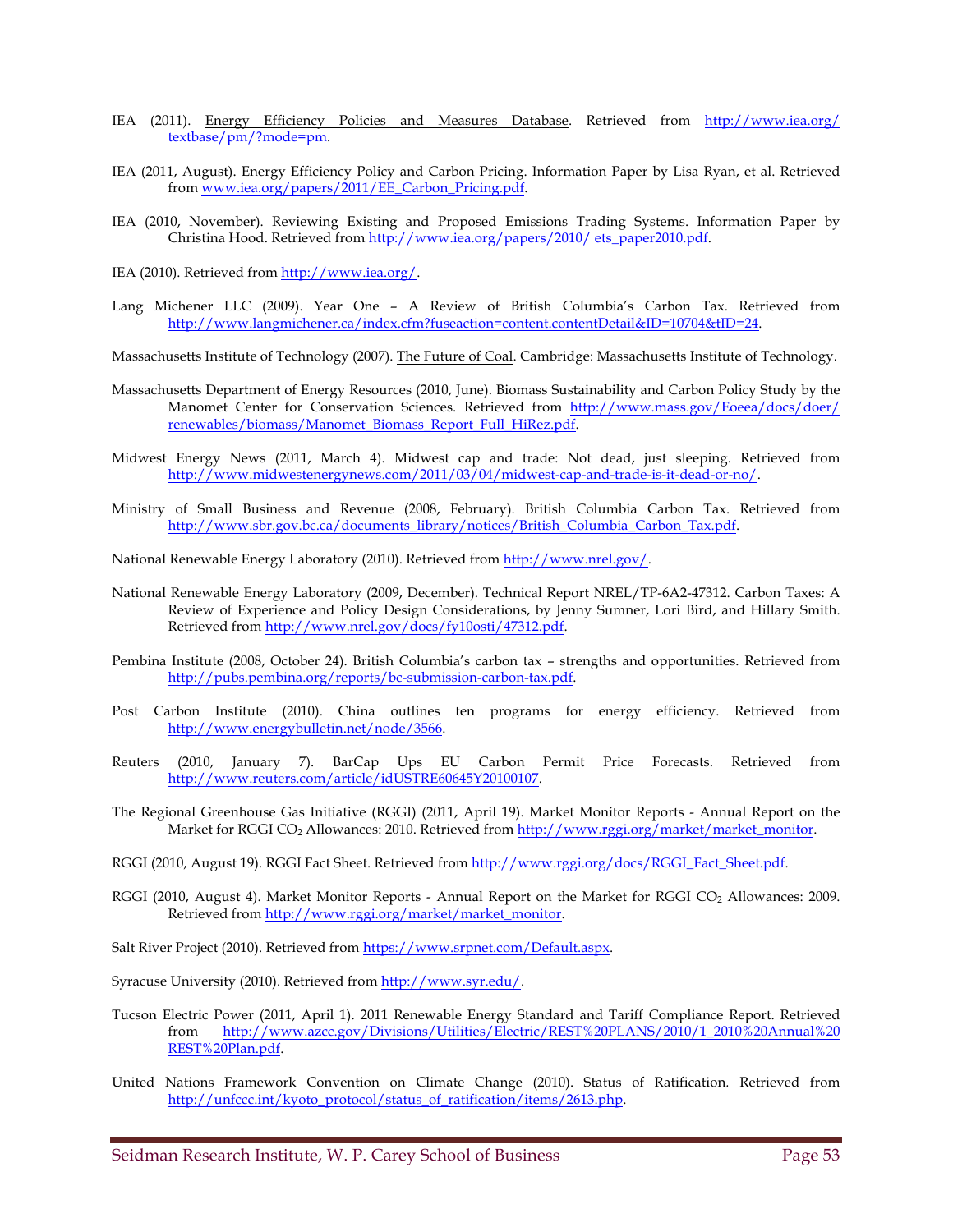IEA (2011). Energy Efficiency Policies and Measures Database. Retrieved from http://www.iea.org/textbase/pm/?mode=pm.

IEA (2011, August). Energy Efficiency Policy and Carbon Pricing. Information Paper by Lisa Ryan, et al. Retrieved from www.iea.org/papers/2011/EE_Carbon_Pricing.pdf.

IEA (2010, November). Reviewing Existing and Proposed Emissions Trading Systems. Information Paper by Christina Hood. Retrieved from http://www.iea.org/papers/2010/ ets_paper2010.pdf.

IEA (2010). Retrieved from http://www.iea.org/.

Lang Michener LLC (2009). Year One – A Review of British Columbia's Carbon Tax. Retrieved from http://www.langmichener.ca/index.cfm?fuseaction=content.contentDetail&ID=10704&tID=24.

Massachusetts Institute of Technology (2007). The Future of Coal. Cambridge: Massachusetts Institute of Technology.

Massachusetts Department of Energy Resources (2010, June). Biomass Sustainability and Carbon Policy Study by the Manomet Center for Conservation Sciences. Retrieved from http://www.mass.gov/Eoeea/docs/doer/renewables/biomass/Manomet_Biomass_Report_Full_HiRez.pdf.

Midwest Energy News (2011, March 4). Midwest cap and trade: Not dead, just sleeping. Retrieved from http://www.midwestenergynews.com/2011/03/04/midwest-cap-and-trade-is-it-dead-or-no/.

Ministry of Small Business and Revenue (2008, February). British Columbia Carbon Tax. Retrieved from http://www.sbr.gov.bc.ca/documents_library/notices/British_Columbia_Carbon_Tax.pdf.

National Renewable Energy Laboratory (2010). Retrieved from http://www.nrel.gov/.

National Renewable Energy Laboratory (2009, December). Technical Report NREL/TP-6A2-47312. Carbon Taxes: A Review of Experience and Policy Design Considerations, by Jenny Sumner, Lori Bird, and Hillary Smith. Retrieved from http://www.nrel.gov/docs/fy10osti/47312.pdf.

Pembina Institute (2008, October 24). British Columbia's carbon tax – strengths and opportunities. Retrieved from http://pubs.pembina.org/reports/bc-submission-carbon-tax.pdf.

Post Carbon Institute (2010). China outlines ten programs for energy efficiency. Retrieved from http://www.energybulletin.net/node/3566.

Reuters (2010, January 7). BarCap Ups EU Carbon Permit Price Forecasts. Retrieved from http://www.reuters.com/article/idUSTRE60645Y20100107.

The Regional Greenhouse Gas Initiative (RGGI) (2011, April 19). Market Monitor Reports - Annual Report on the Market for RGGI $CO_2$ Allowances: 2010. Retrieved from http://www.rggi.org/market/market_monitor.

RGGI (2010, August 19). RGGI Fact Sheet. Retrieved from http://www.rggi.org/docs/RGGI_Fact_Sheet.pdf.

RGGI (2010, August 4). Market Monitor Reports - Annual Report on the Market for RGGI $CO_2$ Allowances: 2009. Retrieved from http://www.rggi.org/market/market_monitor.

Salt River Project (2010). Retrieved from https://www.srpnet.com/Default.aspx.

Syracuse University (2010). Retrieved from http://www.syr.edu/.

Tucson Electric Power (2011, April 1). 2011 Renewable Energy Standard and Tariff Compliance Report. Retrieved from http://www.azcc.gov/Divisions/Utilities/Electric/REST%20PLANS/2010/1_2010%20Annual%20REST%20Plan.pdf.

United Nations Framework Convention on Climate Change (2010). Status of Ratification. Retrieved from http://unfccc.int/kyoto_protocol/status_of_ratification/items/2613.php.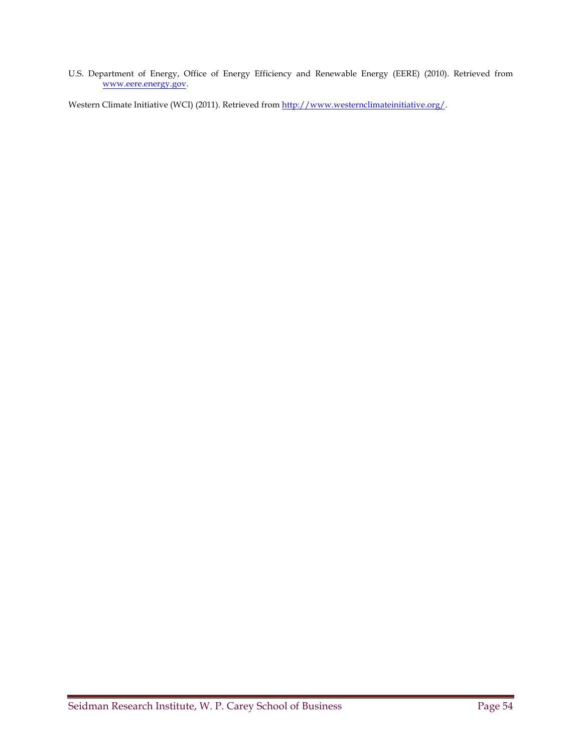U.S. Department of Energy, Office of Energy Efficiency and Renewable Energy (EERE) (2010). Retrieved from www.eere.energy.gov.

Western Climate Initiative (WCI) (2011). Retrieved from http://www.westernclimateinitiative.org/.